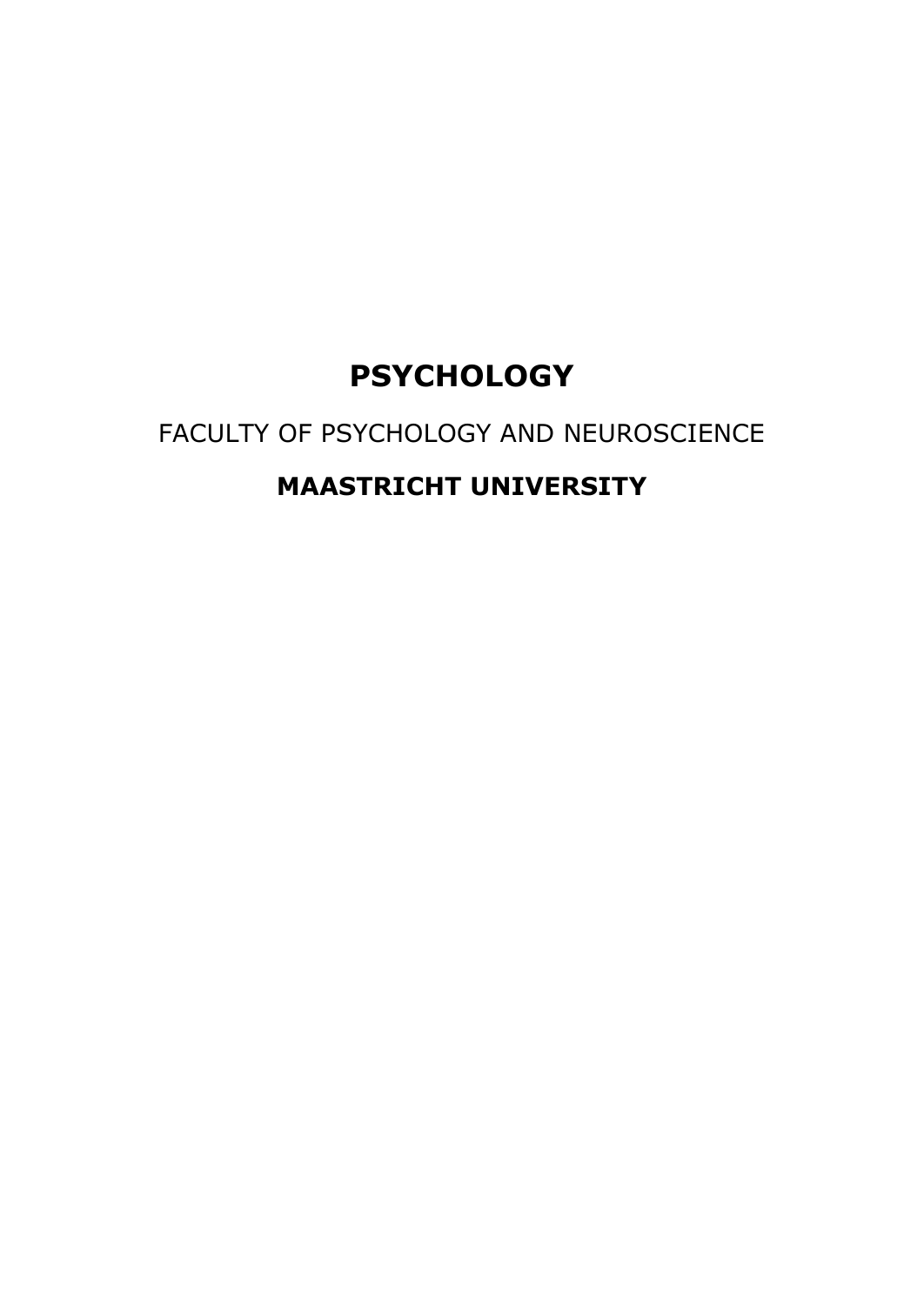# PSYCHOLOGY

FACULTY OF PSYCHOLOGY AND NEUROSCIENCE

**MAASTRICHT UNIVERSITY**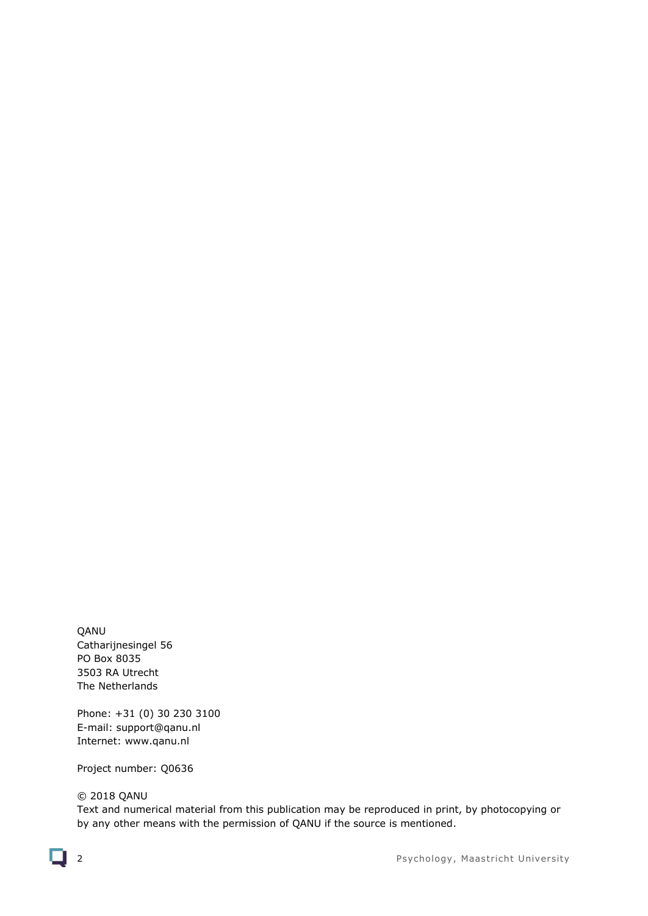QANU
Catharijnesingel 56
PO Box 8035
3503 RA Utrecht
The Netherlands

Phone: +31 (0) 30 230 3100
E-mail: support@qanu.nl
Internet: www.qanu.nl

Project number: Q0636

© 2018 QANU
Text and numerical material from this publication may be reproduced in print, by photocopying or by any other means with the permission of QANU if the source is mentioned.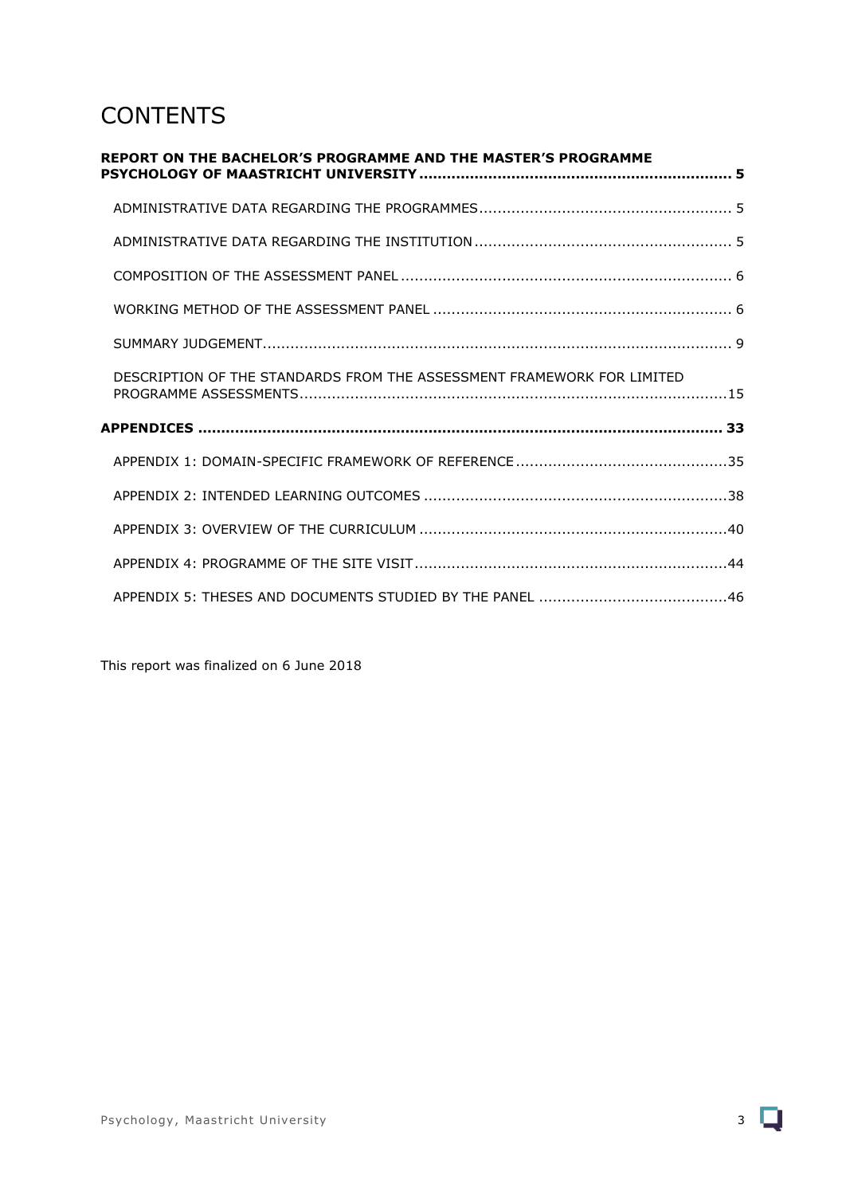# CONTENTS

**REPORT ON THE BACHELOR'S PROGRAMME AND THE MASTER'S PROGRAMME PSYCHOLOGY OF MAASTRICHT UNIVERSITY ... 5**

- ADMINISTRATIVE DATA REGARDING THE PROGRAMMES ... 5
- ADMINISTRATIVE DATA REGARDING THE INSTITUTION ... 5
- COMPOSITION OF THE ASSESSMENT PANEL ... 6
- WORKING METHOD OF THE ASSESSMENT PANEL ... 6
- SUMMARY JUDGEMENT ... 9
- DESCRIPTION OF THE STANDARDS FROM THE ASSESSMENT FRAMEWORK FOR LIMITED PROGRAMME ASSESSMENTS ... 15

**APPENDICES ... 33**

- APPENDIX 1: DOMAIN-SPECIFIC FRAMEWORK OF REFERENCE ... 35
- APPENDIX 2: INTENDED LEARNING OUTCOMES ... 38
- APPENDIX 3: OVERVIEW OF THE CURRICULUM ... 40
- APPENDIX 4: PROGRAMME OF THE SITE VISIT ... 44
- APPENDIX 5: THESES AND DOCUMENTS STUDIED BY THE PANEL ... 46

This report was finalized on 6 June 2018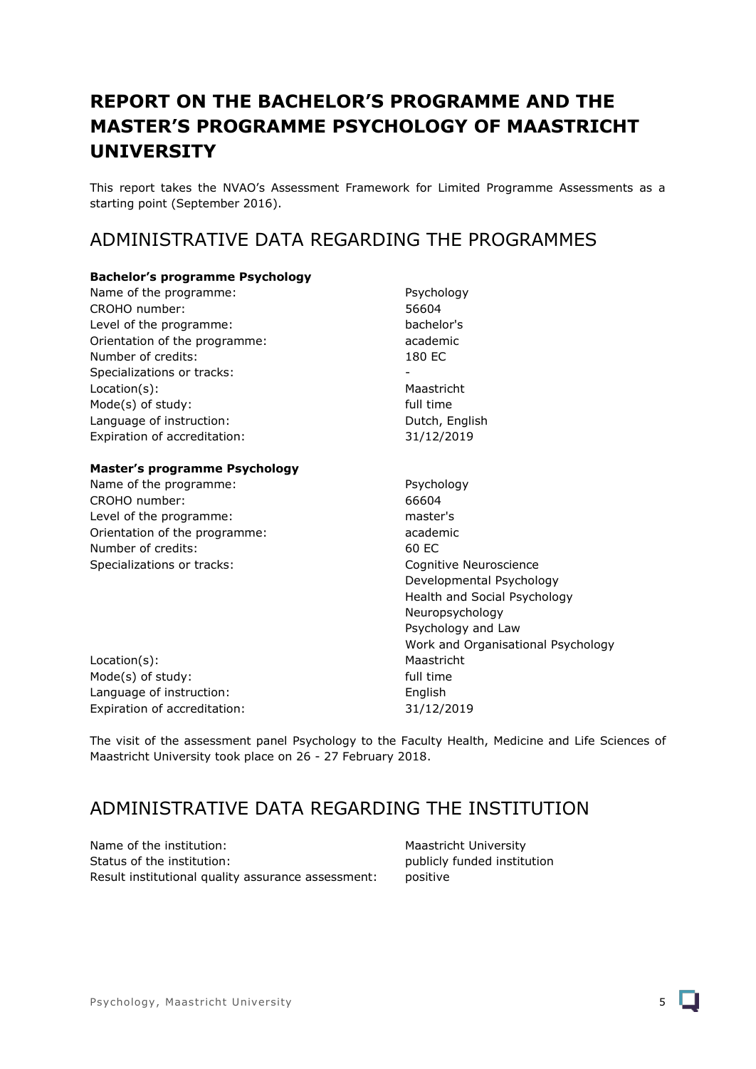# REPORT ON THE BACHELOR'S PROGRAMME AND THE MASTER'S PROGRAMME PSYCHOLOGY OF MAASTRICHT UNIVERSITY

This report takes the NVAO's Assessment Framework for Limited Programme Assessments as a starting point (September 2016).

## ADMINISTRATIVE DATA REGARDING THE PROGRAMMES

**Bachelor's programme Psychology**

| | |
|---|---|
| Name of the programme: | Psychology |
| CROHO number: | 56604 |
| Level of the programme: | bachelor's |
| Orientation of the programme: | academic |
| Number of credits: | 180 EC |
| Specializations or tracks: | - |
| Location(s): | Maastricht |
| Mode(s) of study: | full time |
| Language of instruction: | Dutch, English |
| Expiration of accreditation: | 31/12/2019 |

**Master's programme Psychology**

| | |
|---|---|
| Name of the programme: | Psychology |
| CROHO number: | 66604 |
| Level of the programme: | master's |
| Orientation of the programme: | academic |
| Number of credits: | 60 EC |
| Specializations or tracks: | Cognitive Neuroscience<br>Developmental Psychology<br>Health and Social Psychology<br>Neuropsychology<br>Psychology and Law<br>Work and Organisational Psychology |
| Location(s): | Maastricht |
| Mode(s) of study: | full time |
| Language of instruction: | English |
| Expiration of accreditation: | 31/12/2019 |

The visit of the assessment panel Psychology to the Faculty Health, Medicine and Life Sciences of Maastricht University took place on 26 - 27 February 2018.

## ADMINISTRATIVE DATA REGARDING THE INSTITUTION

| | |
|---|---|
| Name of the institution: | Maastricht University |
| Status of the institution: | publicly funded institution |
| Result institutional quality assurance assessment: | positive |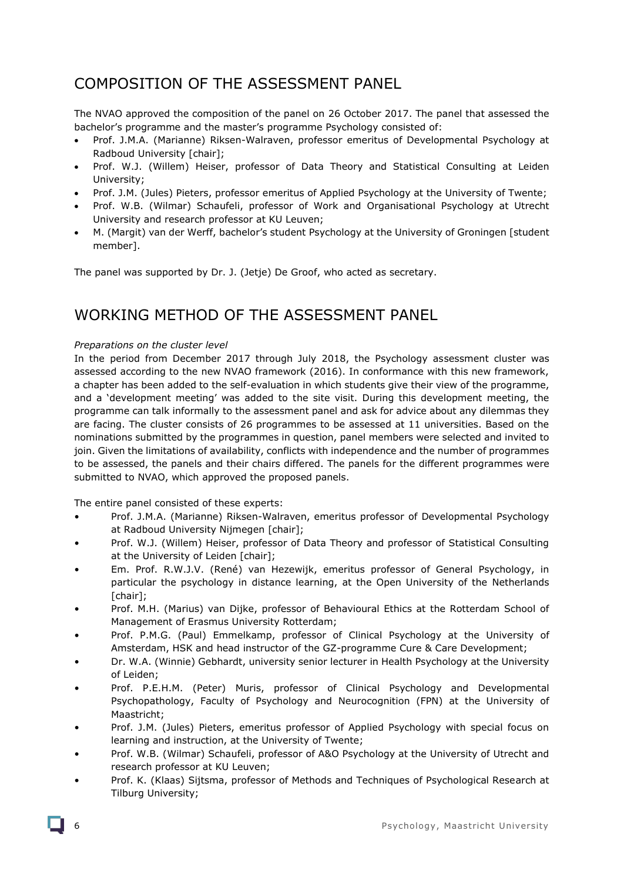## COMPOSITION OF THE ASSESSMENT PANEL

The NVAO approved the composition of the panel on 26 October 2017. The panel that assessed the bachelor's programme and the master's programme Psychology consisted of:

- Prof. J.M.A. (Marianne) Riksen-Walraven, professor emeritus of Developmental Psychology at Radboud University [chair];
- Prof. W.J. (Willem) Heiser, professor of Data Theory and Statistical Consulting at Leiden University;
- Prof. J.M. (Jules) Pieters, professor emeritus of Applied Psychology at the University of Twente;
- Prof. W.B. (Wilmar) Schaufeli, professor of Work and Organisational Psychology at Utrecht University and research professor at KU Leuven;
- M. (Margit) van der Werff, bachelor's student Psychology at the University of Groningen [student member].

The panel was supported by Dr. J. (Jetje) De Groof, who acted as secretary.

## WORKING METHOD OF THE ASSESSMENT PANEL

*Preparations on the cluster level*

In the period from December 2017 through July 2018, the Psychology assessment cluster was assessed according to the new NVAO framework (2016). In conformance with this new framework, a chapter has been added to the self-evaluation in which students give their view of the programme, and a 'development meeting' was added to the site visit. During this development meeting, the programme can talk informally to the assessment panel and ask for advice about any dilemmas they are facing. The cluster consists of 26 programmes to be assessed at 11 universities. Based on the nominations submitted by the programmes in question, panel members were selected and invited to join. Given the limitations of availability, conflicts with independence and the number of programmes to be assessed, the panels and their chairs differed. The panels for the different programmes were submitted to NVAO, which approved the proposed panels.

The entire panel consisted of these experts:

- Prof. J.M.A. (Marianne) Riksen-Walraven, emeritus professor of Developmental Psychology at Radboud University Nijmegen [chair];
- Prof. W.J. (Willem) Heiser, professor of Data Theory and professor of Statistical Consulting at the University of Leiden [chair];
- Em. Prof. R.W.J.V. (René) van Hezewijk, emeritus professor of General Psychology, in particular the psychology in distance learning, at the Open University of the Netherlands [chair];
- Prof. M.H. (Marius) van Dijke, professor of Behavioural Ethics at the Rotterdam School of Management of Erasmus University Rotterdam;
- Prof. P.M.G. (Paul) Emmelkamp, professor of Clinical Psychology at the University of Amsterdam, HSK and head instructor of the GZ-programme Cure & Care Development;
- Dr. W.A. (Winnie) Gebhardt, university senior lecturer in Health Psychology at the University of Leiden;
- Prof. P.E.H.M. (Peter) Muris, professor of Clinical Psychology and Developmental Psychopathology, Faculty of Psychology and Neurocognition (FPN) at the University of Maastricht;
- Prof. J.M. (Jules) Pieters, emeritus professor of Applied Psychology with special focus on learning and instruction, at the University of Twente;
- Prof. W.B. (Wilmar) Schaufeli, professor of A&O Psychology at the University of Utrecht and research professor at KU Leuven;
- Prof. K. (Klaas) Sijtsma, professor of Methods and Techniques of Psychological Research at Tilburg University;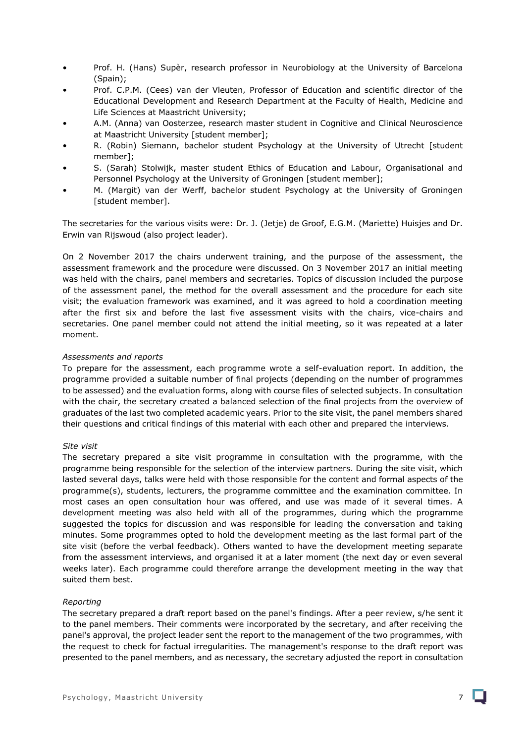- Prof. H. (Hans) Supèr, research professor in Neurobiology at the University of Barcelona (Spain);
- Prof. C.P.M. (Cees) van der Vleuten, Professor of Education and scientific director of the Educational Development and Research Department at the Faculty of Health, Medicine and Life Sciences at Maastricht University;
- A.M. (Anna) van Oosterzee, research master student in Cognitive and Clinical Neuroscience at Maastricht University [student member];
- R. (Robin) Siemann, bachelor student Psychology at the University of Utrecht [student member];
- S. (Sarah) Stolwijk, master student Ethics of Education and Labour, Organisational and Personnel Psychology at the University of Groningen [student member];
- M. (Margit) van der Werff, bachelor student Psychology at the University of Groningen [student member].

The secretaries for the various visits were: Dr. J. (Jetje) de Groof, E.G.M. (Mariette) Huisjes and Dr. Erwin van Rijswoud (also project leader).

On 2 November 2017 the chairs underwent training, and the purpose of the assessment, the assessment framework and the procedure were discussed. On 3 November 2017 an initial meeting was held with the chairs, panel members and secretaries. Topics of discussion included the purpose of the assessment panel, the method for the overall assessment and the procedure for each site visit; the evaluation framework was examined, and it was agreed to hold a coordination meeting after the first six and before the last five assessment visits with the chairs, vice-chairs and secretaries. One panel member could not attend the initial meeting, so it was repeated at a later moment.

*Assessments and reports*

To prepare for the assessment, each programme wrote a self-evaluation report. In addition, the programme provided a suitable number of final projects (depending on the number of programmes to be assessed) and the evaluation forms, along with course files of selected subjects. In consultation with the chair, the secretary created a balanced selection of the final projects from the overview of graduates of the last two completed academic years. Prior to the site visit, the panel members shared their questions and critical findings of this material with each other and prepared the interviews.

*Site visit*

The secretary prepared a site visit programme in consultation with the programme, with the programme being responsible for the selection of the interview partners. During the site visit, which lasted several days, talks were held with those responsible for the content and formal aspects of the programme(s), students, lecturers, the programme committee and the examination committee. In most cases an open consultation hour was offered, and use was made of it several times. A development meeting was also held with all of the programmes, during which the programme suggested the topics for discussion and was responsible for leading the conversation and taking minutes. Some programmes opted to hold the development meeting as the last formal part of the site visit (before the verbal feedback). Others wanted to have the development meeting separate from the assessment interviews, and organised it at a later moment (the next day or even several weeks later). Each programme could therefore arrange the development meeting in the way that suited them best.

*Reporting*

The secretary prepared a draft report based on the panel's findings. After a peer review, s/he sent it to the panel members. Their comments were incorporated by the secretary, and after receiving the panel's approval, the project leader sent the report to the management of the two programmes, with the request to check for factual irregularities. The management's response to the draft report was presented to the panel members, and as necessary, the secretary adjusted the report in consultation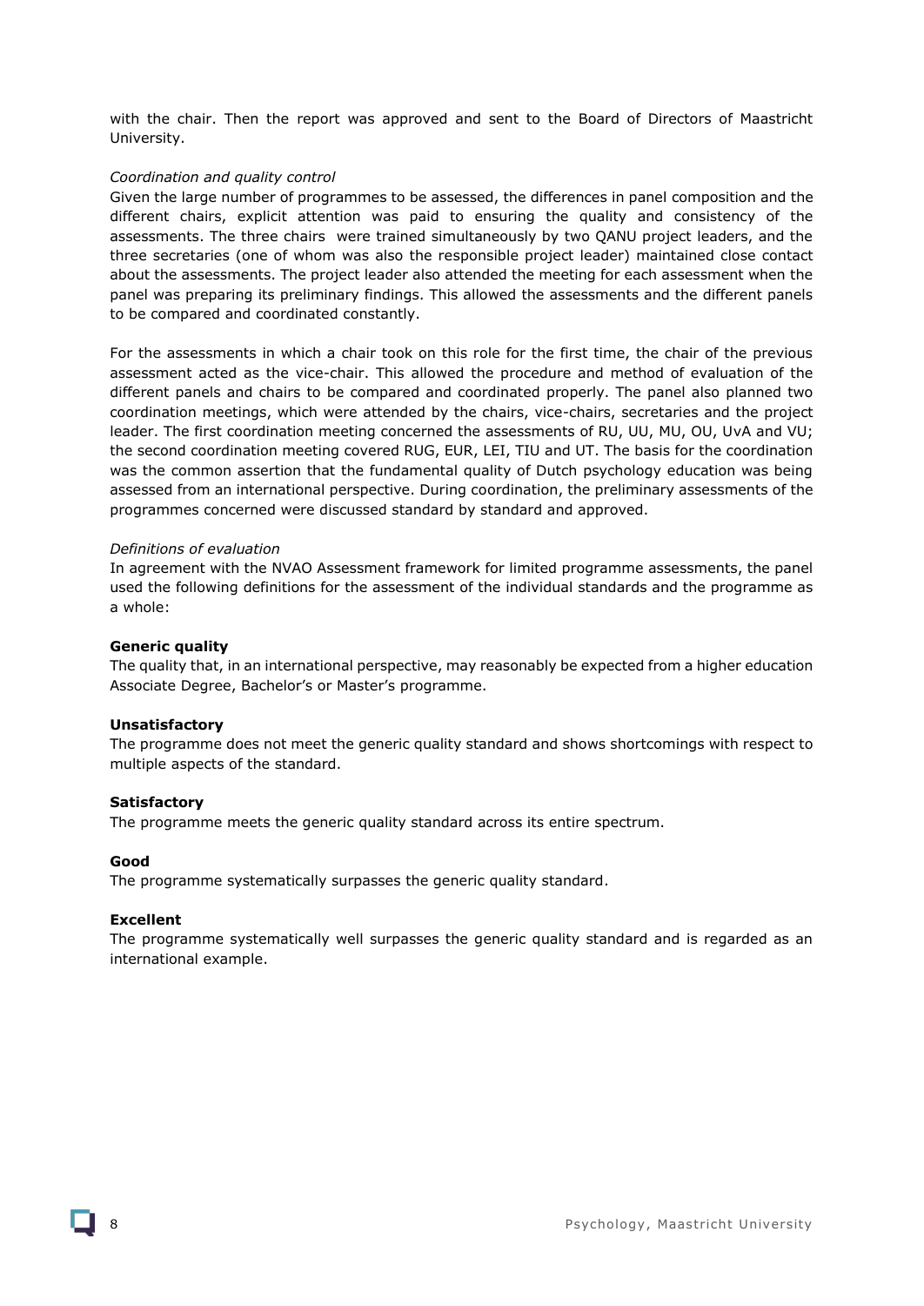with the chair. Then the report was approved and sent to the Board of Directors of Maastricht University.

*Coordination and quality control*

Given the large number of programmes to be assessed, the differences in panel composition and the different chairs, explicit attention was paid to ensuring the quality and consistency of the assessments. The three chairs were trained simultaneously by two QANU project leaders, and the three secretaries (one of whom was also the responsible project leader) maintained close contact about the assessments. The project leader also attended the meeting for each assessment when the panel was preparing its preliminary findings. This allowed the assessments and the different panels to be compared and coordinated constantly.

For the assessments in which a chair took on this role for the first time, the chair of the previous assessment acted as the vice-chair. This allowed the procedure and method of evaluation of the different panels and chairs to be compared and coordinated properly. The panel also planned two coordination meetings, which were attended by the chairs, vice-chairs, secretaries and the project leader. The first coordination meeting concerned the assessments of RU, UU, MU, OU, UvA and VU; the second coordination meeting covered RUG, EUR, LEI, TIU and UT. The basis for the coordination was the common assertion that the fundamental quality of Dutch psychology education was being assessed from an international perspective. During coordination, the preliminary assessments of the programmes concerned were discussed standard by standard and approved.

*Definitions of evaluation*

In agreement with the NVAO Assessment framework for limited programme assessments, the panel used the following definitions for the assessment of the individual standards and the programme as a whole:

**Generic quality**

The quality that, in an international perspective, may reasonably be expected from a higher education Associate Degree, Bachelor's or Master's programme.

**Unsatisfactory**

The programme does not meet the generic quality standard and shows shortcomings with respect to multiple aspects of the standard.

**Satisfactory**

The programme meets the generic quality standard across its entire spectrum.

**Good**

The programme systematically surpasses the generic quality standard.

**Excellent**

The programme systematically well surpasses the generic quality standard and is regarded as an international example.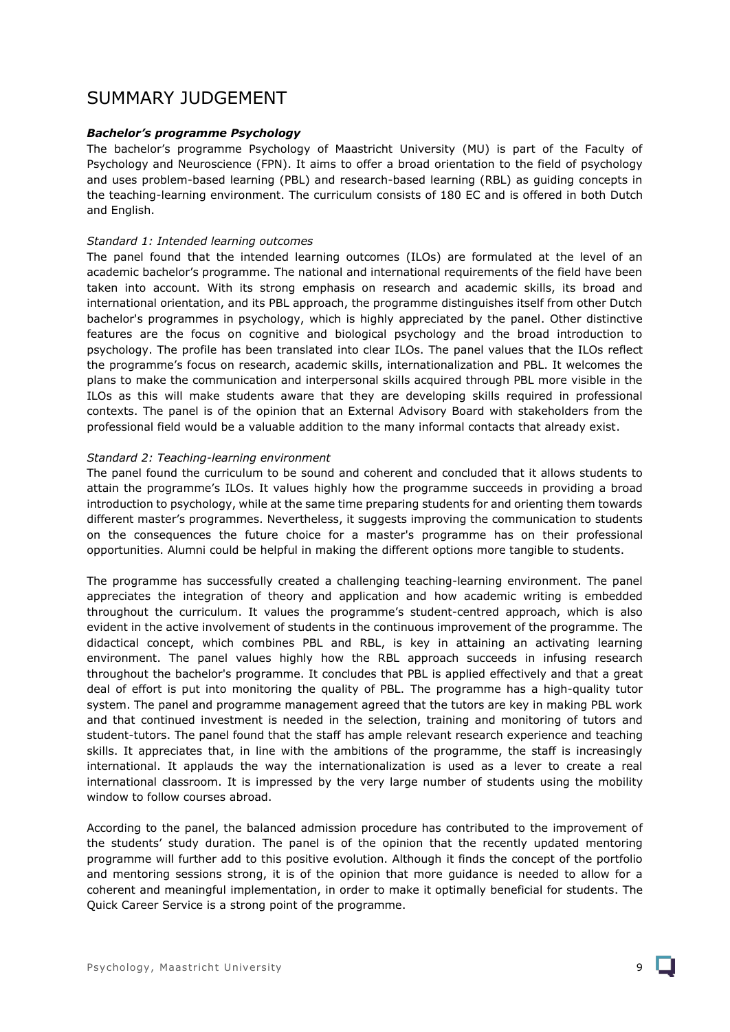# SUMMARY JUDGEMENT

***Bachelor's programme Psychology***

The bachelor's programme Psychology of Maastricht University (MU) is part of the Faculty of Psychology and Neuroscience (FPN). It aims to offer a broad orientation to the field of psychology and uses problem-based learning (PBL) and research-based learning (RBL) as guiding concepts in the teaching-learning environment. The curriculum consists of 180 EC and is offered in both Dutch and English.

*Standard 1: Intended learning outcomes*

The panel found that the intended learning outcomes (ILOs) are formulated at the level of an academic bachelor's programme. The national and international requirements of the field have been taken into account. With its strong emphasis on research and academic skills, its broad and international orientation, and its PBL approach, the programme distinguishes itself from other Dutch bachelor's programmes in psychology, which is highly appreciated by the panel. Other distinctive features are the focus on cognitive and biological psychology and the broad introduction to psychology. The profile has been translated into clear ILOs. The panel values that the ILOs reflect the programme's focus on research, academic skills, internationalization and PBL. It welcomes the plans to make the communication and interpersonal skills acquired through PBL more visible in the ILOs as this will make students aware that they are developing skills required in professional contexts. The panel is of the opinion that an External Advisory Board with stakeholders from the professional field would be a valuable addition to the many informal contacts that already exist.

*Standard 2: Teaching-learning environment*

The panel found the curriculum to be sound and coherent and concluded that it allows students to attain the programme's ILOs. It values highly how the programme succeeds in providing a broad introduction to psychology, while at the same time preparing students for and orienting them towards different master's programmes. Nevertheless, it suggests improving the communication to students on the consequences the future choice for a master's programme has on their professional opportunities. Alumni could be helpful in making the different options more tangible to students.

The programme has successfully created a challenging teaching-learning environment. The panel appreciates the integration of theory and application and how academic writing is embedded throughout the curriculum. It values the programme's student-centred approach, which is also evident in the active involvement of students in the continuous improvement of the programme. The didactical concept, which combines PBL and RBL, is key in attaining an activating learning environment. The panel values highly how the RBL approach succeeds in infusing research throughout the bachelor's programme. It concludes that PBL is applied effectively and that a great deal of effort is put into monitoring the quality of PBL. The programme has a high-quality tutor system. The panel and programme management agreed that the tutors are key in making PBL work and that continued investment is needed in the selection, training and monitoring of tutors and student-tutors. The panel found that the staff has ample relevant research experience and teaching skills. It appreciates that, in line with the ambitions of the programme, the staff is increasingly international. It applauds the way the internationalization is used as a lever to create a real international classroom. It is impressed by the very large number of students using the mobility window to follow courses abroad.

According to the panel, the balanced admission procedure has contributed to the improvement of the students' study duration. The panel is of the opinion that the recently updated mentoring programme will further add to this positive evolution. Although it finds the concept of the portfolio and mentoring sessions strong, it is of the opinion that more guidance is needed to allow for a coherent and meaningful implementation, in order to make it optimally beneficial for students. The Quick Career Service is a strong point of the programme.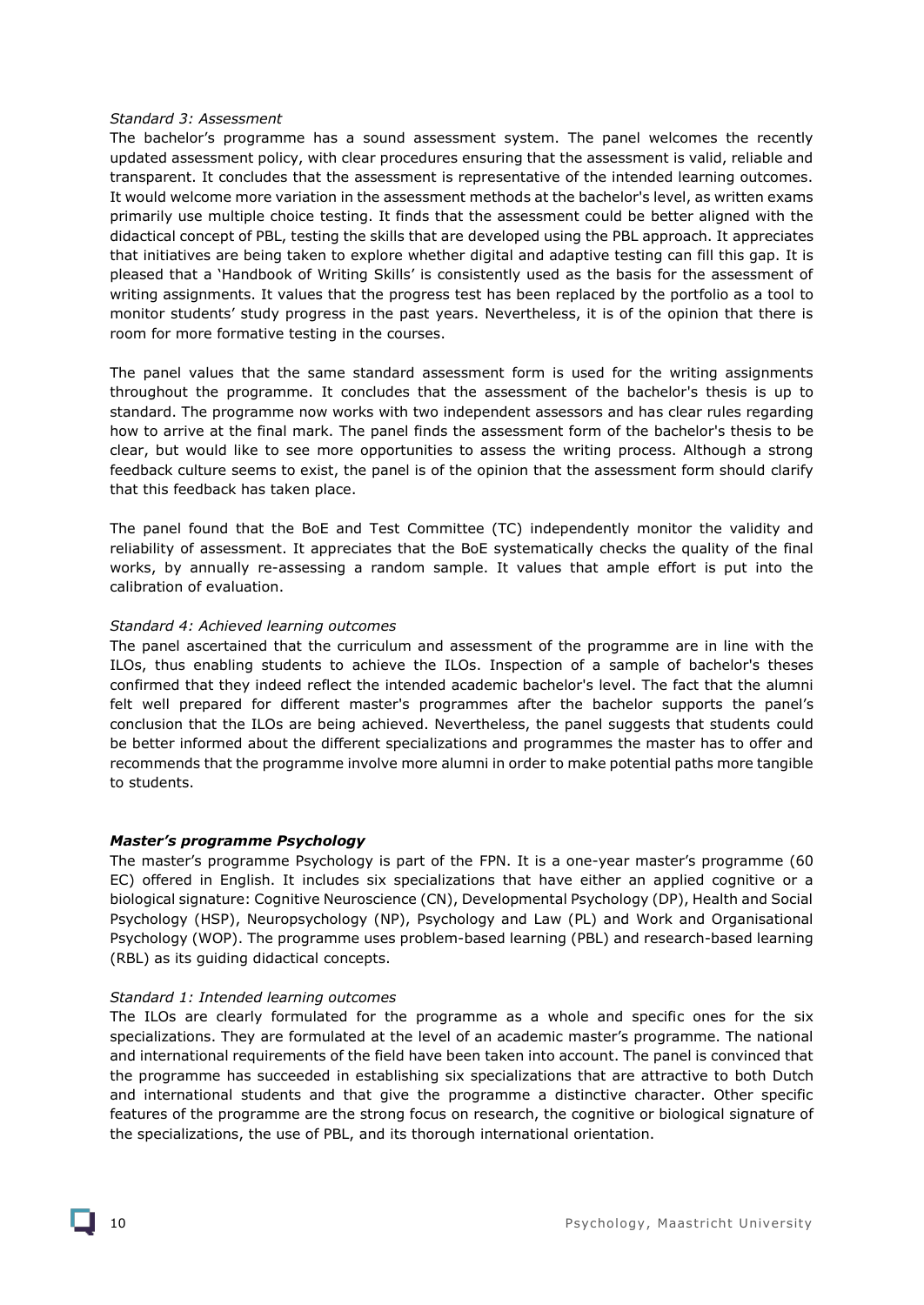*Standard 3: Assessment*

The bachelor's programme has a sound assessment system. The panel welcomes the recently updated assessment policy, with clear procedures ensuring that the assessment is valid, reliable and transparent. It concludes that the assessment is representative of the intended learning outcomes. It would welcome more variation in the assessment methods at the bachelor's level, as written exams primarily use multiple choice testing. It finds that the assessment could be better aligned with the didactical concept of PBL, testing the skills that are developed using the PBL approach. It appreciates that initiatives are being taken to explore whether digital and adaptive testing can fill this gap. It is pleased that a 'Handbook of Writing Skills' is consistently used as the basis for the assessment of writing assignments. It values that the progress test has been replaced by the portfolio as a tool to monitor students' study progress in the past years. Nevertheless, it is of the opinion that there is room for more formative testing in the courses.

The panel values that the same standard assessment form is used for the writing assignments throughout the programme. It concludes that the assessment of the bachelor's thesis is up to standard. The programme now works with two independent assessors and has clear rules regarding how to arrive at the final mark. The panel finds the assessment form of the bachelor's thesis to be clear, but would like to see more opportunities to assess the writing process. Although a strong feedback culture seems to exist, the panel is of the opinion that the assessment form should clarify that this feedback has taken place.

The panel found that the BoE and Test Committee (TC) independently monitor the validity and reliability of assessment. It appreciates that the BoE systematically checks the quality of the final works, by annually re-assessing a random sample. It values that ample effort is put into the calibration of evaluation.

*Standard 4: Achieved learning outcomes*

The panel ascertained that the curriculum and assessment of the programme are in line with the ILOs, thus enabling students to achieve the ILOs. Inspection of a sample of bachelor's theses confirmed that they indeed reflect the intended academic bachelor's level. The fact that the alumni felt well prepared for different master's programmes after the bachelor supports the panel's conclusion that the ILOs are being achieved. Nevertheless, the panel suggests that students could be better informed about the different specializations and programmes the master has to offer and recommends that the programme involve more alumni in order to make potential paths more tangible to students.

***Master's programme Psychology***

The master's programme Psychology is part of the FPN. It is a one-year master's programme (60 EC) offered in English. It includes six specializations that have either an applied cognitive or a biological signature: Cognitive Neuroscience (CN), Developmental Psychology (DP), Health and Social Psychology (HSP), Neuropsychology (NP), Psychology and Law (PL) and Work and Organisational Psychology (WOP). The programme uses problem-based learning (PBL) and research-based learning (RBL) as its guiding didactical concepts.

*Standard 1: Intended learning outcomes*

The ILOs are clearly formulated for the programme as a whole and specific ones for the six specializations. They are formulated at the level of an academic master's programme. The national and international requirements of the field have been taken into account. The panel is convinced that the programme has succeeded in establishing six specializations that are attractive to both Dutch and international students and that give the programme a distinctive character. Other specific features of the programme are the strong focus on research, the cognitive or biological signature of the specializations, the use of PBL, and its thorough international orientation.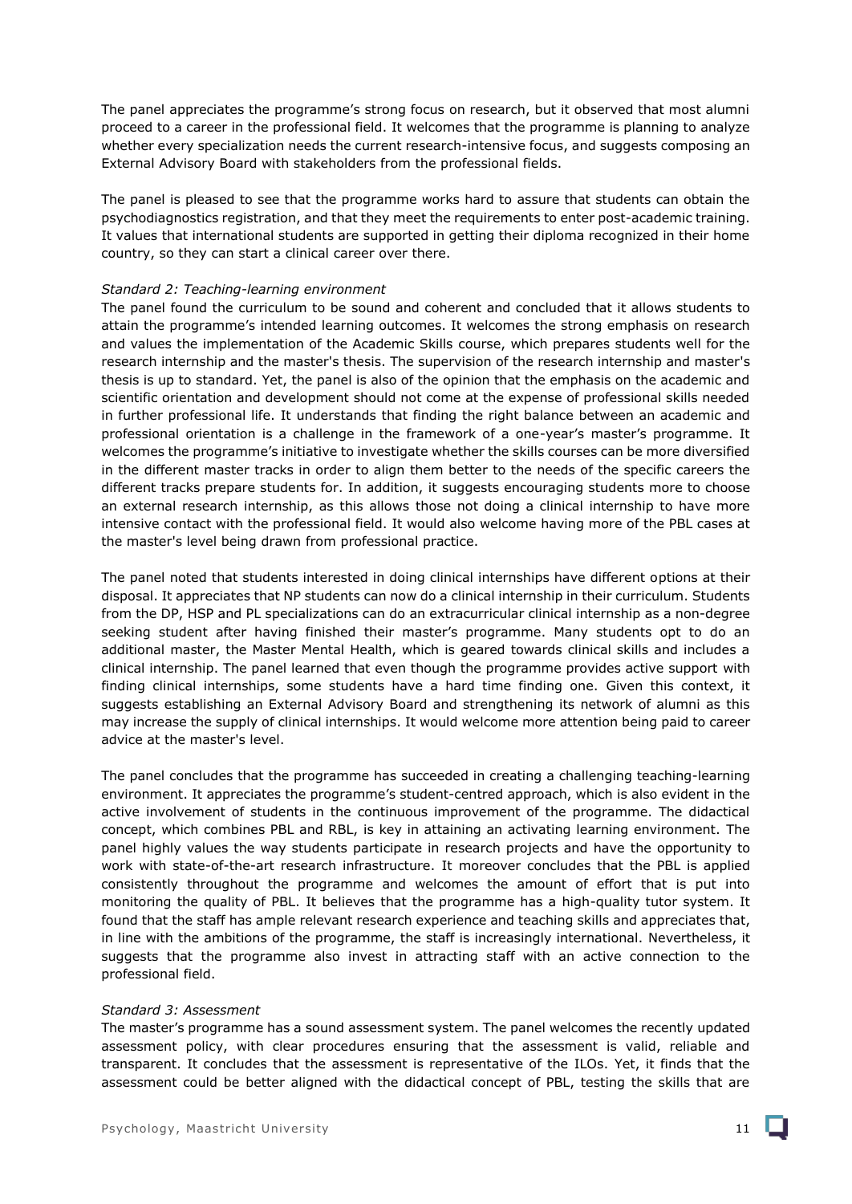The panel appreciates the programme's strong focus on research, but it observed that most alumni proceed to a career in the professional field. It welcomes that the programme is planning to analyze whether every specialization needs the current research-intensive focus, and suggests composing an External Advisory Board with stakeholders from the professional fields.

The panel is pleased to see that the programme works hard to assure that students can obtain the psychodiagnostics registration, and that they meet the requirements to enter post-academic training. It values that international students are supported in getting their diploma recognized in their home country, so they can start a clinical career over there.

*Standard 2: Teaching-learning environment*

The panel found the curriculum to be sound and coherent and concluded that it allows students to attain the programme's intended learning outcomes. It welcomes the strong emphasis on research and values the implementation of the Academic Skills course, which prepares students well for the research internship and the master's thesis. The supervision of the research internship and master's thesis is up to standard. Yet, the panel is also of the opinion that the emphasis on the academic and scientific orientation and development should not come at the expense of professional skills needed in further professional life. It understands that finding the right balance between an academic and professional orientation is a challenge in the framework of a one-year's master's programme. It welcomes the programme's initiative to investigate whether the skills courses can be more diversified in the different master tracks in order to align them better to the needs of the specific careers the different tracks prepare students for. In addition, it suggests encouraging students more to choose an external research internship, as this allows those not doing a clinical internship to have more intensive contact with the professional field. It would also welcome having more of the PBL cases at the master's level being drawn from professional practice.

The panel noted that students interested in doing clinical internships have different options at their disposal. It appreciates that NP students can now do a clinical internship in their curriculum. Students from the DP, HSP and PL specializations can do an extracurricular clinical internship as a non-degree seeking student after having finished their master's programme. Many students opt to do an additional master, the Master Mental Health, which is geared towards clinical skills and includes a clinical internship. The panel learned that even though the programme provides active support with finding clinical internships, some students have a hard time finding one. Given this context, it suggests establishing an External Advisory Board and strengthening its network of alumni as this may increase the supply of clinical internships. It would welcome more attention being paid to career advice at the master's level.

The panel concludes that the programme has succeeded in creating a challenging teaching-learning environment. It appreciates the programme's student-centred approach, which is also evident in the active involvement of students in the continuous improvement of the programme. The didactical concept, which combines PBL and RBL, is key in attaining an activating learning environment. The panel highly values the way students participate in research projects and have the opportunity to work with state-of-the-art research infrastructure. It moreover concludes that the PBL is applied consistently throughout the programme and welcomes the amount of effort that is put into monitoring the quality of PBL. It believes that the programme has a high-quality tutor system. It found that the staff has ample relevant research experience and teaching skills and appreciates that, in line with the ambitions of the programme, the staff is increasingly international. Nevertheless, it suggests that the programme also invest in attracting staff with an active connection to the professional field.

*Standard 3: Assessment*

The master's programme has a sound assessment system. The panel welcomes the recently updated assessment policy, with clear procedures ensuring that the assessment is valid, reliable and transparent. It concludes that the assessment is representative of the ILOs. Yet, it finds that the assessment could be better aligned with the didactical concept of PBL, testing the skills that are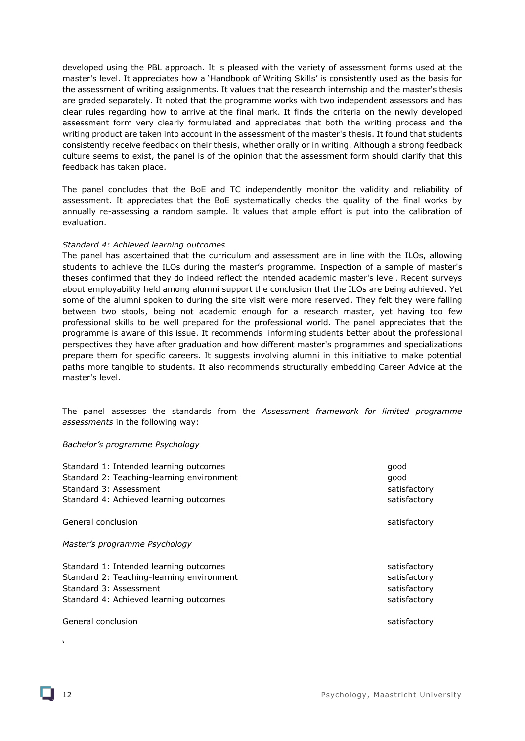developed using the PBL approach. It is pleased with the variety of assessment forms used at the master's level. It appreciates how a 'Handbook of Writing Skills' is consistently used as the basis for the assessment of writing assignments. It values that the research internship and the master's thesis are graded separately. It noted that the programme works with two independent assessors and has clear rules regarding how to arrive at the final mark. It finds the criteria on the newly developed assessment form very clearly formulated and appreciates that both the writing process and the writing product are taken into account in the assessment of the master's thesis. It found that students consistently receive feedback on their thesis, whether orally or in writing. Although a strong feedback culture seems to exist, the panel is of the opinion that the assessment form should clarify that this feedback has taken place.

The panel concludes that the BoE and TC independently monitor the validity and reliability of assessment. It appreciates that the BoE systematically checks the quality of the final works by annually re-assessing a random sample. It values that ample effort is put into the calibration of evaluation.

*Standard 4: Achieved learning outcomes*

The panel has ascertained that the curriculum and assessment are in line with the ILOs, allowing students to achieve the ILOs during the master's programme. Inspection of a sample of master's theses confirmed that they do indeed reflect the intended academic master's level. Recent surveys about employability held among alumni support the conclusion that the ILOs are being achieved. Yet some of the alumni spoken to during the site visit were more reserved. They felt they were falling between two stools, being not academic enough for a research master, yet having too few professional skills to be well prepared for the professional world. The panel appreciates that the programme is aware of this issue. It recommends informing students better about the professional perspectives they have after graduation and how different master's programmes and specializations prepare them for specific careers. It suggests involving alumni in this initiative to make potential paths more tangible to students. It also recommends structurally embedding Career Advice at the master's level.

The panel assesses the standards from the *Assessment framework for limited programme assessments* in the following way:

*Bachelor's programme Psychology*

| | |
|---|---|
| Standard 1: Intended learning outcomes | good |
| Standard 2: Teaching-learning environment | good |
| Standard 3: Assessment | satisfactory |
| Standard 4: Achieved learning outcomes | satisfactory |
| | |
| General conclusion | satisfactory |

*Master's programme Psychology*

| | |
|---|---|
| Standard 1: Intended learning outcomes | satisfactory |
| Standard 2: Teaching-learning environment | satisfactory |
| Standard 3: Assessment | satisfactory |
| Standard 4: Achieved learning outcomes | satisfactory |
| | |
| General conclusion | satisfactory |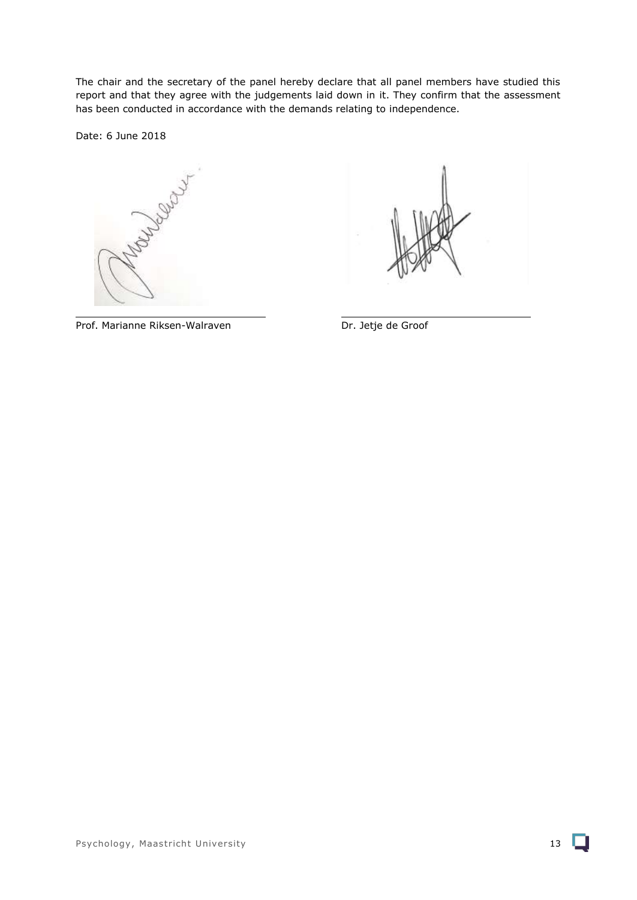The chair and the secretary of the panel hereby declare that all panel members have studied this report and that they agree with the judgements laid down in it. They confirm that the assessment has been conducted in accordance with the demands relating to independence.

Date: 6 June 2018

Prof. Marianne Riksen-Walraven

Dr. Jetje de Groof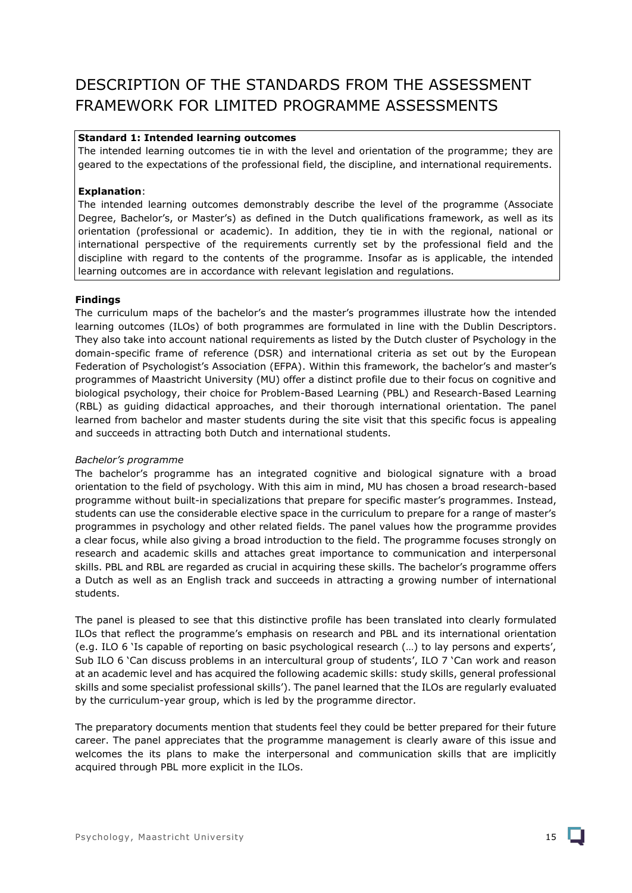# DESCRIPTION OF THE STANDARDS FROM THE ASSESSMENT FRAMEWORK FOR LIMITED PROGRAMME ASSESSMENTS

**Standard 1: Intended learning outcomes**
The intended learning outcomes tie in with the level and orientation of the programme; they are geared to the expectations of the professional field, the discipline, and international requirements.

**Explanation**:
The intended learning outcomes demonstrably describe the level of the programme (Associate Degree, Bachelor's, or Master's) as defined in the Dutch qualifications framework, as well as its orientation (professional or academic). In addition, they tie in with the regional, national or international perspective of the requirements currently set by the professional field and the discipline with regard to the contents of the programme. Insofar as is applicable, the intended learning outcomes are in accordance with relevant legislation and regulations.

**Findings**

The curriculum maps of the bachelor's and the master's programmes illustrate how the intended learning outcomes (ILOs) of both programmes are formulated in line with the Dublin Descriptors. They also take into account national requirements as listed by the Dutch cluster of Psychology in the domain-specific frame of reference (DSR) and international criteria as set out by the European Federation of Psychologist's Association (EFPA). Within this framework, the bachelor's and master's programmes of Maastricht University (MU) offer a distinct profile due to their focus on cognitive and biological psychology, their choice for Problem-Based Learning (PBL) and Research-Based Learning (RBL) as guiding didactical approaches, and their thorough international orientation. The panel learned from bachelor and master students during the site visit that this specific focus is appealing and succeeds in attracting both Dutch and international students.

*Bachelor's programme*

The bachelor's programme has an integrated cognitive and biological signature with a broad orientation to the field of psychology. With this aim in mind, MU has chosen a broad research-based programme without built-in specializations that prepare for specific master's programmes. Instead, students can use the considerable elective space in the curriculum to prepare for a range of master's programmes in psychology and other related fields. The panel values how the programme provides a clear focus, while also giving a broad introduction to the field. The programme focuses strongly on research and academic skills and attaches great importance to communication and interpersonal skills. PBL and RBL are regarded as crucial in acquiring these skills. The bachelor's programme offers a Dutch as well as an English track and succeeds in attracting a growing number of international students.

The panel is pleased to see that this distinctive profile has been translated into clearly formulated ILOs that reflect the programme's emphasis on research and PBL and its international orientation (e.g. ILO 6 'Is capable of reporting on basic psychological research (…) to lay persons and experts', Sub ILO 6 'Can discuss problems in an intercultural group of students', ILO 7 'Can work and reason at an academic level and has acquired the following academic skills: study skills, general professional skills and some specialist professional skills'). The panel learned that the ILOs are regularly evaluated by the curriculum-year group, which is led by the programme director.

The preparatory documents mention that students feel they could be better prepared for their future career. The panel appreciates that the programme management is clearly aware of this issue and welcomes the its plans to make the interpersonal and communication skills that are implicitly acquired through PBL more explicit in the ILOs.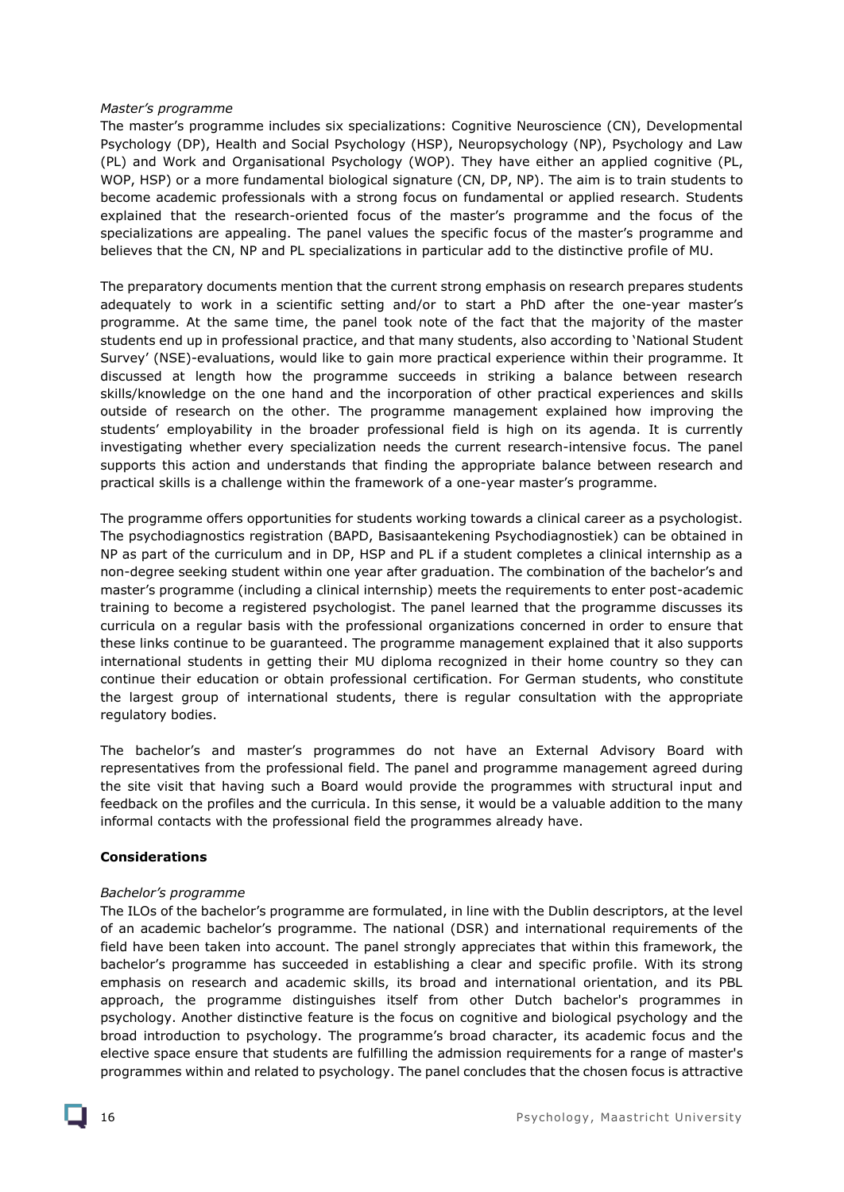*Master's programme*

The master's programme includes six specializations: Cognitive Neuroscience (CN), Developmental Psychology (DP), Health and Social Psychology (HSP), Neuropsychology (NP), Psychology and Law (PL) and Work and Organisational Psychology (WOP). They have either an applied cognitive (PL, WOP, HSP) or a more fundamental biological signature (CN, DP, NP). The aim is to train students to become academic professionals with a strong focus on fundamental or applied research. Students explained that the research-oriented focus of the master's programme and the focus of the specializations are appealing. The panel values the specific focus of the master's programme and believes that the CN, NP and PL specializations in particular add to the distinctive profile of MU.

The preparatory documents mention that the current strong emphasis on research prepares students adequately to work in a scientific setting and/or to start a PhD after the one-year master's programme. At the same time, the panel took note of the fact that the majority of the master students end up in professional practice, and that many students, also according to 'National Student Survey' (NSE)-evaluations, would like to gain more practical experience within their programme. It discussed at length how the programme succeeds in striking a balance between research skills/knowledge on the one hand and the incorporation of other practical experiences and skills outside of research on the other. The programme management explained how improving the students' employability in the broader professional field is high on its agenda. It is currently investigating whether every specialization needs the current research-intensive focus. The panel supports this action and understands that finding the appropriate balance between research and practical skills is a challenge within the framework of a one-year master's programme.

The programme offers opportunities for students working towards a clinical career as a psychologist. The psychodiagnostics registration (BAPD, Basisaantekening Psychodiagnostiek) can be obtained in NP as part of the curriculum and in DP, HSP and PL if a student completes a clinical internship as a non-degree seeking student within one year after graduation. The combination of the bachelor's and master's programme (including a clinical internship) meets the requirements to enter post-academic training to become a registered psychologist. The panel learned that the programme discusses its curricula on a regular basis with the professional organizations concerned in order to ensure that these links continue to be guaranteed. The programme management explained that it also supports international students in getting their MU diploma recognized in their home country so they can continue their education or obtain professional certification. For German students, who constitute the largest group of international students, there is regular consultation with the appropriate regulatory bodies.

The bachelor's and master's programmes do not have an External Advisory Board with representatives from the professional field. The panel and programme management agreed during the site visit that having such a Board would provide the programmes with structural input and feedback on the profiles and the curricula. In this sense, it would be a valuable addition to the many informal contacts with the professional field the programmes already have.

**Considerations**

*Bachelor's programme*

The ILOs of the bachelor's programme are formulated, in line with the Dublin descriptors, at the level of an academic bachelor's programme. The national (DSR) and international requirements of the field have been taken into account. The panel strongly appreciates that within this framework, the bachelor's programme has succeeded in establishing a clear and specific profile. With its strong emphasis on research and academic skills, its broad and international orientation, and its PBL approach, the programme distinguishes itself from other Dutch bachelor's programmes in psychology. Another distinctive feature is the focus on cognitive and biological psychology and the broad introduction to psychology. The programme's broad character, its academic focus and the elective space ensure that students are fulfilling the admission requirements for a range of master's programmes within and related to psychology. The panel concludes that the chosen focus is attractive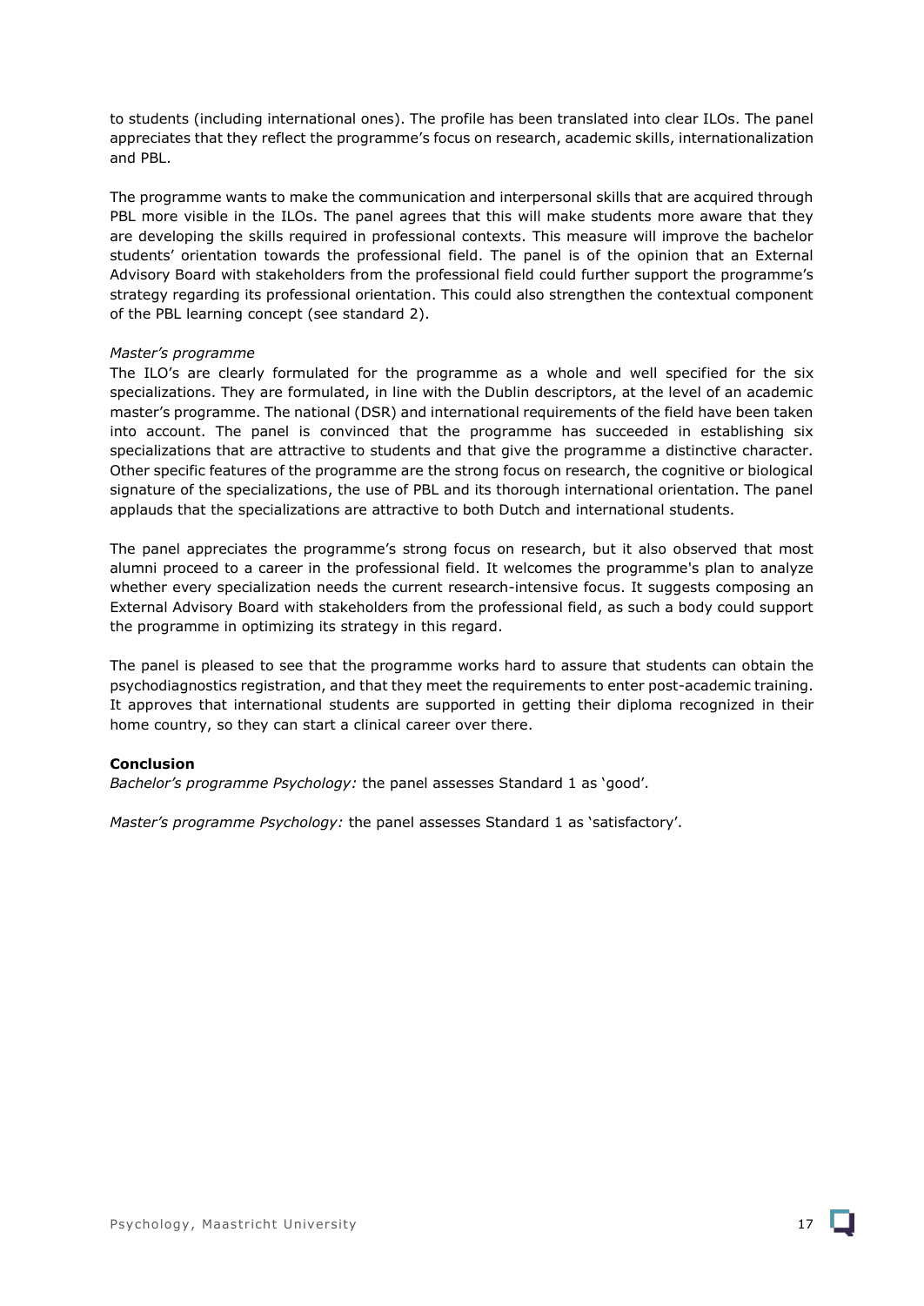to students (including international ones). The profile has been translated into clear ILOs. The panel appreciates that they reflect the programme's focus on research, academic skills, internationalization and PBL.

The programme wants to make the communication and interpersonal skills that are acquired through PBL more visible in the ILOs. The panel agrees that this will make students more aware that they are developing the skills required in professional contexts. This measure will improve the bachelor students' orientation towards the professional field. The panel is of the opinion that an External Advisory Board with stakeholders from the professional field could further support the programme's strategy regarding its professional orientation. This could also strengthen the contextual component of the PBL learning concept (see standard 2).

*Master's programme*

The ILO's are clearly formulated for the programme as a whole and well specified for the six specializations. They are formulated, in line with the Dublin descriptors, at the level of an academic master's programme. The national (DSR) and international requirements of the field have been taken into account. The panel is convinced that the programme has succeeded in establishing six specializations that are attractive to students and that give the programme a distinctive character. Other specific features of the programme are the strong focus on research, the cognitive or biological signature of the specializations, the use of PBL and its thorough international orientation. The panel applauds that the specializations are attractive to both Dutch and international students.

The panel appreciates the programme's strong focus on research, but it also observed that most alumni proceed to a career in the professional field. It welcomes the programme's plan to analyze whether every specialization needs the current research-intensive focus. It suggests composing an External Advisory Board with stakeholders from the professional field, as such a body could support the programme in optimizing its strategy in this regard.

The panel is pleased to see that the programme works hard to assure that students can obtain the psychodiagnostics registration, and that they meet the requirements to enter post-academic training. It approves that international students are supported in getting their diploma recognized in their home country, so they can start a clinical career over there.

**Conclusion**

*Bachelor's programme Psychology:* the panel assesses Standard 1 as 'good'.

*Master's programme Psychology:* the panel assesses Standard 1 as 'satisfactory'.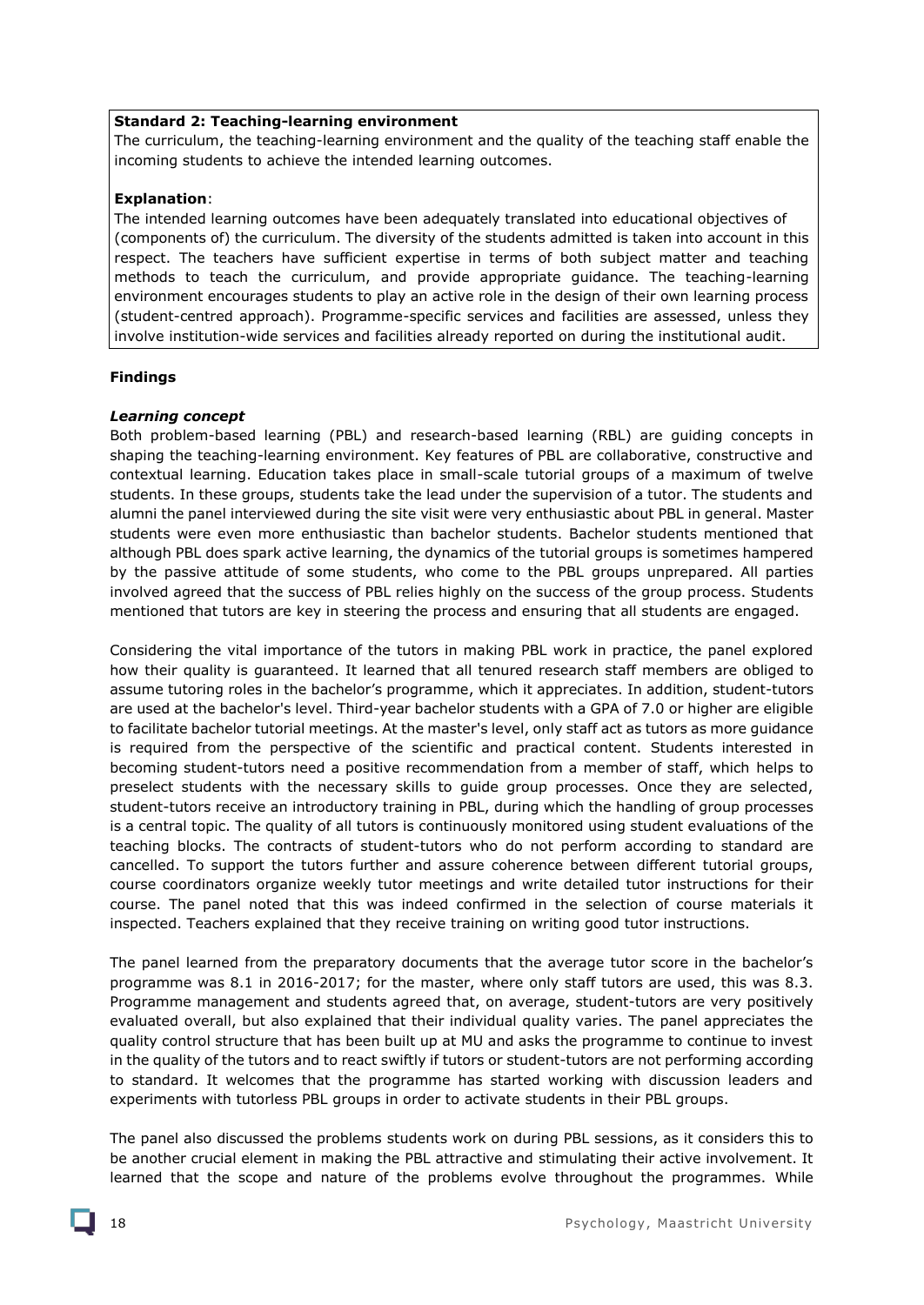**Standard 2: Teaching-learning environment**

The curriculum, the teaching-learning environment and the quality of the teaching staff enable the incoming students to achieve the intended learning outcomes.

**Explanation**:

The intended learning outcomes have been adequately translated into educational objectives of (components of) the curriculum. The diversity of the students admitted is taken into account in this respect. The teachers have sufficient expertise in terms of both subject matter and teaching methods to teach the curriculum, and provide appropriate guidance. The teaching-learning environment encourages students to play an active role in the design of their own learning process (student-centred approach). Programme-specific services and facilities are assessed, unless they involve institution-wide services and facilities already reported on during the institutional audit.

**Findings**

***Learning concept***

Both problem-based learning (PBL) and research-based learning (RBL) are guiding concepts in shaping the teaching-learning environment. Key features of PBL are collaborative, constructive and contextual learning. Education takes place in small-scale tutorial groups of a maximum of twelve students. In these groups, students take the lead under the supervision of a tutor. The students and alumni the panel interviewed during the site visit were very enthusiastic about PBL in general. Master students were even more enthusiastic than bachelor students. Bachelor students mentioned that although PBL does spark active learning, the dynamics of the tutorial groups is sometimes hampered by the passive attitude of some students, who come to the PBL groups unprepared. All parties involved agreed that the success of PBL relies highly on the success of the group process. Students mentioned that tutors are key in steering the process and ensuring that all students are engaged.

Considering the vital importance of the tutors in making PBL work in practice, the panel explored how their quality is guaranteed. It learned that all tenured research staff members are obliged to assume tutoring roles in the bachelor's programme, which it appreciates. In addition, student-tutors are used at the bachelor's level. Third-year bachelor students with a GPA of 7.0 or higher are eligible to facilitate bachelor tutorial meetings. At the master's level, only staff act as tutors as more guidance is required from the perspective of the scientific and practical content. Students interested in becoming student-tutors need a positive recommendation from a member of staff, which helps to preselect students with the necessary skills to guide group processes. Once they are selected, student-tutors receive an introductory training in PBL, during which the handling of group processes is a central topic. The quality of all tutors is continuously monitored using student evaluations of the teaching blocks. The contracts of student-tutors who do not perform according to standard are cancelled. To support the tutors further and assure coherence between different tutorial groups, course coordinators organize weekly tutor meetings and write detailed tutor instructions for their course. The panel noted that this was indeed confirmed in the selection of course materials it inspected. Teachers explained that they receive training on writing good tutor instructions.

The panel learned from the preparatory documents that the average tutor score in the bachelor's programme was 8.1 in 2016-2017; for the master, where only staff tutors are used, this was 8.3. Programme management and students agreed that, on average, student-tutors are very positively evaluated overall, but also explained that their individual quality varies. The panel appreciates the quality control structure that has been built up at MU and asks the programme to continue to invest in the quality of the tutors and to react swiftly if tutors or student-tutors are not performing according to standard. It welcomes that the programme has started working with discussion leaders and experiments with tutorless PBL groups in order to activate students in their PBL groups.

The panel also discussed the problems students work on during PBL sessions, as it considers this to be another crucial element in making the PBL attractive and stimulating their active involvement. It learned that the scope and nature of the problems evolve throughout the programmes. While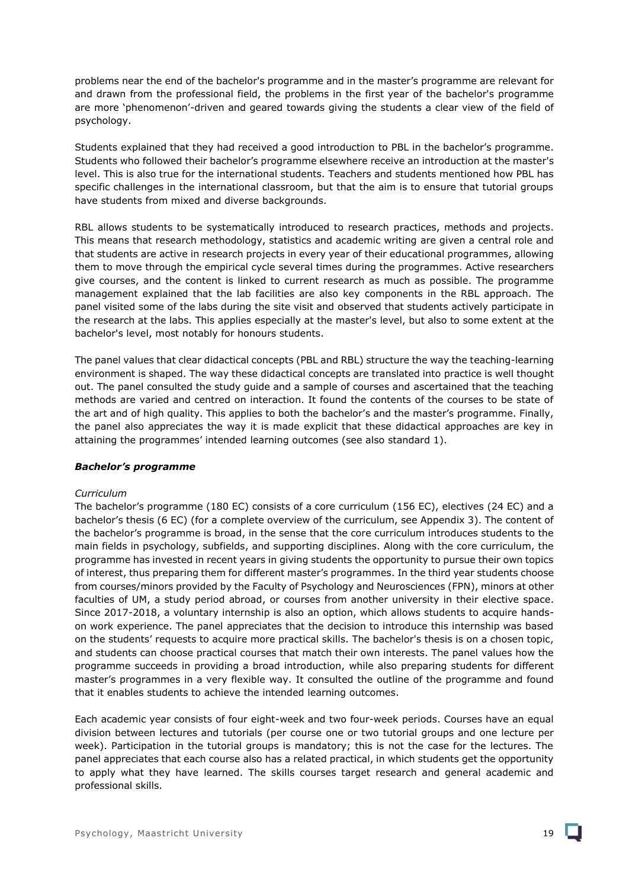problems near the end of the bachelor's programme and in the master's programme are relevant for and drawn from the professional field, the problems in the first year of the bachelor's programme are more 'phenomenon'-driven and geared towards giving the students a clear view of the field of psychology.

Students explained that they had received a good introduction to PBL in the bachelor's programme. Students who followed their bachelor's programme elsewhere receive an introduction at the master's level. This is also true for the international students. Teachers and students mentioned how PBL has specific challenges in the international classroom, but that the aim is to ensure that tutorial groups have students from mixed and diverse backgrounds.

RBL allows students to be systematically introduced to research practices, methods and projects. This means that research methodology, statistics and academic writing are given a central role and that students are active in research projects in every year of their educational programmes, allowing them to move through the empirical cycle several times during the programmes. Active researchers give courses, and the content is linked to current research as much as possible. The programme management explained that the lab facilities are also key components in the RBL approach. The panel visited some of the labs during the site visit and observed that students actively participate in the research at the labs. This applies especially at the master's level, but also to some extent at the bachelor's level, most notably for honours students.

The panel values that clear didactical concepts (PBL and RBL) structure the way the teaching-learning environment is shaped. The way these didactical concepts are translated into practice is well thought out. The panel consulted the study guide and a sample of courses and ascertained that the teaching methods are varied and centred on interaction. It found the contents of the courses to be state of the art and of high quality. This applies to both the bachelor's and the master's programme. Finally, the panel also appreciates the way it is made explicit that these didactical approaches are key in attaining the programmes' intended learning outcomes (see also standard 1).

***Bachelor's programme***

*Curriculum*

The bachelor's programme (180 EC) consists of a core curriculum (156 EC), electives (24 EC) and a bachelor's thesis (6 EC) (for a complete overview of the curriculum, see Appendix 3). The content of the bachelor's programme is broad, in the sense that the core curriculum introduces students to the main fields in psychology, subfields, and supporting disciplines. Along with the core curriculum, the programme has invested in recent years in giving students the opportunity to pursue their own topics of interest, thus preparing them for different master's programmes. In the third year students choose from courses/minors provided by the Faculty of Psychology and Neurosciences (FPN), minors at other faculties of UM, a study period abroad, or courses from another university in their elective space. Since 2017-2018, a voluntary internship is also an option, which allows students to acquire hands-on work experience. The panel appreciates that the decision to introduce this internship was based on the students' requests to acquire more practical skills. The bachelor's thesis is on a chosen topic, and students can choose practical courses that match their own interests. The panel values how the programme succeeds in providing a broad introduction, while also preparing students for different master's programmes in a very flexible way. It consulted the outline of the programme and found that it enables students to achieve the intended learning outcomes.

Each academic year consists of four eight-week and two four-week periods. Courses have an equal division between lectures and tutorials (per course one or two tutorial groups and one lecture per week). Participation in the tutorial groups is mandatory; this is not the case for the lectures. The panel appreciates that each course also has a related practical, in which students get the opportunity to apply what they have learned. The skills courses target research and general academic and professional skills.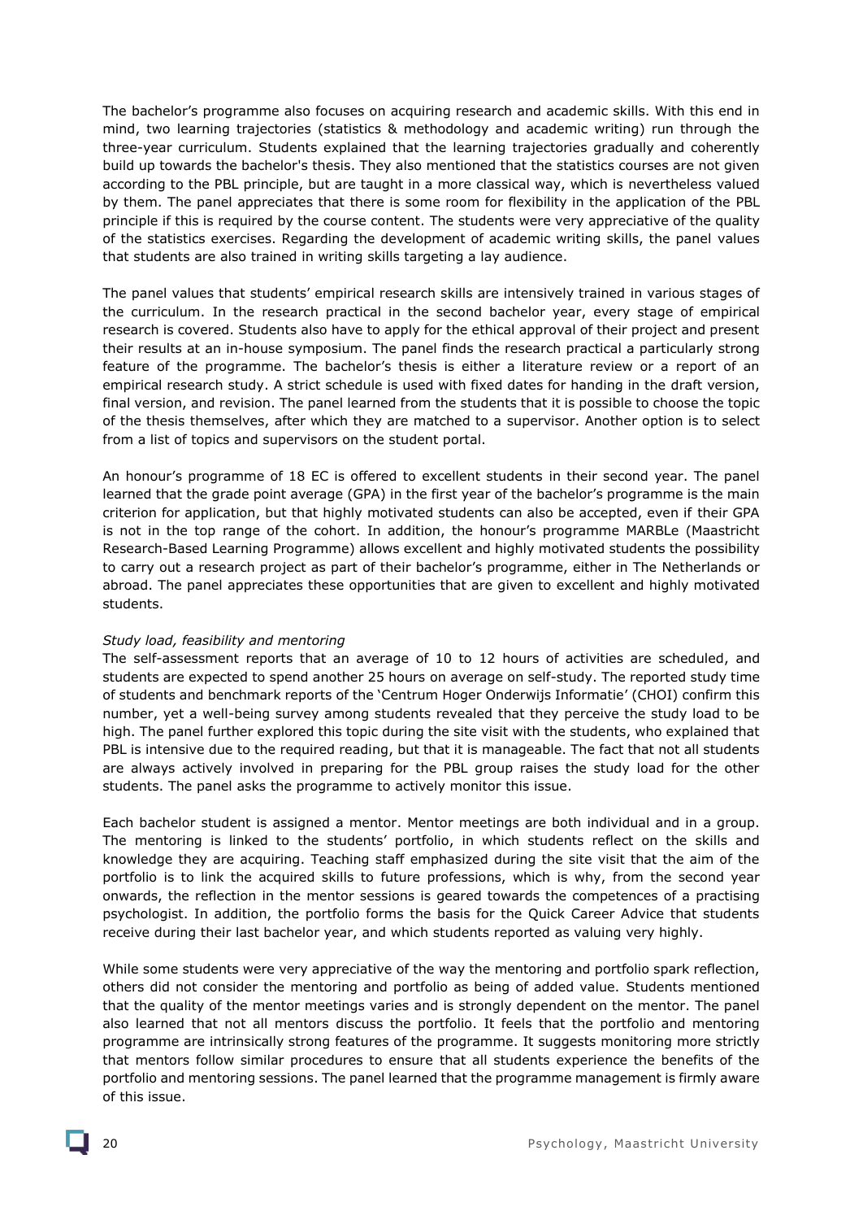The bachelor's programme also focuses on acquiring research and academic skills. With this end in mind, two learning trajectories (statistics & methodology and academic writing) run through the three-year curriculum. Students explained that the learning trajectories gradually and coherently build up towards the bachelor's thesis. They also mentioned that the statistics courses are not given according to the PBL principle, but are taught in a more classical way, which is nevertheless valued by them. The panel appreciates that there is some room for flexibility in the application of the PBL principle if this is required by the course content. The students were very appreciative of the quality of the statistics exercises. Regarding the development of academic writing skills, the panel values that students are also trained in writing skills targeting a lay audience.

The panel values that students' empirical research skills are intensively trained in various stages of the curriculum. In the research practical in the second bachelor year, every stage of empirical research is covered. Students also have to apply for the ethical approval of their project and present their results at an in-house symposium. The panel finds the research practical a particularly strong feature of the programme. The bachelor's thesis is either a literature review or a report of an empirical research study. A strict schedule is used with fixed dates for handing in the draft version, final version, and revision. The panel learned from the students that it is possible to choose the topic of the thesis themselves, after which they are matched to a supervisor. Another option is to select from a list of topics and supervisors on the student portal.

An honour's programme of 18 EC is offered to excellent students in their second year. The panel learned that the grade point average (GPA) in the first year of the bachelor's programme is the main criterion for application, but that highly motivated students can also be accepted, even if their GPA is not in the top range of the cohort. In addition, the honour's programme MARBLe (Maastricht Research-Based Learning Programme) allows excellent and highly motivated students the possibility to carry out a research project as part of their bachelor's programme, either in The Netherlands or abroad. The panel appreciates these opportunities that are given to excellent and highly motivated students.

*Study load, feasibility and mentoring*

The self-assessment reports that an average of 10 to 12 hours of activities are scheduled, and students are expected to spend another 25 hours on average on self-study. The reported study time of students and benchmark reports of the 'Centrum Hoger Onderwijs Informatie' (CHOI) confirm this number, yet a well-being survey among students revealed that they perceive the study load to be high. The panel further explored this topic during the site visit with the students, who explained that PBL is intensive due to the required reading, but that it is manageable. The fact that not all students are always actively involved in preparing for the PBL group raises the study load for the other students. The panel asks the programme to actively monitor this issue.

Each bachelor student is assigned a mentor. Mentor meetings are both individual and in a group. The mentoring is linked to the students' portfolio, in which students reflect on the skills and knowledge they are acquiring. Teaching staff emphasized during the site visit that the aim of the portfolio is to link the acquired skills to future professions, which is why, from the second year onwards, the reflection in the mentor sessions is geared towards the competences of a practising psychologist. In addition, the portfolio forms the basis for the Quick Career Advice that students receive during their last bachelor year, and which students reported as valuing very highly.

While some students were very appreciative of the way the mentoring and portfolio spark reflection, others did not consider the mentoring and portfolio as being of added value. Students mentioned that the quality of the mentor meetings varies and is strongly dependent on the mentor. The panel also learned that not all mentors discuss the portfolio. It feels that the portfolio and mentoring programme are intrinsically strong features of the programme. It suggests monitoring more strictly that mentors follow similar procedures to ensure that all students experience the benefits of the portfolio and mentoring sessions. The panel learned that the programme management is firmly aware of this issue.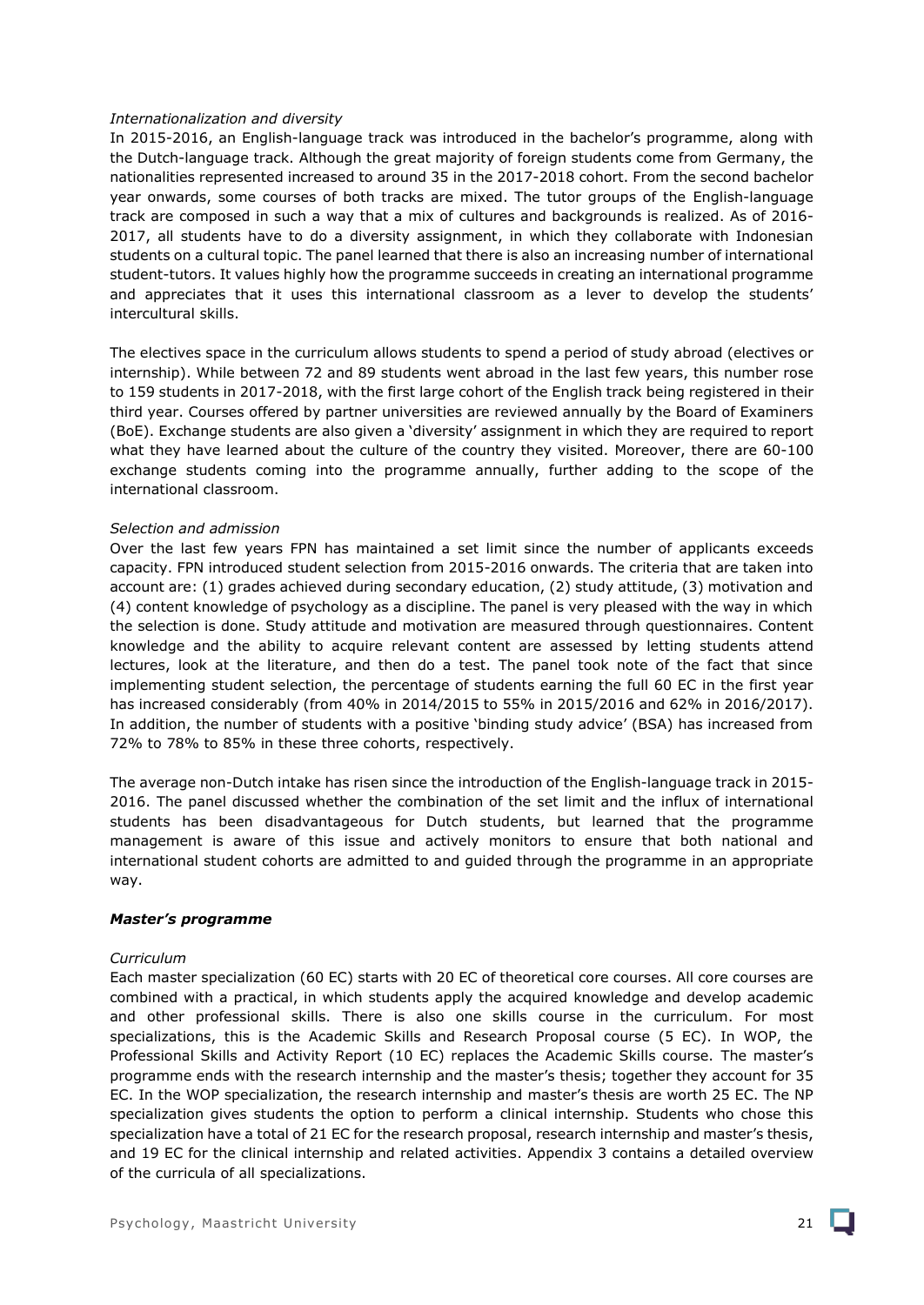*Internationalization and diversity*

In 2015-2016, an English-language track was introduced in the bachelor's programme, along with the Dutch-language track. Although the great majority of foreign students come from Germany, the nationalities represented increased to around 35 in the 2017-2018 cohort. From the second bachelor year onwards, some courses of both tracks are mixed. The tutor groups of the English-language track are composed in such a way that a mix of cultures and backgrounds is realized. As of 2016-2017, all students have to do a diversity assignment, in which they collaborate with Indonesian students on a cultural topic. The panel learned that there is also an increasing number of international student-tutors. It values highly how the programme succeeds in creating an international programme and appreciates that it uses this international classroom as a lever to develop the students' intercultural skills.

The electives space in the curriculum allows students to spend a period of study abroad (electives or internship). While between 72 and 89 students went abroad in the last few years, this number rose to 159 students in 2017-2018, with the first large cohort of the English track being registered in their third year. Courses offered by partner universities are reviewed annually by the Board of Examiners (BoE). Exchange students are also given a 'diversity' assignment in which they are required to report what they have learned about the culture of the country they visited. Moreover, there are 60-100 exchange students coming into the programme annually, further adding to the scope of the international classroom.

*Selection and admission*

Over the last few years FPN has maintained a set limit since the number of applicants exceeds capacity. FPN introduced student selection from 2015-2016 onwards. The criteria that are taken into account are: (1) grades achieved during secondary education, (2) study attitude, (3) motivation and (4) content knowledge of psychology as a discipline. The panel is very pleased with the way in which the selection is done. Study attitude and motivation are measured through questionnaires. Content knowledge and the ability to acquire relevant content are assessed by letting students attend lectures, look at the literature, and then do a test. The panel took note of the fact that since implementing student selection, the percentage of students earning the full 60 EC in the first year has increased considerably (from 40% in 2014/2015 to 55% in 2015/2016 and 62% in 2016/2017). In addition, the number of students with a positive 'binding study advice' (BSA) has increased from 72% to 78% to 85% in these three cohorts, respectively.

The average non-Dutch intake has risen since the introduction of the English-language track in 2015-2016. The panel discussed whether the combination of the set limit and the influx of international students has been disadvantageous for Dutch students, but learned that the programme management is aware of this issue and actively monitors to ensure that both national and international student cohorts are admitted to and guided through the programme in an appropriate way.

***Master's programme***

*Curriculum*

Each master specialization (60 EC) starts with 20 EC of theoretical core courses. All core courses are combined with a practical, in which students apply the acquired knowledge and develop academic and other professional skills. There is also one skills course in the curriculum. For most specializations, this is the Academic Skills and Research Proposal course (5 EC). In WOP, the Professional Skills and Activity Report (10 EC) replaces the Academic Skills course. The master's programme ends with the research internship and the master's thesis; together they account for 35 EC. In the WOP specialization, the research internship and master's thesis are worth 25 EC. The NP specialization gives students the option to perform a clinical internship. Students who chose this specialization have a total of 21 EC for the research proposal, research internship and master's thesis, and 19 EC for the clinical internship and related activities. Appendix 3 contains a detailed overview of the curricula of all specializations.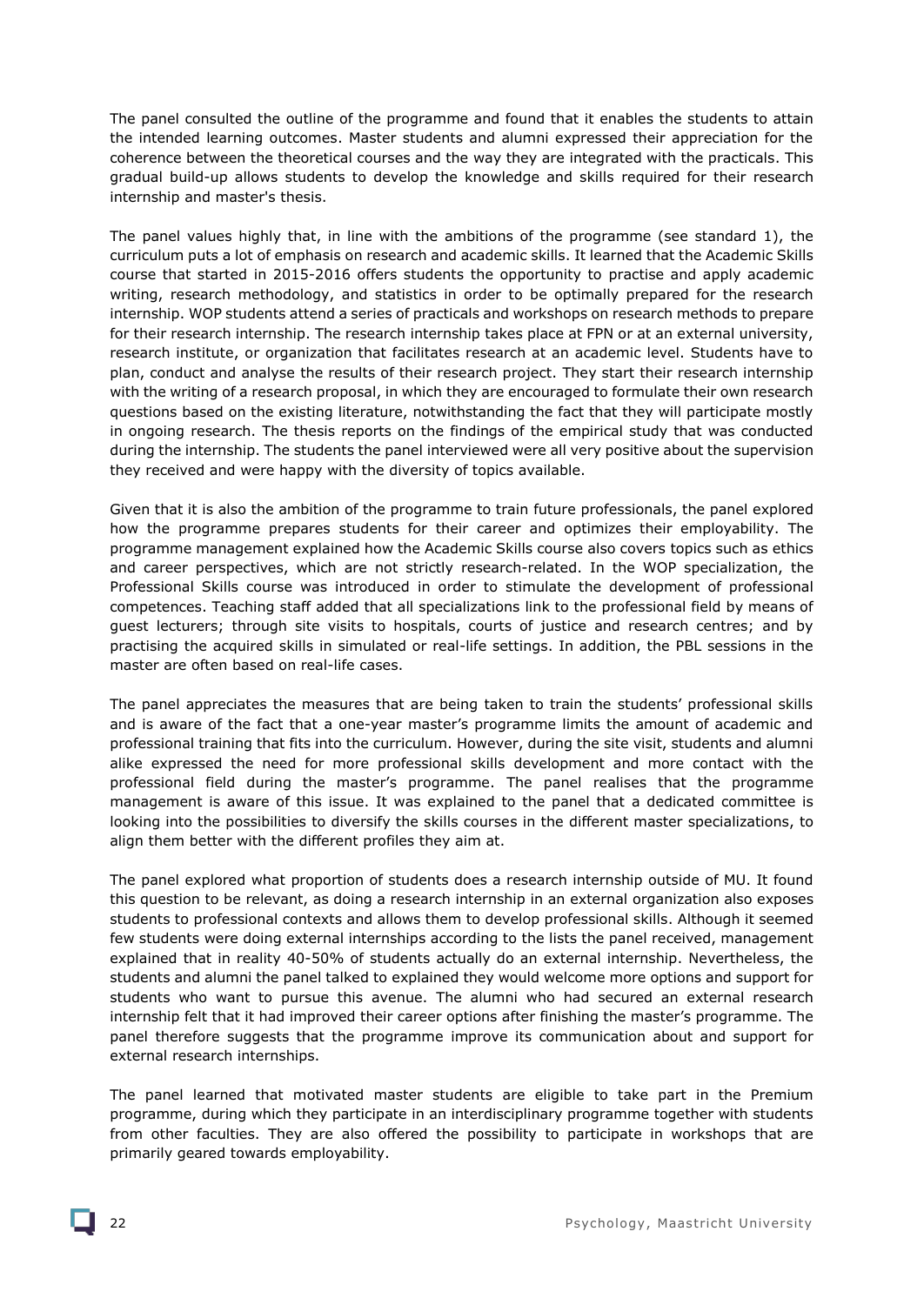The panel consulted the outline of the programme and found that it enables the students to attain the intended learning outcomes. Master students and alumni expressed their appreciation for the coherence between the theoretical courses and the way they are integrated with the practicals. This gradual build-up allows students to develop the knowledge and skills required for their research internship and master's thesis.

The panel values highly that, in line with the ambitions of the programme (see standard 1), the curriculum puts a lot of emphasis on research and academic skills. It learned that the Academic Skills course that started in 2015-2016 offers students the opportunity to practise and apply academic writing, research methodology, and statistics in order to be optimally prepared for the research internship. WOP students attend a series of practicals and workshops on research methods to prepare for their research internship. The research internship takes place at FPN or at an external university, research institute, or organization that facilitates research at an academic level. Students have to plan, conduct and analyse the results of their research project. They start their research internship with the writing of a research proposal, in which they are encouraged to formulate their own research questions based on the existing literature, notwithstanding the fact that they will participate mostly in ongoing research. The thesis reports on the findings of the empirical study that was conducted during the internship. The students the panel interviewed were all very positive about the supervision they received and were happy with the diversity of topics available.

Given that it is also the ambition of the programme to train future professionals, the panel explored how the programme prepares students for their career and optimizes their employability. The programme management explained how the Academic Skills course also covers topics such as ethics and career perspectives, which are not strictly research-related. In the WOP specialization, the Professional Skills course was introduced in order to stimulate the development of professional competences. Teaching staff added that all specializations link to the professional field by means of guest lecturers; through site visits to hospitals, courts of justice and research centres; and by practising the acquired skills in simulated or real-life settings. In addition, the PBL sessions in the master are often based on real-life cases.

The panel appreciates the measures that are being taken to train the students' professional skills and is aware of the fact that a one-year master's programme limits the amount of academic and professional training that fits into the curriculum. However, during the site visit, students and alumni alike expressed the need for more professional skills development and more contact with the professional field during the master's programme. The panel realises that the programme management is aware of this issue. It was explained to the panel that a dedicated committee is looking into the possibilities to diversify the skills courses in the different master specializations, to align them better with the different profiles they aim at.

The panel explored what proportion of students does a research internship outside of MU. It found this question to be relevant, as doing a research internship in an external organization also exposes students to professional contexts and allows them to develop professional skills. Although it seemed few students were doing external internships according to the lists the panel received, management explained that in reality 40-50% of students actually do an external internship. Nevertheless, the students and alumni the panel talked to explained they would welcome more options and support for students who want to pursue this avenue. The alumni who had secured an external research internship felt that it had improved their career options after finishing the master's programme. The panel therefore suggests that the programme improve its communication about and support for external research internships.

The panel learned that motivated master students are eligible to take part in the Premium programme, during which they participate in an interdisciplinary programme together with students from other faculties. They are also offered the possibility to participate in workshops that are primarily geared towards employability.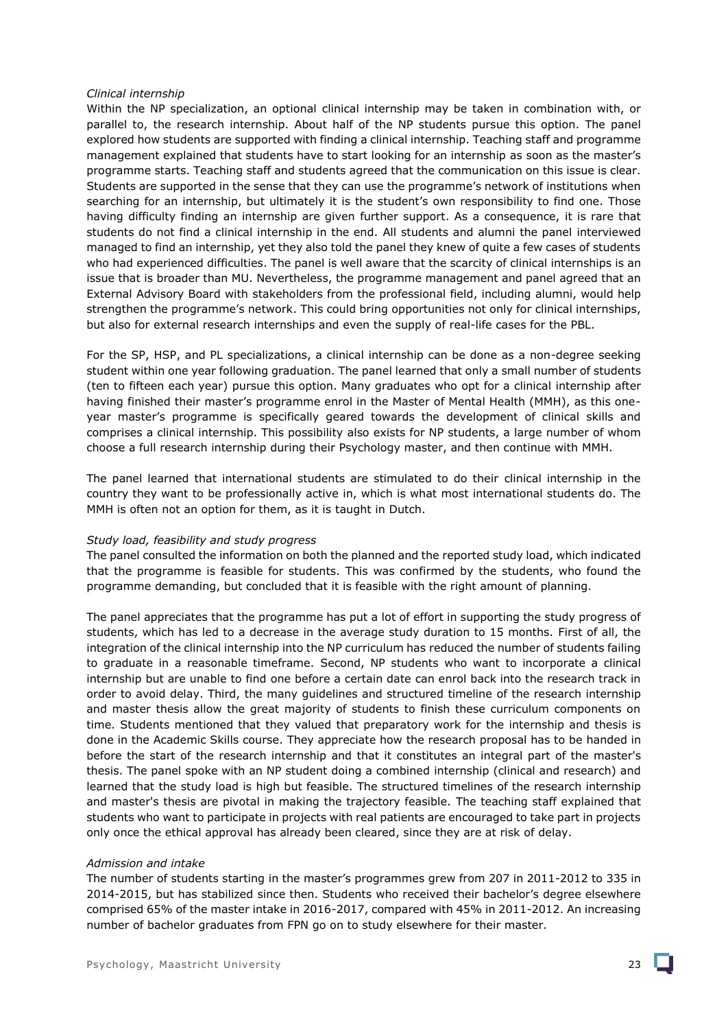*Clinical internship*

Within the NP specialization, an optional clinical internship may be taken in combination with, or parallel to, the research internship. About half of the NP students pursue this option. The panel explored how students are supported with finding a clinical internship. Teaching staff and programme management explained that students have to start looking for an internship as soon as the master's programme starts. Teaching staff and students agreed that the communication on this issue is clear. Students are supported in the sense that they can use the programme's network of institutions when searching for an internship, but ultimately it is the student's own responsibility to find one. Those having difficulty finding an internship are given further support. As a consequence, it is rare that students do not find a clinical internship in the end. All students and alumni the panel interviewed managed to find an internship, yet they also told the panel they knew of quite a few cases of students who had experienced difficulties. The panel is well aware that the scarcity of clinical internships is an issue that is broader than MU. Nevertheless, the programme management and panel agreed that an External Advisory Board with stakeholders from the professional field, including alumni, would help strengthen the programme's network. This could bring opportunities not only for clinical internships, but also for external research internships and even the supply of real-life cases for the PBL.

For the SP, HSP, and PL specializations, a clinical internship can be done as a non-degree seeking student within one year following graduation. The panel learned that only a small number of students (ten to fifteen each year) pursue this option. Many graduates who opt for a clinical internship after having finished their master's programme enrol in the Master of Mental Health (MMH), as this one-year master's programme is specifically geared towards the development of clinical skills and comprises a clinical internship. This possibility also exists for NP students, a large number of whom choose a full research internship during their Psychology master, and then continue with MMH.

The panel learned that international students are stimulated to do their clinical internship in the country they want to be professionally active in, which is what most international students do. The MMH is often not an option for them, as it is taught in Dutch.

*Study load, feasibility and study progress*

The panel consulted the information on both the planned and the reported study load, which indicated that the programme is feasible for students. This was confirmed by the students, who found the programme demanding, but concluded that it is feasible with the right amount of planning.

The panel appreciates that the programme has put a lot of effort in supporting the study progress of students, which has led to a decrease in the average study duration to 15 months. First of all, the integration of the clinical internship into the NP curriculum has reduced the number of students failing to graduate in a reasonable timeframe. Second, NP students who want to incorporate a clinical internship but are unable to find one before a certain date can enrol back into the research track in order to avoid delay. Third, the many guidelines and structured timeline of the research internship and master thesis allow the great majority of students to finish these curriculum components on time. Students mentioned that they valued that preparatory work for the internship and thesis is done in the Academic Skills course. They appreciate how the research proposal has to be handed in before the start of the research internship and that it constitutes an integral part of the master's thesis. The panel spoke with an NP student doing a combined internship (clinical and research) and learned that the study load is high but feasible. The structured timelines of the research internship and master's thesis are pivotal in making the trajectory feasible. The teaching staff explained that students who want to participate in projects with real patients are encouraged to take part in projects only once the ethical approval has already been cleared, since they are at risk of delay.

*Admission and intake*

The number of students starting in the master's programmes grew from 207 in 2011-2012 to 335 in 2014-2015, but has stabilized since then. Students who received their bachelor's degree elsewhere comprised 65% of the master intake in 2016-2017, compared with 45% in 2011-2012. An increasing number of bachelor graduates from FPN go on to study elsewhere for their master.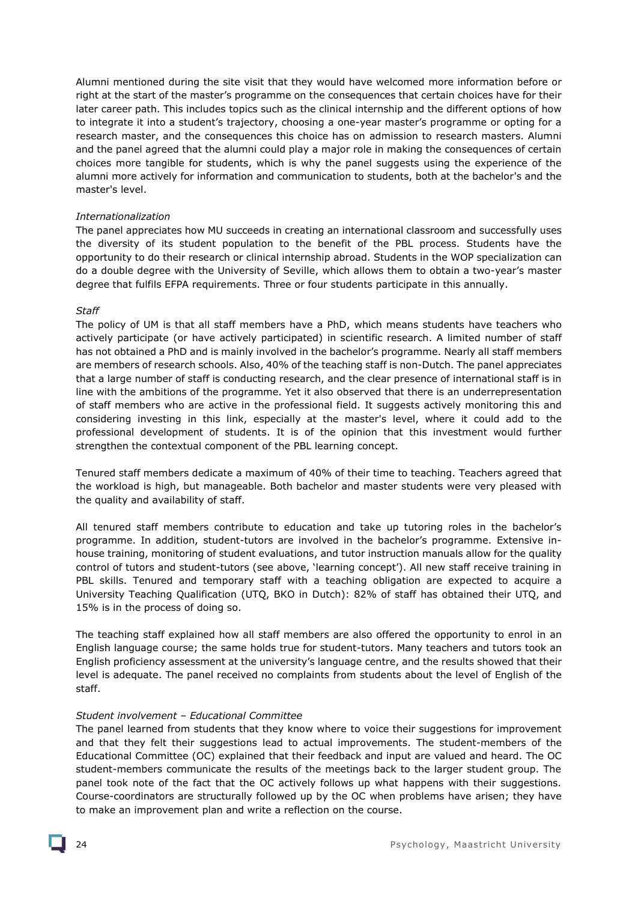Alumni mentioned during the site visit that they would have welcomed more information before or right at the start of the master's programme on the consequences that certain choices have for their later career path. This includes topics such as the clinical internship and the different options of how to integrate it into a student's trajectory, choosing a one-year master's programme or opting for a research master, and the consequences this choice has on admission to research masters. Alumni and the panel agreed that the alumni could play a major role in making the consequences of certain choices more tangible for students, which is why the panel suggests using the experience of the alumni more actively for information and communication to students, both at the bachelor's and the master's level.

*Internationalization*

The panel appreciates how MU succeeds in creating an international classroom and successfully uses the diversity of its student population to the benefit of the PBL process. Students have the opportunity to do their research or clinical internship abroad. Students in the WOP specialization can do a double degree with the University of Seville, which allows them to obtain a two-year's master degree that fulfils EFPA requirements. Three or four students participate in this annually.

*Staff*

The policy of UM is that all staff members have a PhD, which means students have teachers who actively participate (or have actively participated) in scientific research. A limited number of staff has not obtained a PhD and is mainly involved in the bachelor's programme. Nearly all staff members are members of research schools. Also, 40% of the teaching staff is non-Dutch. The panel appreciates that a large number of staff is conducting research, and the clear presence of international staff is in line with the ambitions of the programme. Yet it also observed that there is an underrepresentation of staff members who are active in the professional field. It suggests actively monitoring this and considering investing in this link, especially at the master's level, where it could add to the professional development of students. It is of the opinion that this investment would further strengthen the contextual component of the PBL learning concept.

Tenured staff members dedicate a maximum of 40% of their time to teaching. Teachers agreed that the workload is high, but manageable. Both bachelor and master students were very pleased with the quality and availability of staff.

All tenured staff members contribute to education and take up tutoring roles in the bachelor's programme. In addition, student-tutors are involved in the bachelor's programme. Extensive in-house training, monitoring of student evaluations, and tutor instruction manuals allow for the quality control of tutors and student-tutors (see above, 'learning concept'). All new staff receive training in PBL skills. Tenured and temporary staff with a teaching obligation are expected to acquire a University Teaching Qualification (UTQ, BKO in Dutch): 82% of staff has obtained their UTQ, and 15% is in the process of doing so.

The teaching staff explained how all staff members are also offered the opportunity to enrol in an English language course; the same holds true for student-tutors. Many teachers and tutors took an English proficiency assessment at the university's language centre, and the results showed that their level is adequate. The panel received no complaints from students about the level of English of the staff.

*Student involvement – Educational Committee*

The panel learned from students that they know where to voice their suggestions for improvement and that they felt their suggestions lead to actual improvements. The student-members of the Educational Committee (OC) explained that their feedback and input are valued and heard. The OC student-members communicate the results of the meetings back to the larger student group. The panel took note of the fact that the OC actively follows up what happens with their suggestions. Course-coordinators are structurally followed up by the OC when problems have arisen; they have to make an improvement plan and write a reflection on the course.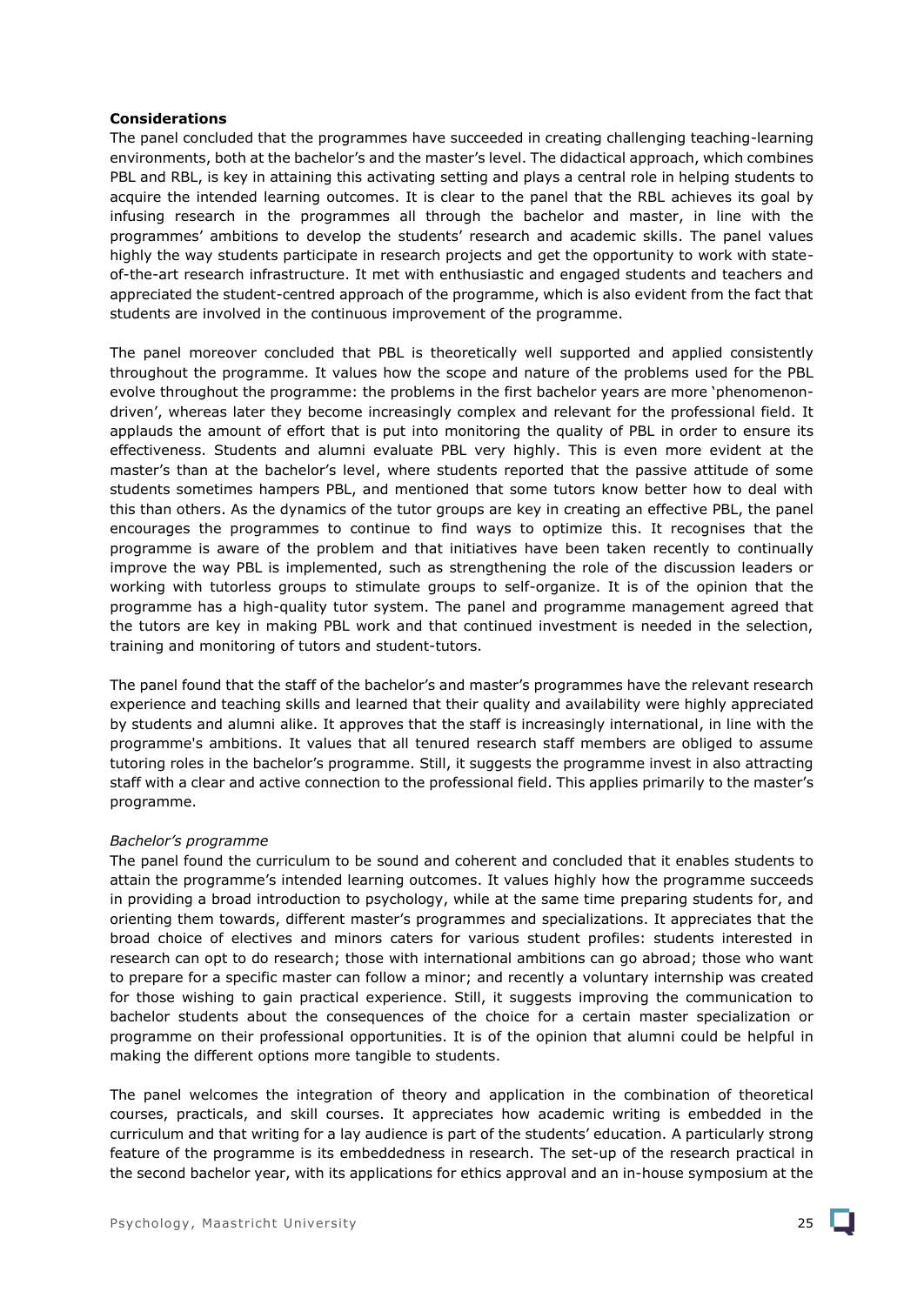**Considerations**

The panel concluded that the programmes have succeeded in creating challenging teaching-learning environments, both at the bachelor's and the master's level. The didactical approach, which combines PBL and RBL, is key in attaining this activating setting and plays a central role in helping students to acquire the intended learning outcomes. It is clear to the panel that the RBL achieves its goal by infusing research in the programmes all through the bachelor and master, in line with the programmes' ambitions to develop the students' research and academic skills. The panel values highly the way students participate in research projects and get the opportunity to work with state-of-the-art research infrastructure. It met with enthusiastic and engaged students and teachers and appreciated the student-centred approach of the programme, which is also evident from the fact that students are involved in the continuous improvement of the programme.

The panel moreover concluded that PBL is theoretically well supported and applied consistently throughout the programme. It values how the scope and nature of the problems used for the PBL evolve throughout the programme: the problems in the first bachelor years are more 'phenomenon-driven', whereas later they become increasingly complex and relevant for the professional field. It applauds the amount of effort that is put into monitoring the quality of PBL in order to ensure its effectiveness. Students and alumni evaluate PBL very highly. This is even more evident at the master's than at the bachelor's level, where students reported that the passive attitude of some students sometimes hampers PBL, and mentioned that some tutors know better how to deal with this than others. As the dynamics of the tutor groups are key in creating an effective PBL, the panel encourages the programmes to continue to find ways to optimize this. It recognises that the programme is aware of the problem and that initiatives have been taken recently to continually improve the way PBL is implemented, such as strengthening the role of the discussion leaders or working with tutorless groups to stimulate groups to self-organize. It is of the opinion that the programme has a high-quality tutor system. The panel and programme management agreed that the tutors are key in making PBL work and that continued investment is needed in the selection, training and monitoring of tutors and student-tutors.

The panel found that the staff of the bachelor's and master's programmes have the relevant research experience and teaching skills and learned that their quality and availability were highly appreciated by students and alumni alike. It approves that the staff is increasingly international, in line with the programme's ambitions. It values that all tenured research staff members are obliged to assume tutoring roles in the bachelor's programme. Still, it suggests the programme invest in also attracting staff with a clear and active connection to the professional field. This applies primarily to the master's programme.

*Bachelor's programme*

The panel found the curriculum to be sound and coherent and concluded that it enables students to attain the programme's intended learning outcomes. It values highly how the programme succeeds in providing a broad introduction to psychology, while at the same time preparing students for, and orienting them towards, different master's programmes and specializations. It appreciates that the broad choice of electives and minors caters for various student profiles: students interested in research can opt to do research; those with international ambitions can go abroad; those who want to prepare for a specific master can follow a minor; and recently a voluntary internship was created for those wishing to gain practical experience. Still, it suggests improving the communication to bachelor students about the consequences of the choice for a certain master specialization or programme on their professional opportunities. It is of the opinion that alumni could be helpful in making the different options more tangible to students.

The panel welcomes the integration of theory and application in the combination of theoretical courses, practicals, and skill courses. It appreciates how academic writing is embedded in the curriculum and that writing for a lay audience is part of the students' education. A particularly strong feature of the programme is its embeddedness in research. The set-up of the research practical in the second bachelor year, with its applications for ethics approval and an in-house symposium at the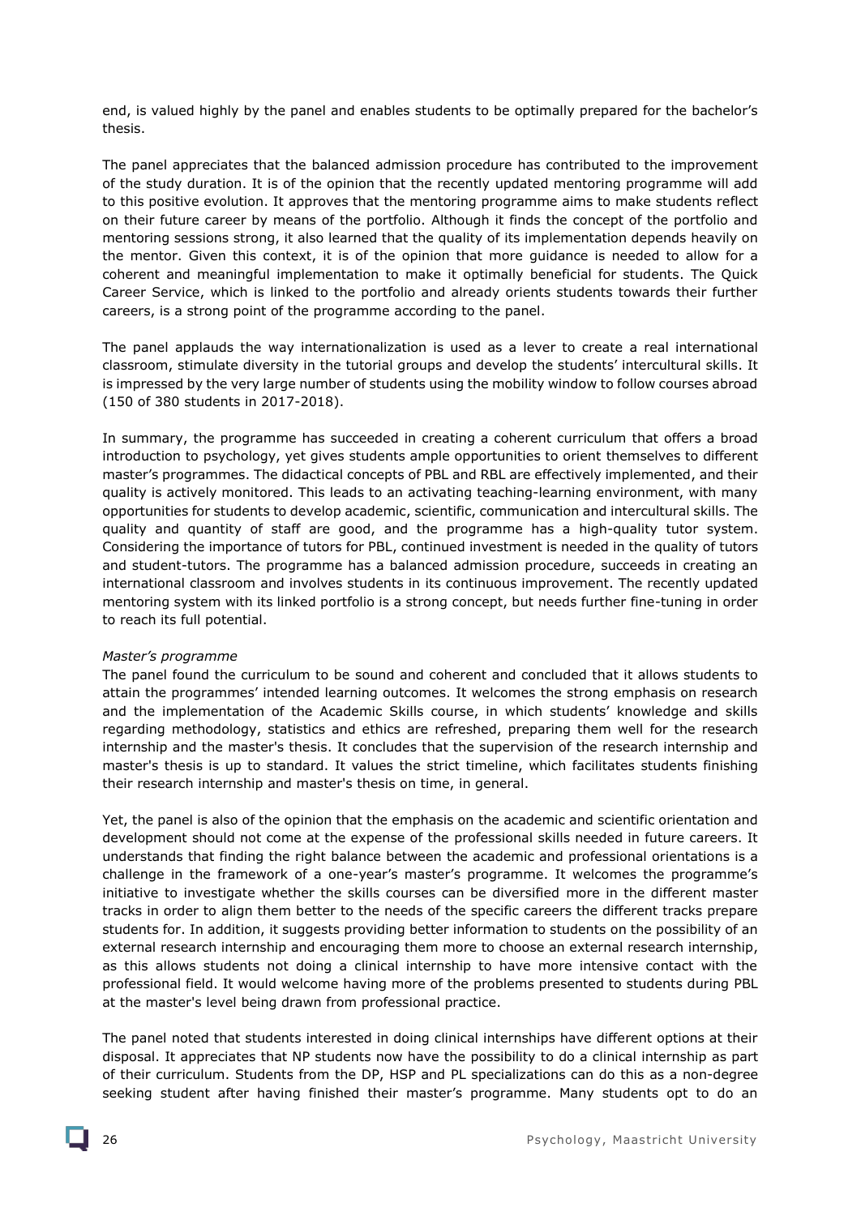end, is valued highly by the panel and enables students to be optimally prepared for the bachelor's thesis.

The panel appreciates that the balanced admission procedure has contributed to the improvement of the study duration. It is of the opinion that the recently updated mentoring programme will add to this positive evolution. It approves that the mentoring programme aims to make students reflect on their future career by means of the portfolio. Although it finds the concept of the portfolio and mentoring sessions strong, it also learned that the quality of its implementation depends heavily on the mentor. Given this context, it is of the opinion that more guidance is needed to allow for a coherent and meaningful implementation to make it optimally beneficial for students. The Quick Career Service, which is linked to the portfolio and already orients students towards their further careers, is a strong point of the programme according to the panel.

The panel applauds the way internationalization is used as a lever to create a real international classroom, stimulate diversity in the tutorial groups and develop the students' intercultural skills. It is impressed by the very large number of students using the mobility window to follow courses abroad (150 of 380 students in 2017-2018).

In summary, the programme has succeeded in creating a coherent curriculum that offers a broad introduction to psychology, yet gives students ample opportunities to orient themselves to different master's programmes. The didactical concepts of PBL and RBL are effectively implemented, and their quality is actively monitored. This leads to an activating teaching-learning environment, with many opportunities for students to develop academic, scientific, communication and intercultural skills. The quality and quantity of staff are good, and the programme has a high-quality tutor system. Considering the importance of tutors for PBL, continued investment is needed in the quality of tutors and student-tutors. The programme has a balanced admission procedure, succeeds in creating an international classroom and involves students in its continuous improvement. The recently updated mentoring system with its linked portfolio is a strong concept, but needs further fine-tuning in order to reach its full potential.

*Master's programme*
The panel found the curriculum to be sound and coherent and concluded that it allows students to attain the programmes' intended learning outcomes. It welcomes the strong emphasis on research and the implementation of the Academic Skills course, in which students' knowledge and skills regarding methodology, statistics and ethics are refreshed, preparing them well for the research internship and the master's thesis. It concludes that the supervision of the research internship and master's thesis is up to standard. It values the strict timeline, which facilitates students finishing their research internship and master's thesis on time, in general.

Yet, the panel is also of the opinion that the emphasis on the academic and scientific orientation and development should not come at the expense of the professional skills needed in future careers. It understands that finding the right balance between the academic and professional orientations is a challenge in the framework of a one-year's master's programme. It welcomes the programme's initiative to investigate whether the skills courses can be diversified more in the different master tracks in order to align them better to the needs of the specific careers the different tracks prepare students for. In addition, it suggests providing better information to students on the possibility of an external research internship and encouraging them more to choose an external research internship, as this allows students not doing a clinical internship to have more intensive contact with the professional field. It would welcome having more of the problems presented to students during PBL at the master's level being drawn from professional practice.

The panel noted that students interested in doing clinical internships have different options at their disposal. It appreciates that NP students now have the possibility to do a clinical internship as part of their curriculum. Students from the DP, HSP and PL specializations can do this as a non-degree seeking student after having finished their master's programme. Many students opt to do an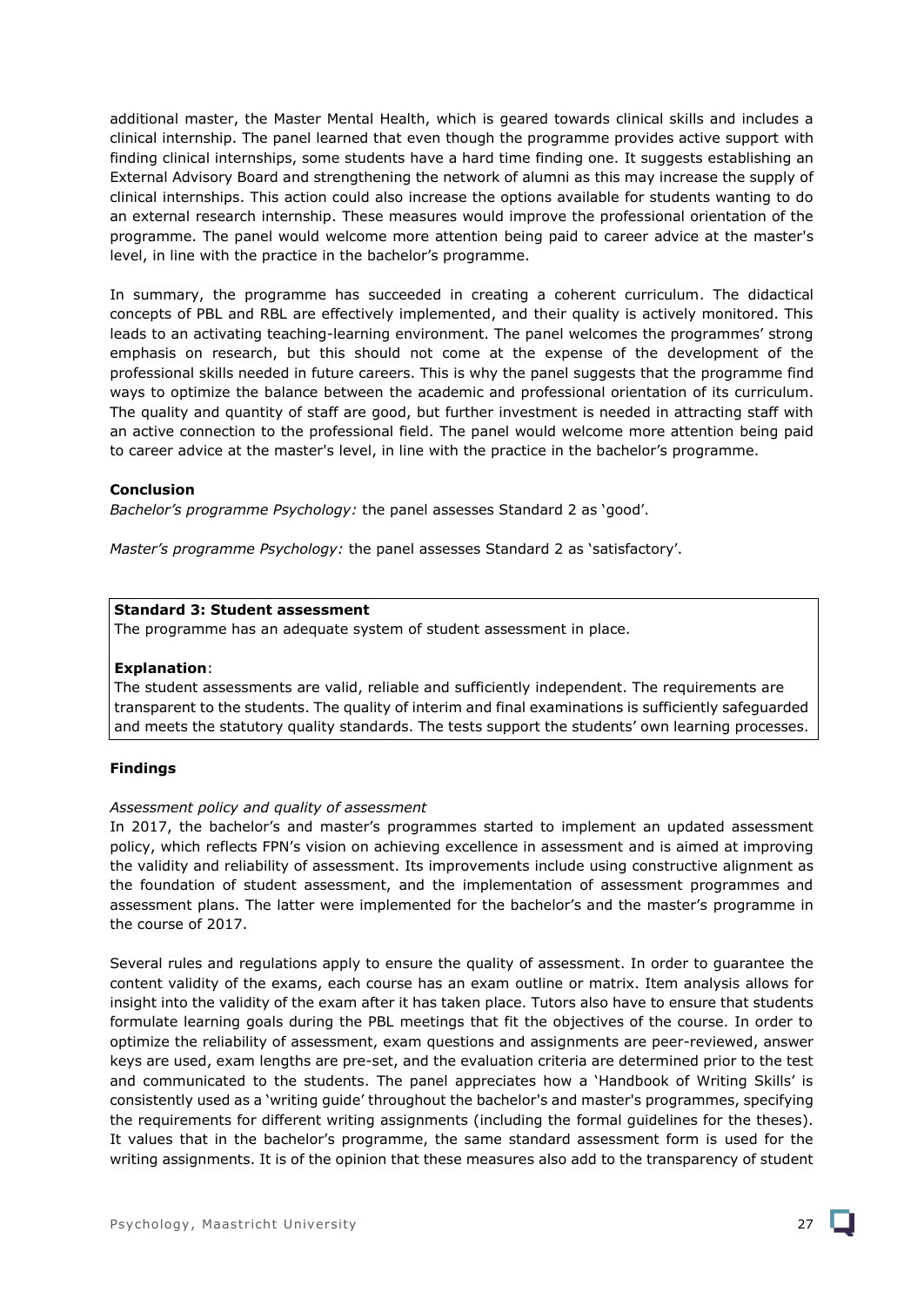additional master, the Master Mental Health, which is geared towards clinical skills and includes a clinical internship. The panel learned that even though the programme provides active support with finding clinical internships, some students have a hard time finding one. It suggests establishing an External Advisory Board and strengthening the network of alumni as this may increase the supply of clinical internships. This action could also increase the options available for students wanting to do an external research internship. These measures would improve the professional orientation of the programme. The panel would welcome more attention being paid to career advice at the master's level, in line with the practice in the bachelor's programme.

In summary, the programme has succeeded in creating a coherent curriculum. The didactical concepts of PBL and RBL are effectively implemented, and their quality is actively monitored. This leads to an activating teaching-learning environment. The panel welcomes the programmes' strong emphasis on research, but this should not come at the expense of the development of the professional skills needed in future careers. This is why the panel suggests that the programme find ways to optimize the balance between the academic and professional orientation of its curriculum. The quality and quantity of staff are good, but further investment is needed in attracting staff with an active connection to the professional field. The panel would welcome more attention being paid to career advice at the master's level, in line with the practice in the bachelor's programme.

**Conclusion**

*Bachelor's programme Psychology:* the panel assesses Standard 2 as 'good'.

*Master's programme Psychology:* the panel assesses Standard 2 as 'satisfactory'.

**Standard 3: Student assessment**

The programme has an adequate system of student assessment in place.

**Explanation**:

The student assessments are valid, reliable and sufficiently independent. The requirements are transparent to the students. The quality of interim and final examinations is sufficiently safeguarded and meets the statutory quality standards. The tests support the students' own learning processes.

**Findings**

*Assessment policy and quality of assessment*

In 2017, the bachelor's and master's programmes started to implement an updated assessment policy, which reflects FPN's vision on achieving excellence in assessment and is aimed at improving the validity and reliability of assessment. Its improvements include using constructive alignment as the foundation of student assessment, and the implementation of assessment programmes and assessment plans. The latter were implemented for the bachelor's and the master's programme in the course of 2017.

Several rules and regulations apply to ensure the quality of assessment. In order to guarantee the content validity of the exams, each course has an exam outline or matrix. Item analysis allows for insight into the validity of the exam after it has taken place. Tutors also have to ensure that students formulate learning goals during the PBL meetings that fit the objectives of the course. In order to optimize the reliability of assessment, exam questions and assignments are peer-reviewed, answer keys are used, exam lengths are pre-set, and the evaluation criteria are determined prior to the test and communicated to the students. The panel appreciates how a 'Handbook of Writing Skills' is consistently used as a 'writing guide' throughout the bachelor's and master's programmes, specifying the requirements for different writing assignments (including the formal guidelines for the theses). It values that in the bachelor's programme, the same standard assessment form is used for the writing assignments. It is of the opinion that these measures also add to the transparency of student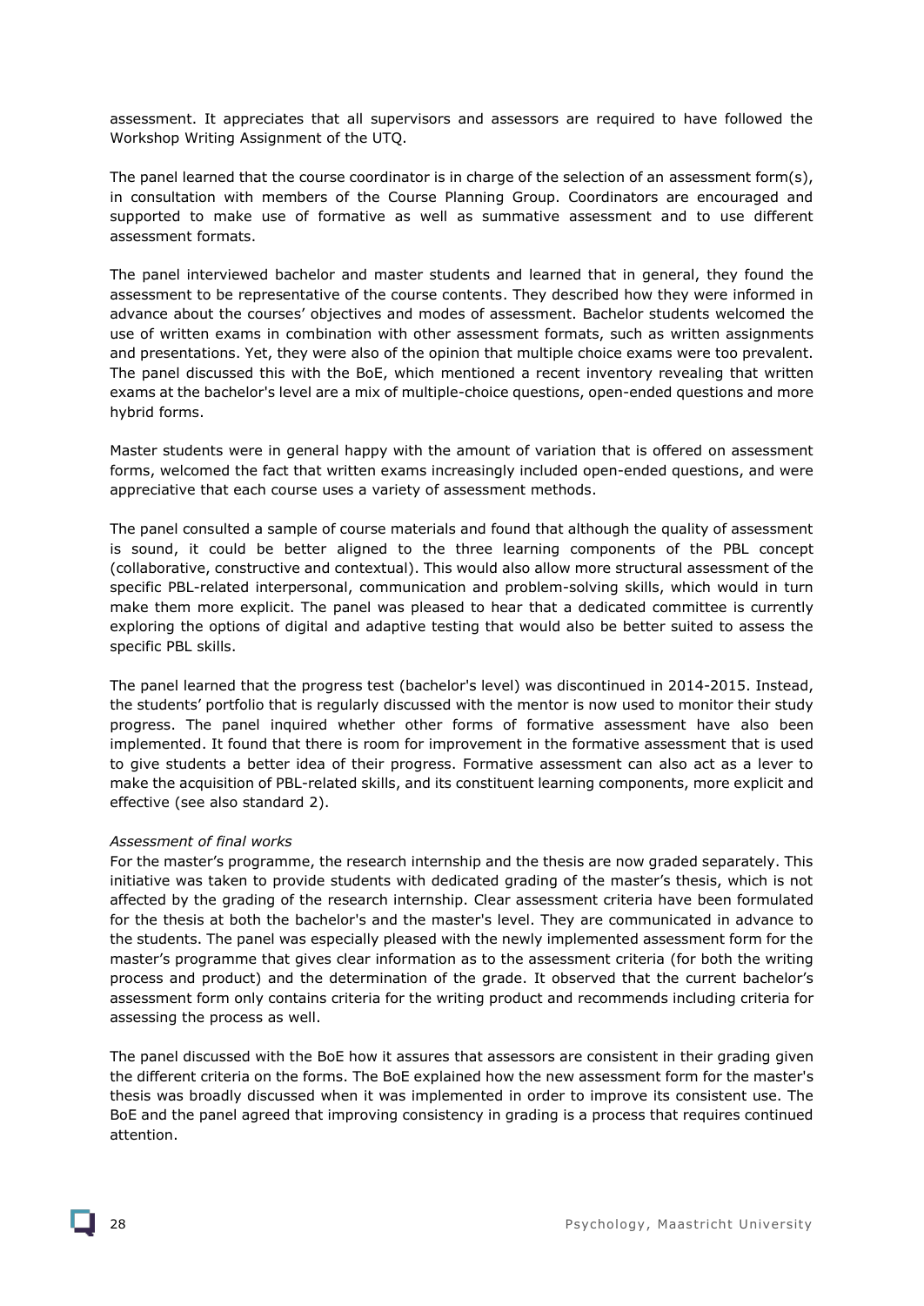assessment. It appreciates that all supervisors and assessors are required to have followed the Workshop Writing Assignment of the UTQ.

The panel learned that the course coordinator is in charge of the selection of an assessment form(s), in consultation with members of the Course Planning Group. Coordinators are encouraged and supported to make use of formative as well as summative assessment and to use different assessment formats.

The panel interviewed bachelor and master students and learned that in general, they found the assessment to be representative of the course contents. They described how they were informed in advance about the courses' objectives and modes of assessment. Bachelor students welcomed the use of written exams in combination with other assessment formats, such as written assignments and presentations. Yet, they were also of the opinion that multiple choice exams were too prevalent. The panel discussed this with the BoE, which mentioned a recent inventory revealing that written exams at the bachelor's level are a mix of multiple-choice questions, open-ended questions and more hybrid forms.

Master students were in general happy with the amount of variation that is offered on assessment forms, welcomed the fact that written exams increasingly included open-ended questions, and were appreciative that each course uses a variety of assessment methods.

The panel consulted a sample of course materials and found that although the quality of assessment is sound, it could be better aligned to the three learning components of the PBL concept (collaborative, constructive and contextual). This would also allow more structural assessment of the specific PBL-related interpersonal, communication and problem-solving skills, which would in turn make them more explicit. The panel was pleased to hear that a dedicated committee is currently exploring the options of digital and adaptive testing that would also be better suited to assess the specific PBL skills.

The panel learned that the progress test (bachelor's level) was discontinued in 2014-2015. Instead, the students' portfolio that is regularly discussed with the mentor is now used to monitor their study progress. The panel inquired whether other forms of formative assessment have also been implemented. It found that there is room for improvement in the formative assessment that is used to give students a better idea of their progress. Formative assessment can also act as a lever to make the acquisition of PBL-related skills, and its constituent learning components, more explicit and effective (see also standard 2).

*Assessment of final works*

For the master's programme, the research internship and the thesis are now graded separately. This initiative was taken to provide students with dedicated grading of the master's thesis, which is not affected by the grading of the research internship. Clear assessment criteria have been formulated for the thesis at both the bachelor's and the master's level. They are communicated in advance to the students. The panel was especially pleased with the newly implemented assessment form for the master's programme that gives clear information as to the assessment criteria (for both the writing process and product) and the determination of the grade. It observed that the current bachelor's assessment form only contains criteria for the writing product and recommends including criteria for assessing the process as well.

The panel discussed with the BoE how it assures that assessors are consistent in their grading given the different criteria on the forms. The BoE explained how the new assessment form for the master's thesis was broadly discussed when it was implemented in order to improve its consistent use. The BoE and the panel agreed that improving consistency in grading is a process that requires continued attention.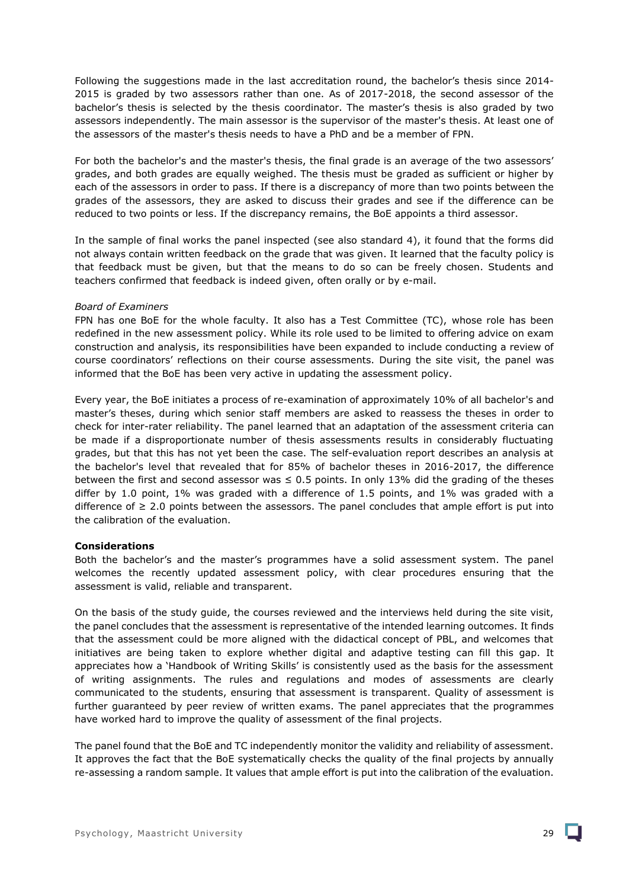Following the suggestions made in the last accreditation round, the bachelor's thesis since 2014-2015 is graded by two assessors rather than one. As of 2017-2018, the second assessor of the bachelor's thesis is selected by the thesis coordinator. The master's thesis is also graded by two assessors independently. The main assessor is the supervisor of the master's thesis. At least one of the assessors of the master's thesis needs to have a PhD and be a member of FPN.

For both the bachelor's and the master's thesis, the final grade is an average of the two assessors' grades, and both grades are equally weighed. The thesis must be graded as sufficient or higher by each of the assessors in order to pass. If there is a discrepancy of more than two points between the grades of the assessors, they are asked to discuss their grades and see if the difference can be reduced to two points or less. If the discrepancy remains, the BoE appoints a third assessor.

In the sample of final works the panel inspected (see also standard 4), it found that the forms did not always contain written feedback on the grade that was given. It learned that the faculty policy is that feedback must be given, but that the means to do so can be freely chosen. Students and teachers confirmed that feedback is indeed given, often orally or by e-mail.

*Board of Examiners*

FPN has one BoE for the whole faculty. It also has a Test Committee (TC), whose role has been redefined in the new assessment policy. While its role used to be limited to offering advice on exam construction and analysis, its responsibilities have been expanded to include conducting a review of course coordinators' reflections on their course assessments. During the site visit, the panel was informed that the BoE has been very active in updating the assessment policy.

Every year, the BoE initiates a process of re-examination of approximately 10% of all bachelor's and master's theses, during which senior staff members are asked to reassess the theses in order to check for inter-rater reliability. The panel learned that an adaptation of the assessment criteria can be made if a disproportionate number of thesis assessments results in considerably fluctuating grades, but that this has not yet been the case. The self-evaluation report describes an analysis at the bachelor's level that revealed that for 85% of bachelor theses in 2016-2017, the difference between the first and second assessor was ≤ 0.5 points. In only 13% did the grading of the theses differ by 1.0 point, 1% was graded with a difference of 1.5 points, and 1% was graded with a difference of ≥ 2.0 points between the assessors. The panel concludes that ample effort is put into the calibration of the evaluation.

**Considerations**

Both the bachelor's and the master's programmes have a solid assessment system. The panel welcomes the recently updated assessment policy, with clear procedures ensuring that the assessment is valid, reliable and transparent.

On the basis of the study guide, the courses reviewed and the interviews held during the site visit, the panel concludes that the assessment is representative of the intended learning outcomes. It finds that the assessment could be more aligned with the didactical concept of PBL, and welcomes that initiatives are being taken to explore whether digital and adaptive testing can fill this gap. It appreciates how a 'Handbook of Writing Skills' is consistently used as the basis for the assessment of writing assignments. The rules and regulations and modes of assessments are clearly communicated to the students, ensuring that assessment is transparent. Quality of assessment is further guaranteed by peer review of written exams. The panel appreciates that the programmes have worked hard to improve the quality of assessment of the final projects.

The panel found that the BoE and TC independently monitor the validity and reliability of assessment. It approves the fact that the BoE systematically checks the quality of the final projects by annually re-assessing a random sample. It values that ample effort is put into the calibration of the evaluation.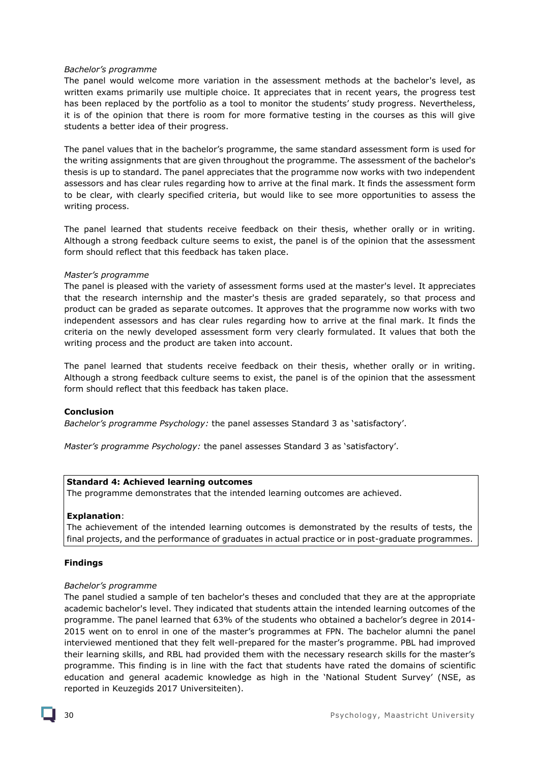*Bachelor's programme*

The panel would welcome more variation in the assessment methods at the bachelor's level, as written exams primarily use multiple choice. It appreciates that in recent years, the progress test has been replaced by the portfolio as a tool to monitor the students' study progress. Nevertheless, it is of the opinion that there is room for more formative testing in the courses as this will give students a better idea of their progress.

The panel values that in the bachelor's programme, the same standard assessment form is used for the writing assignments that are given throughout the programme. The assessment of the bachelor's thesis is up to standard. The panel appreciates that the programme now works with two independent assessors and has clear rules regarding how to arrive at the final mark. It finds the assessment form to be clear, with clearly specified criteria, but would like to see more opportunities to assess the writing process.

The panel learned that students receive feedback on their thesis, whether orally or in writing. Although a strong feedback culture seems to exist, the panel is of the opinion that the assessment form should reflect that this feedback has taken place.

*Master's programme*

The panel is pleased with the variety of assessment forms used at the master's level. It appreciates that the research internship and the master's thesis are graded separately, so that process and product can be graded as separate outcomes. It approves that the programme now works with two independent assessors and has clear rules regarding how to arrive at the final mark. It finds the criteria on the newly developed assessment form very clearly formulated. It values that both the writing process and the product are taken into account.

The panel learned that students receive feedback on their thesis, whether orally or in writing. Although a strong feedback culture seems to exist, the panel is of the opinion that the assessment form should reflect that this feedback has taken place.

**Conclusion**

*Bachelor's programme Psychology:* the panel assesses Standard 3 as 'satisfactory'.

*Master's programme Psychology:* the panel assesses Standard 3 as 'satisfactory'.

**Standard 4: Achieved learning outcomes**

The programme demonstrates that the intended learning outcomes are achieved.

**Explanation**:

The achievement of the intended learning outcomes is demonstrated by the results of tests, the final projects, and the performance of graduates in actual practice or in post-graduate programmes.

**Findings**

*Bachelor's programme*

The panel studied a sample of ten bachelor's theses and concluded that they are at the appropriate academic bachelor's level. They indicated that students attain the intended learning outcomes of the programme. The panel learned that 63% of the students who obtained a bachelor's degree in 2014-2015 went on to enrol in one of the master's programmes at FPN. The bachelor alumni the panel interviewed mentioned that they felt well-prepared for the master's programme. PBL had improved their learning skills, and RBL had provided them with the necessary research skills for the master's programme. This finding is in line with the fact that students have rated the domains of scientific education and general academic knowledge as high in the 'National Student Survey' (NSE, as reported in Keuzegids 2017 Universiteiten).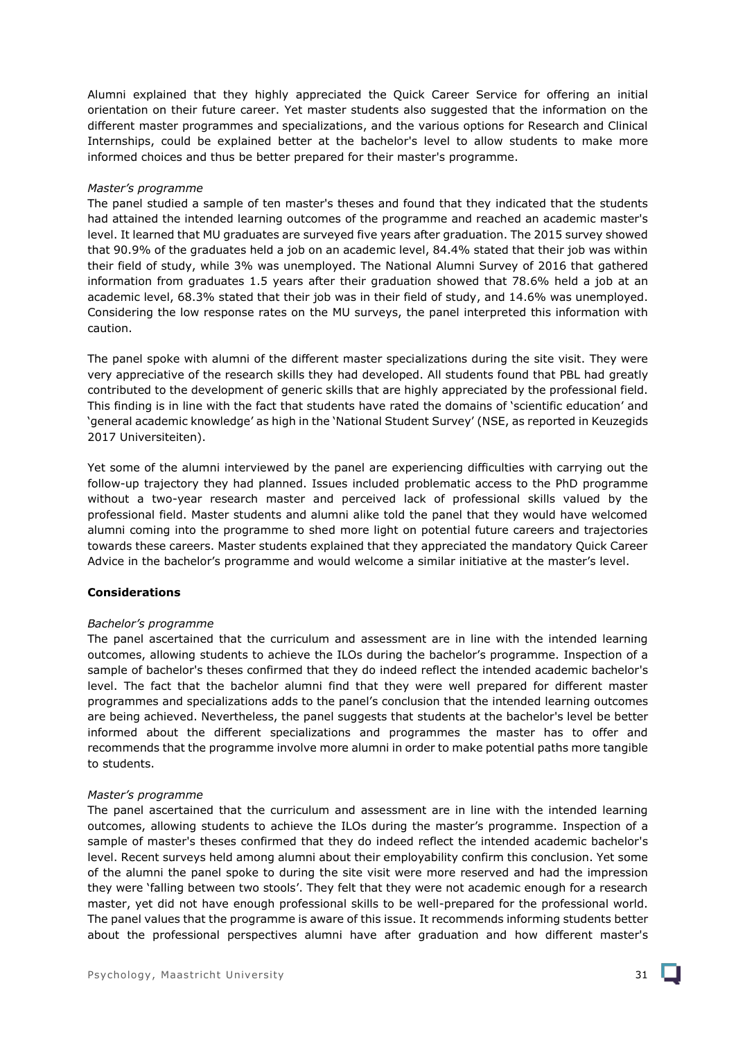Alumni explained that they highly appreciated the Quick Career Service for offering an initial orientation on their future career. Yet master students also suggested that the information on the different master programmes and specializations, and the various options for Research and Clinical Internships, could be explained better at the bachelor's level to allow students to make more informed choices and thus be better prepared for their master's programme.

*Master's programme*

The panel studied a sample of ten master's theses and found that they indicated that the students had attained the intended learning outcomes of the programme and reached an academic master's level. It learned that MU graduates are surveyed five years after graduation. The 2015 survey showed that 90.9% of the graduates held a job on an academic level, 84.4% stated that their job was within their field of study, while 3% was unemployed. The National Alumni Survey of 2016 that gathered information from graduates 1.5 years after their graduation showed that 78.6% held a job at an academic level, 68.3% stated that their job was in their field of study, and 14.6% was unemployed. Considering the low response rates on the MU surveys, the panel interpreted this information with caution.

The panel spoke with alumni of the different master specializations during the site visit. They were very appreciative of the research skills they had developed. All students found that PBL had greatly contributed to the development of generic skills that are highly appreciated by the professional field. This finding is in line with the fact that students have rated the domains of 'scientific education' and 'general academic knowledge' as high in the 'National Student Survey' (NSE, as reported in Keuzegids 2017 Universiteiten).

Yet some of the alumni interviewed by the panel are experiencing difficulties with carrying out the follow-up trajectory they had planned. Issues included problematic access to the PhD programme without a two-year research master and perceived lack of professional skills valued by the professional field. Master students and alumni alike told the panel that they would have welcomed alumni coming into the programme to shed more light on potential future careers and trajectories towards these careers. Master students explained that they appreciated the mandatory Quick Career Advice in the bachelor's programme and would welcome a similar initiative at the master's level.

**Considerations**

*Bachelor's programme*

The panel ascertained that the curriculum and assessment are in line with the intended learning outcomes, allowing students to achieve the ILOs during the bachelor's programme. Inspection of a sample of bachelor's theses confirmed that they do indeed reflect the intended academic bachelor's level. The fact that the bachelor alumni find that they were well prepared for different master programmes and specializations adds to the panel's conclusion that the intended learning outcomes are being achieved. Nevertheless, the panel suggests that students at the bachelor's level be better informed about the different specializations and programmes the master has to offer and recommends that the programme involve more alumni in order to make potential paths more tangible to students.

*Master's programme*

The panel ascertained that the curriculum and assessment are in line with the intended learning outcomes, allowing students to achieve the ILOs during the master's programme. Inspection of a sample of master's theses confirmed that they do indeed reflect the intended academic bachelor's level. Recent surveys held among alumni about their employability confirm this conclusion. Yet some of the alumni the panel spoke to during the site visit were more reserved and had the impression they were 'falling between two stools'. They felt that they were not academic enough for a research master, yet did not have enough professional skills to be well-prepared for the professional world. The panel values that the programme is aware of this issue. It recommends informing students better about the professional perspectives alumni have after graduation and how different master's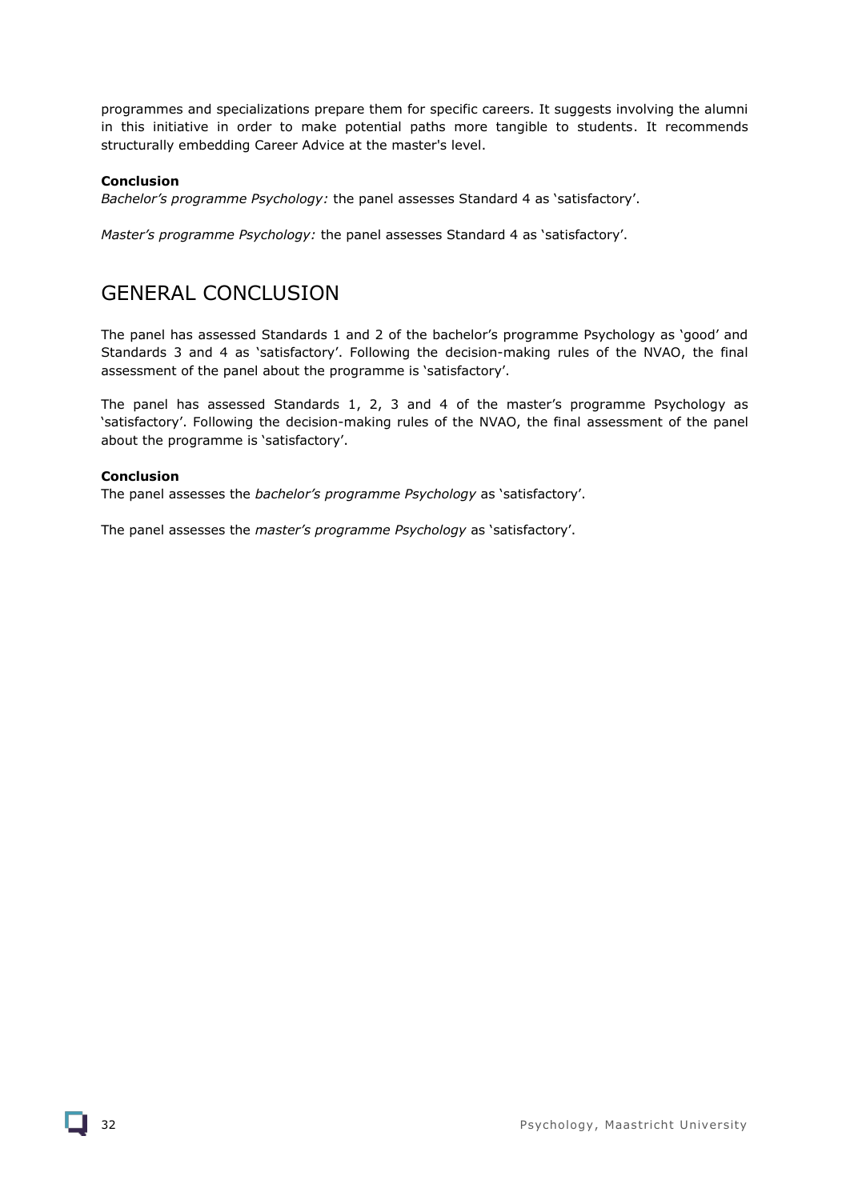programmes and specializations prepare them for specific careers. It suggests involving the alumni in this initiative in order to make potential paths more tangible to students. It recommends structurally embedding Career Advice at the master's level.

**Conclusion**

*Bachelor's programme Psychology:* the panel assesses Standard 4 as 'satisfactory'.

*Master's programme Psychology:* the panel assesses Standard 4 as 'satisfactory'.

# GENERAL CONCLUSION

The panel has assessed Standards 1 and 2 of the bachelor's programme Psychology as 'good' and Standards 3 and 4 as 'satisfactory'. Following the decision-making rules of the NVAO, the final assessment of the panel about the programme is 'satisfactory'.

The panel has assessed Standards 1, 2, 3 and 4 of the master's programme Psychology as 'satisfactory'. Following the decision-making rules of the NVAO, the final assessment of the panel about the programme is 'satisfactory'.

**Conclusion**

The panel assesses the *bachelor's programme Psychology* as 'satisfactory'.

The panel assesses the *master's programme Psychology* as 'satisfactory'.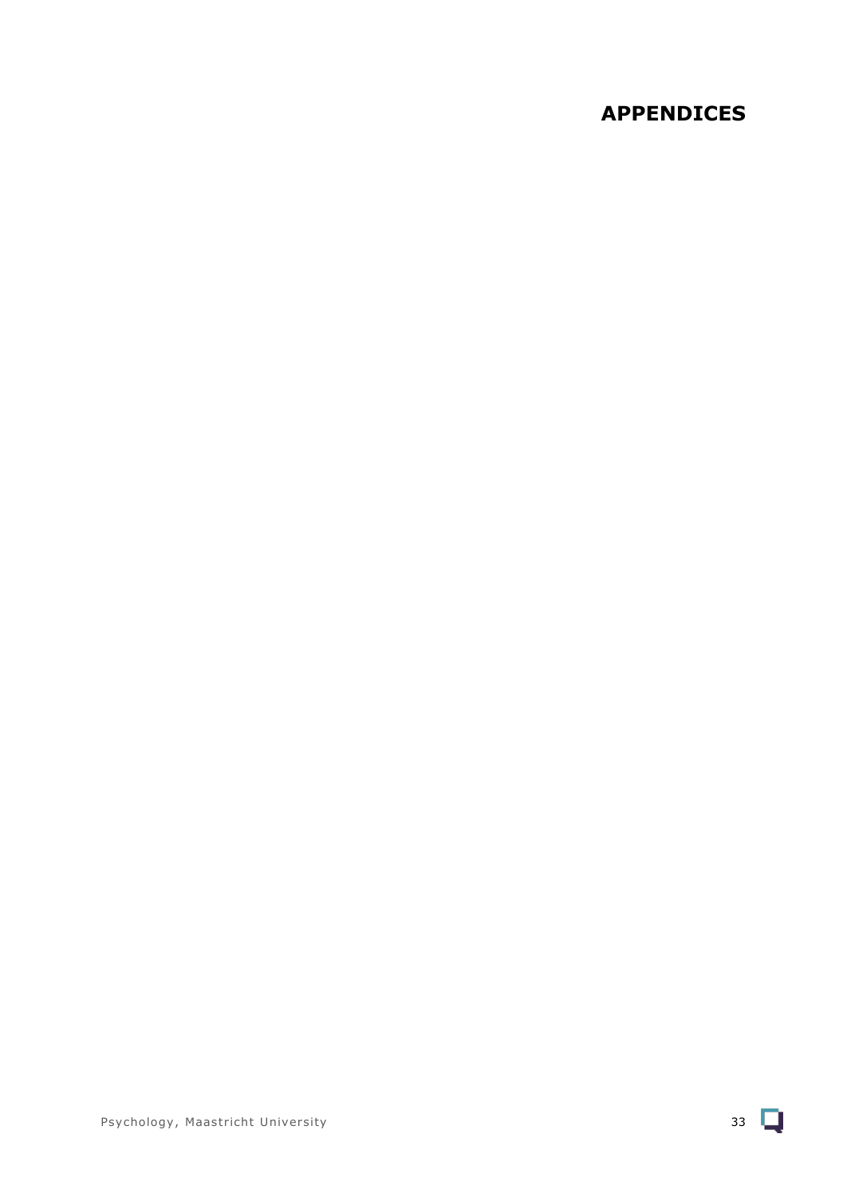# APPENDICES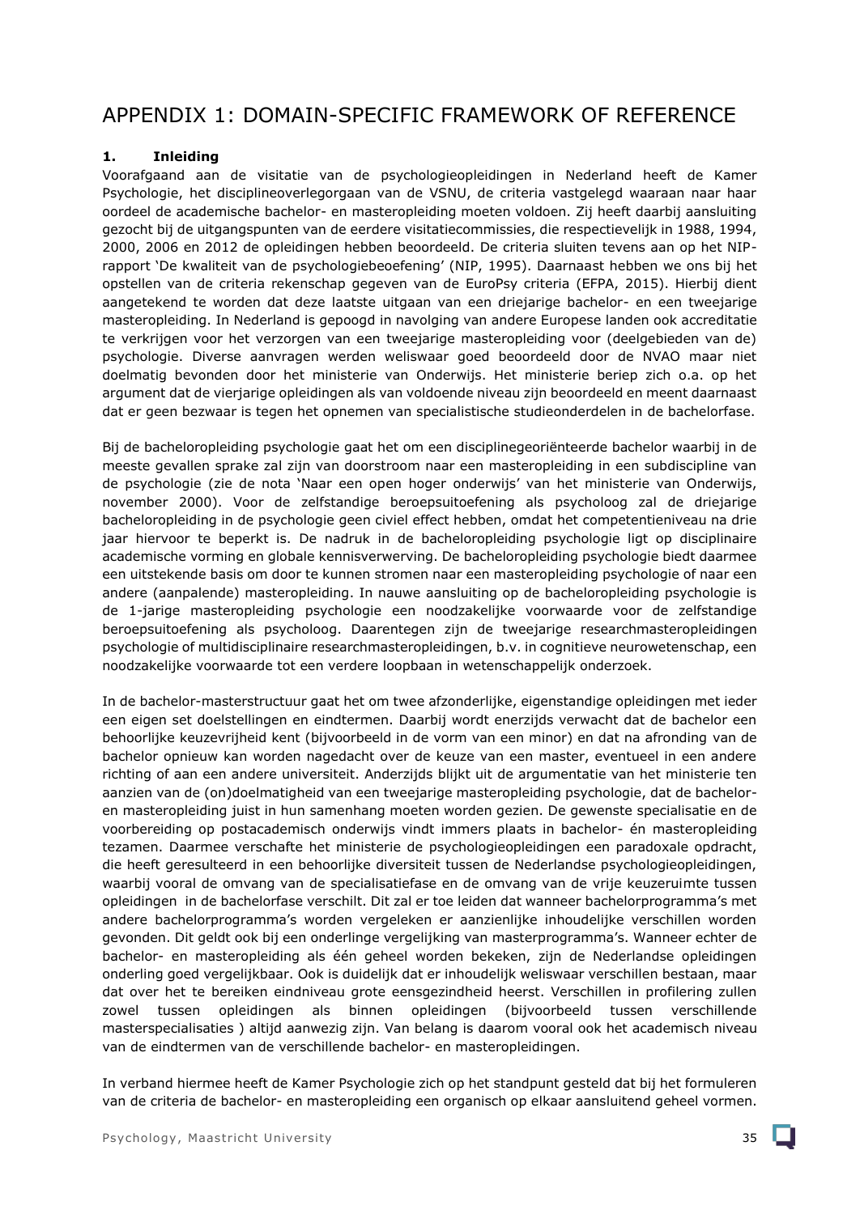# APPENDIX 1: DOMAIN-SPECIFIC FRAMEWORK OF REFERENCE

## 1. Inleiding

Voorafgaand aan de visitatie van de psychologieopleidingen in Nederland heeft de Kamer Psychologie, het disciplineoverlegorgaan van de VSNU, de criteria vastgelegd waaraan naar haar oordeel de academische bachelor- en masteropleiding moeten voldoen. Zij heeft daarbij aansluiting gezocht bij de uitgangspunten van de eerdere visitatiecommissies, die respectievelijk in 1988, 1994, 2000, 2006 en 2012 de opleidingen hebben beoordeeld. De criteria sluiten tevens aan op het NIP-rapport 'De kwaliteit van de psychologiebeoefening' (NIP, 1995). Daarnaast hebben we ons bij het opstellen van de criteria rekenschap gegeven van de EuroPsy criteria (EFPA, 2015). Hierbij dient aangetekend te worden dat deze laatste uitgaan van een driejarige bachelor- en een tweejarige masteropleiding. In Nederland is gepoogd in navolging van andere Europese landen ook accreditatie te verkrijgen voor het verzorgen van een tweejarige masteropleiding voor (deelgebieden van de) psychologie. Diverse aanvragen werden weliswaar goed beoordeeld door de NVAO maar niet doelmatig bevonden door het ministerie van Onderwijs. Het ministerie beriep zich o.a. op het argument dat de vierjarige opleidingen als van voldoende niveau zijn beoordeeld en meent daarnaast dat er geen bezwaar is tegen het opnemen van specialistische studieonderdelen in de bachelorfase.

Bij de bacheloropleiding psychologie gaat het om een disciplinegeoriënteerde bachelor waarbij in de meeste gevallen sprake zal zijn van doorstroom naar een masteropleiding in een subdiscipline van de psychologie (zie de nota 'Naar een open hoger onderwijs' van het ministerie van Onderwijs, november 2000). Voor de zelfstandige beroepsuitoefening als psycholoog zal de driejarige bacheloropleiding in de psychologie geen civiel effect hebben, omdat het competentieniveau na drie jaar hiervoor te beperkt is. De nadruk in de bacheloropleiding psychologie ligt op disciplinaire academische vorming en globale kennisverwerving. De bacheloropleiding psychologie biedt daarmee een uitstekende basis om door te kunnen stromen naar een masteropleiding psychologie of naar een andere (aanpalende) masteropleiding. In nauwe aansluiting op de bacheloropleiding psychologie is de 1-jarige masteropleiding psychologie een noodzakelijke voorwaarde voor de zelfstandige beroepsuitoefening als psycholoog. Daarentegen zijn de tweejarige researchmasteropleidingen psychologie of multidisciplinaire researchmasteropleidingen, b.v. in cognitieve neurowetenschap, een noodzakelijke voorwaarde tot een verdere loopbaan in wetenschappelijk onderzoek.

In de bachelor-masterstructuur gaat het om twee afzonderlijke, eigenstandige opleidingen met ieder een eigen set doelstellingen en eindtermen. Daarbij wordt enerzijds verwacht dat de bachelor een behoorlijke keuzevrijheid kent (bijvoorbeeld in de vorm van een minor) en dat na afronding van de bachelor opnieuw kan worden nagedacht over de keuze van een master, eventueel in een andere richting of aan een andere universiteit. Anderzijds blijkt uit de argumentatie van het ministerie ten aanzien van de (on)doelmatigheid van een tweejarige masteropleiding psychologie, dat de bachelor- en masteropleiding juist in hun samenhang moeten worden gezien. De gewenste specialisatie en de voorbereiding op postacademisch onderwijs vindt immers plaats in bachelor- én masteropleiding tezamen. Daarmee verschafte het ministerie de psychologieopleidingen een paradoxale opdracht, die heeft geresulteerd in een behoorlijke diversiteit tussen de Nederlandse psychologieopleidingen, waarbij vooral de omvang van de specialisatiefase en de omvang van de vrije keuzeruimte tussen opleidingen in de bachelorfase verschilt. Dit zal er toe leiden dat wanneer bachelorprogramma's met andere bachelorprogramma's worden vergeleken er aanzienlijke inhoudelijke verschillen worden gevonden. Dit geldt ook bij een onderlinge vergelijking van masterprogramma's. Wanneer echter de bachelor- en masteropleiding als één geheel worden bekeken, zijn de Nederlandse opleidingen onderling goed vergelijkbaar. Ook is duidelijk dat er inhoudelijk weliswaar verschillen bestaan, maar dat over het te bereiken eindniveau grote eensgezindheid heerst. Verschillen in profilering zullen zowel tussen opleidingen als binnen opleidingen (bijvoorbeeld tussen verschillende masterspecialisaties ) altijd aanwezig zijn. Van belang is daarom vooral ook het academisch niveau van de eindtermen van de verschillende bachelor- en masteropleidingen.

In verband hiermee heeft de Kamer Psychologie zich op het standpunt gesteld dat bij het formuleren van de criteria de bachelor- en masteropleiding een organisch op elkaar aansluitend geheel vormen.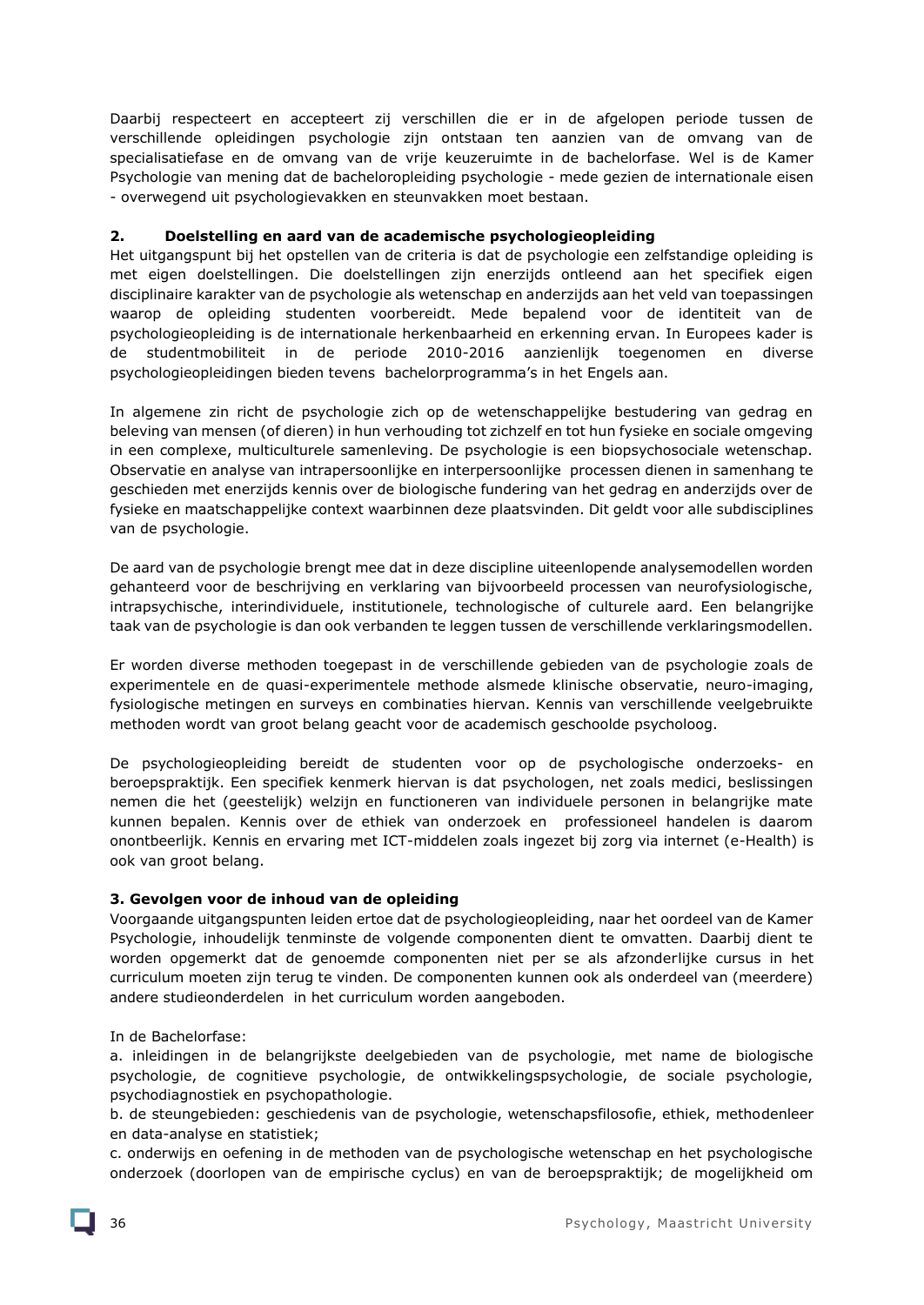Daarbij respecteert en accepteert zij verschillen die er in de afgelopen periode tussen de verschillende opleidingen psychologie zijn ontstaan ten aanzien van de omvang van de specialisatiefase en de omvang van de vrije keuzeruimte in de bachelorfase. Wel is de Kamer Psychologie van mening dat de bacheloropleiding psychologie - mede gezien de internationale eisen - overwegend uit psychologievakken en steunvakken moet bestaan.

**2. Doelstelling en aard van de academische psychologieopleiding**

Het uitgangspunt bij het opstellen van de criteria is dat de psychologie een zelfstandige opleiding is met eigen doelstellingen. Die doelstellingen zijn enerzijds ontleend aan het specifiek eigen disciplinaire karakter van de psychologie als wetenschap en anderzijds aan het veld van toepassingen waarop de opleiding studenten voorbereidt. Mede bepalend voor de identiteit van de psychologieopleiding is de internationale herkenbaarheid en erkenning ervan. In Europees kader is de studentmobiliteit in de periode 2010-2016 aanzienlijk toegenomen en diverse psychologieopleidingen bieden tevens bachelorprogramma's in het Engels aan.

In algemene zin richt de psychologie zich op de wetenschappelijke bestudering van gedrag en beleving van mensen (of dieren) in hun verhouding tot zichzelf en tot hun fysieke en sociale omgeving in een complexe, multiculturele samenleving. De psychologie is een biopsychosociale wetenschap. Observatie en analyse van intrapersoonlijke en interpersoonlijke processen dienen in samenhang te geschieden met enerzijds kennis over de biologische fundering van het gedrag en anderzijds over de fysieke en maatschappelijke context waarbinnen deze plaatsvinden. Dit geldt voor alle subdisciplines van de psychologie.

De aard van de psychologie brengt mee dat in deze discipline uiteenlopende analysemodellen worden gehanteerd voor de beschrijving en verklaring van bijvoorbeeld processen van neurofysiologische, intrapsychische, interindividuele, institutionele, technologische of culturele aard. Een belangrijke taak van de psychologie is dan ook verbanden te leggen tussen de verschillende verklaringsmodellen.

Er worden diverse methoden toegepast in de verschillende gebieden van de psychologie zoals de experimentele en de quasi-experimentele methode alsmede klinische observatie, neuro-imaging, fysiologische metingen en surveys en combinaties hiervan. Kennis van verschillende veelgebruikte methoden wordt van groot belang geacht voor de academisch geschoolde psycholoog.

De psychologieopleiding bereidt de studenten voor op de psychologische onderzoeks- en beroepspraktijk. Een specifiek kenmerk hiervan is dat psychologen, net zoals medici, beslissingen nemen die het (geestelijk) welzijn en functioneren van individuele personen in belangrijke mate kunnen bepalen. Kennis over de ethiek van onderzoek en professioneel handelen is daarom onontbeerlijk. Kennis en ervaring met ICT-middelen zoals ingezet bij zorg via internet (e-Health) is ook van groot belang.

**3. Gevolgen voor de inhoud van de opleiding**

Voorgaande uitgangspunten leiden ertoe dat de psychologieopleiding, naar het oordeel van de Kamer Psychologie, inhoudelijk tenminste de volgende componenten dient te omvatten. Daarbij dient te worden opgemerkt dat de genoemde componenten niet per se als afzonderlijke cursus in het curriculum moeten zijn terug te vinden. De componenten kunnen ook als onderdeel van (meerdere) andere studieonderdelen in het curriculum worden aangeboden.

In de Bachelorfase:

a. inleidingen in de belangrijkste deelgebieden van de psychologie, met name de biologische psychologie, de cognitieve psychologie, de ontwikkelingspsychologie, de sociale psychologie, psychodiagnostiek en psychopathologie.

b. de steungebieden: geschiedenis van de psychologie, wetenschapsfilosofie, ethiek, methodenleer en data-analyse en statistiek;

c. onderwijs en oefening in de methoden van de psychologische wetenschap en het psychologische onderzoek (doorlopen van de empirische cyclus) en van de beroepspraktijk; de mogelijkheid om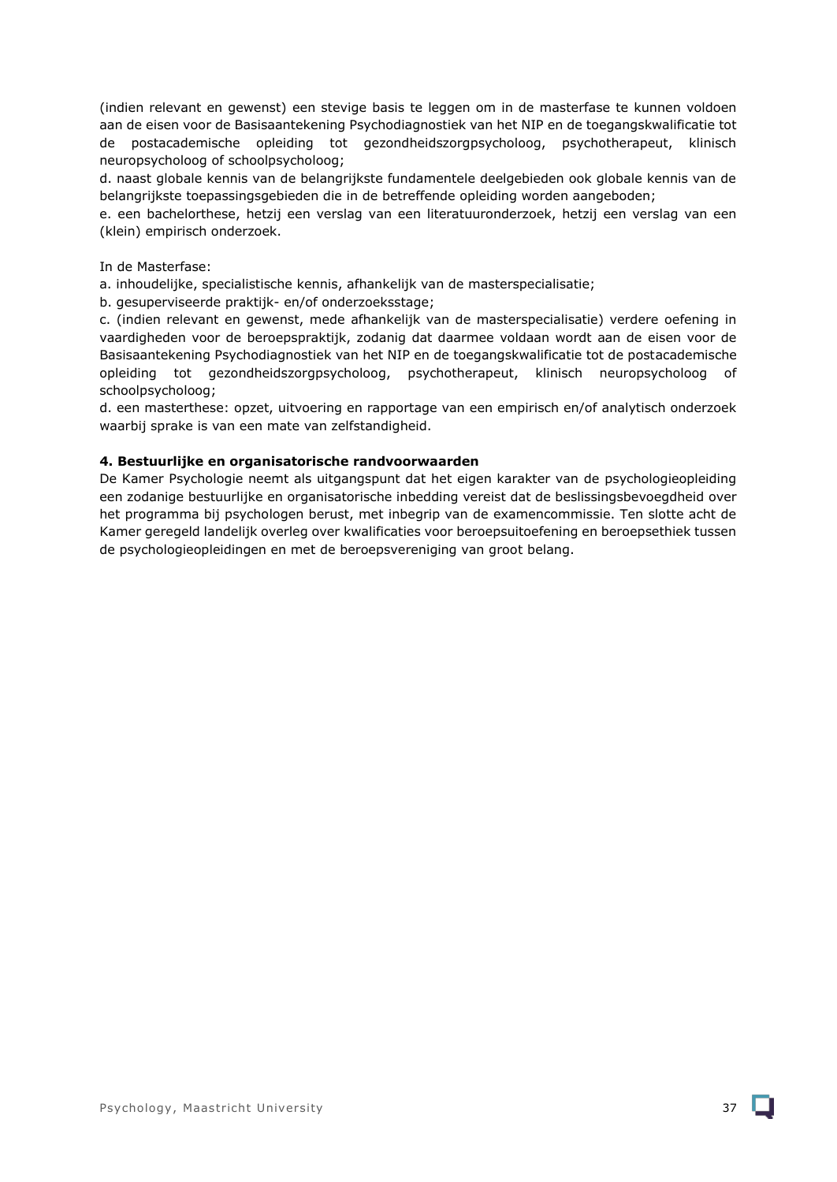(indien relevant en gewenst) een stevige basis te leggen om in de masterfase te kunnen voldoen aan de eisen voor de Basisaantekening Psychodiagnostiek van het NIP en de toegangskwalificatie tot de postacademische opleiding tot gezondheidszorgpsycholoog, psychotherapeut, klinisch neuropsycholoog of schoolpsycholoog;

d. naast globale kennis van de belangrijkste fundamentele deelgebieden ook globale kennis van de belangrijkste toepassingsgebieden die in de betreffende opleiding worden aangeboden;

e. een bachelorthese, hetzij een verslag van een literatuuronderzoek, hetzij een verslag van een (klein) empirisch onderzoek.

In de Masterfase:

a. inhoudelijke, specialistische kennis, afhankelijk van de masterspecialisatie;

b. gesuperviseerde praktijk- en/of onderzoeksstage;

c. (indien relevant en gewenst, mede afhankelijk van de masterspecialisatie) verdere oefening in vaardigheden voor de beroepspraktijk, zodanig dat daarmee voldaan wordt aan de eisen voor de Basisaantekening Psychodiagnostiek van het NIP en de toegangskwalificatie tot de postacademische opleiding tot gezondheidszorgpsycholoog, psychotherapeut, klinisch neuropsycholoog of schoolpsycholoog;

d. een masterthese: opzet, uitvoering en rapportage van een empirisch en/of analytisch onderzoek waarbij sprake is van een mate van zelfstandigheid.

**4. Bestuurlijke en organisatorische randvoorwaarden**

De Kamer Psychologie neemt als uitgangspunt dat het eigen karakter van de psychologieopleiding een zodanige bestuurlijke en organisatorische inbedding vereist dat de beslissingsbevoegdheid over het programma bij psychologen berust, met inbegrip van de examencommissie. Ten slotte acht de Kamer geregeld landelijk overleg over kwalificaties voor beroepsuitoefening en beroepsethiek tussen de psychologieopleidingen en met de beroepsvereniging van groot belang.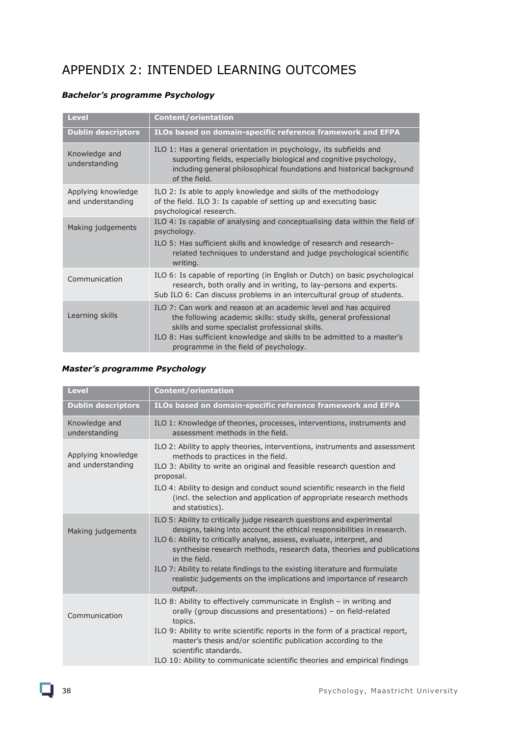# APPENDIX 2: INTENDED LEARNING OUTCOMES

***Bachelor's programme Psychology***

| Level | Content/orientation |
|---|---|
| **Dublin descriptors** | **ILOs based on domain-specific reference framework and EFPA** |
| Knowledge and understanding | ILO 1: Has a general orientation in psychology, its subfields and supporting fields, especially biological and cognitive psychology, including general philosophical foundations and historical background of the field. |
| Applying knowledge and understanding | ILO 2: Is able to apply knowledge and skills of the methodology of the field. ILO 3: Is capable of setting up and executing basic psychological research. |
| Making judgements | ILO 4: Is capable of analysing and conceptualising data within the field of psychology.<br>ILO 5: Has sufficient skills and knowledge of research and research-related techniques to understand and judge psychological scientific writing. |
| Communication | ILO 6: Is capable of reporting (in English or Dutch) on basic psychological research, both orally and in writing, to lay-persons and experts.<br>Sub ILO 6: Can discuss problems in an intercultural group of students. |
| Learning skills | ILO 7: Can work and reason at an academic level and has acquired the following academic skills: study skills, general professional skills and some specialist professional skills.<br>ILO 8: Has sufficient knowledge and skills to be admitted to a master's programme in the field of psychology. |

***Master's programme Psychology***

| Level | Content/orientation |
|---|---|
| **Dublin descriptors** | **ILOs based on domain-specific reference framework and EFPA** |
| Knowledge and understanding | ILO 1: Knowledge of theories, processes, interventions, instruments and assessment methods in the field. |
| Applying knowledge and understanding | ILO 2: Ability to apply theories, interventions, instruments and assessment methods to practices in the field.<br>ILO 3: Ability to write an original and feasible research question and proposal.<br>ILO 4: Ability to design and conduct sound scientific research in the field (incl. the selection and application of appropriate research methods and statistics). |
| Making judgements | ILO 5: Ability to critically judge research questions and experimental designs, taking into account the ethical responsibilities in research.<br>ILO 6: Ability to critically analyse, assess, evaluate, interpret, and synthesise research methods, research data, theories and publications in the field.<br>ILO 7: Ability to relate findings to the existing literature and formulate realistic judgements on the implications and importance of research output. |
| Communication | ILO 8: Ability to effectively communicate in English – in writing and orally (group discussions and presentations) – on field-related topics.<br>ILO 9: Ability to write scientific reports in the form of a practical report, master's thesis and/or scientific publication according to the scientific standards.<br>ILO 10: Ability to communicate scientific theories and empirical findings |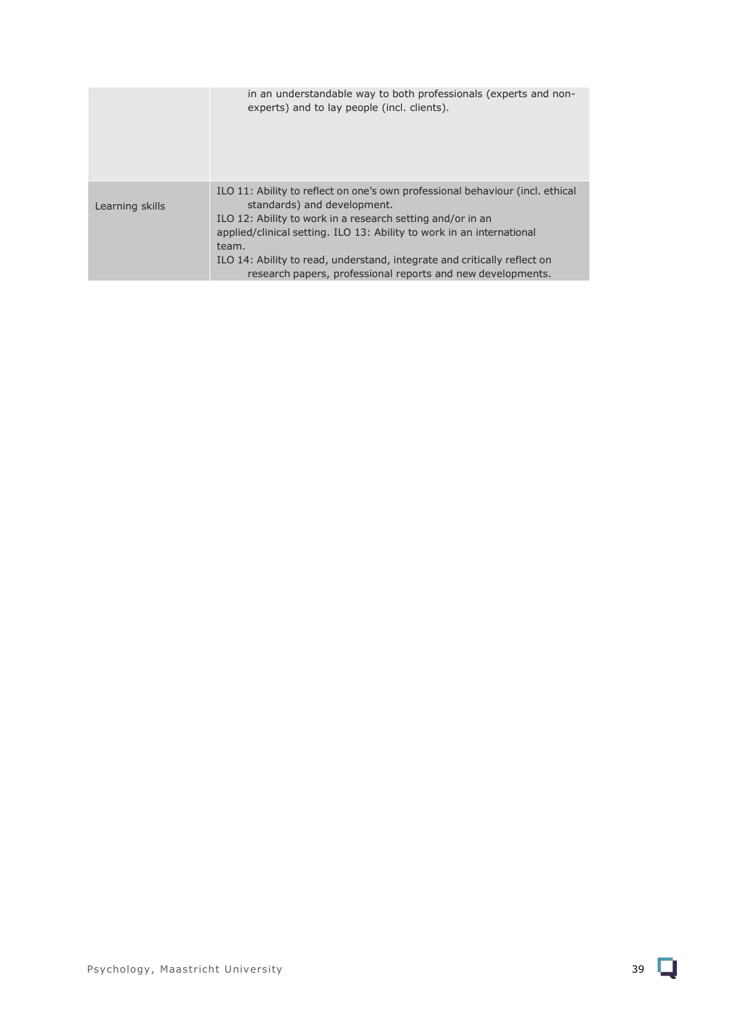| | |
|---|---|
| | in an understandable way to both professionals (experts and non-experts) and to lay people (incl. clients). |
| Learning skills | ILO 11: Ability to reflect on one's own professional behaviour (incl. ethical standards) and development.<br>ILO 12: Ability to work in a research setting and/or in an applied/clinical setting. ILO 13: Ability to work in an international team.<br>ILO 14: Ability to read, understand, integrate and critically reflect on research papers, professional reports and new developments. |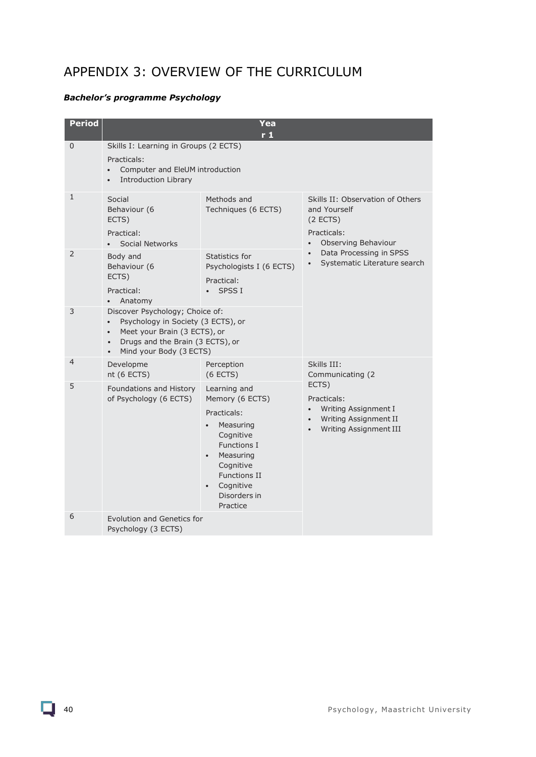# APPENDIX 3: OVERVIEW OF THE CURRICULUM

***Bachelor's programme Psychology***

| Period | Year 1 | | |
|---|---|---|---|
| 0 | Skills I: Learning in Groups (2 ECTS)<br><br>Practicals:<br>• Computer and EleUM introduction<br>• Introduction Library | | |
| 1 | Social Behaviour (6 ECTS)<br><br>Practical:<br>• Social Networks | Methods and Techniques (6 ECTS) | Skills II: Observation of Others and Yourself (2 ECTS)<br><br>Practicals:<br>• Observing Behaviour<br>• Data Processing in SPSS<br>• Systematic Literature search |
| 2 | Body and Behaviour (6 ECTS)<br><br>Practical:<br>• Anatomy | Statistics for Psychologists I (6 ECTS)<br><br>Practical:<br>• SPSS I | |
| 3 | Discover Psychology; Choice of:<br>• Psychology in Society (3 ECTS), or<br>• Meet your Brain (3 ECTS), or<br>• Drugs and the Brain (3 ECTS), or<br>• Mind your Body (3 ECTS) | | |
| 4 | Development (6 ECTS) | Perception (6 ECTS) | Skills III: Communicating (2 ECTS)<br><br>Practicals:<br>• Writing Assignment I<br>• Writing Assignment II<br>• Writing Assignment III |
| 5 | Foundations and History of Psychology (6 ECTS) | Learning and Memory (6 ECTS)<br><br>Practicals:<br>• Measuring Cognitive Functions I<br>• Measuring Cognitive Functions II<br>• Cognitive Disorders in Practice | |
| 6 | Evolution and Genetics for Psychology (3 ECTS) | | |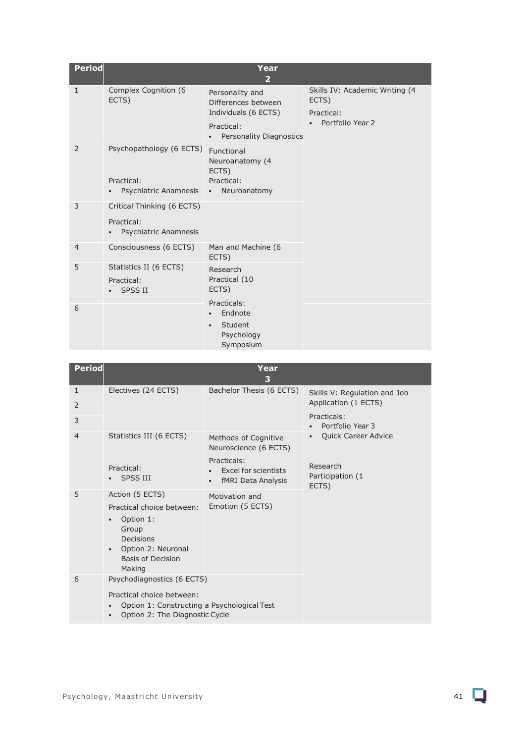| Period | Year 2 | | |
|---|---|---|---|
| 1 | Complex Cognition (6 ECTS) | Personality and Differences between Individuals (6 ECTS)<br><br>Practical:<br>• Personality Diagnostics | Skills IV: Academic Writing (4 ECTS)<br><br>Practical:<br>• Portfolio Year 2 |
| 2 | Psychopathology (6 ECTS)<br><br>Practical:<br>• Psychiatric Anamnesis | Functional Neuroanatomy (4 ECTS)<br>Practical:<br>• Neuroanatomy | |
| 3 | Critical Thinking (6 ECTS)<br><br>Practical:<br>• Psychiatric Anamnesis | | |
| 4 | Consciousness (6 ECTS) | Man and Machine (6 ECTS) | |
| 5 | Statistics II (6 ECTS)<br><br>Practical:<br>• SPSS II | Research Practical (10 ECTS)<br><br>Practicals:<br>• Endnote<br>• Student Psychology Symposium | |
| 6 | | | |

| Period | Year 3 | | |
|---|---|---|---|
| 1 | Electives (24 ECTS) | Bachelor Thesis (6 ECTS) | Skills V: Regulation and Job Application (1 ECTS)<br><br>Practicals:<br>• Portfolio Year 3<br>• Quick Career Advice<br><br>Research Participation (1 ECTS) |
| 2 | | | |
| 3 | | | |
| 4 | Statistics III (6 ECTS)<br><br>Practical:<br>• SPSS III | Methods of Cognitive Neuroscience (6 ECTS)<br><br>Practicals:<br>• Excel for scientists<br>• fMRI Data Analysis | |
| 5 | Action (5 ECTS)<br><br>Practical choice between:<br>• Option 1: Group Decisions<br>• Option 2: Neuronal Basis of Decision Making | Motivation and Emotion (5 ECTS) | |
| 6 | Psychodiagnostics (6 ECTS)<br><br>Practical choice between:<br>• Option 1: Constructing a Psychological Test<br>• Option 2: The Diagnostic Cycle | | |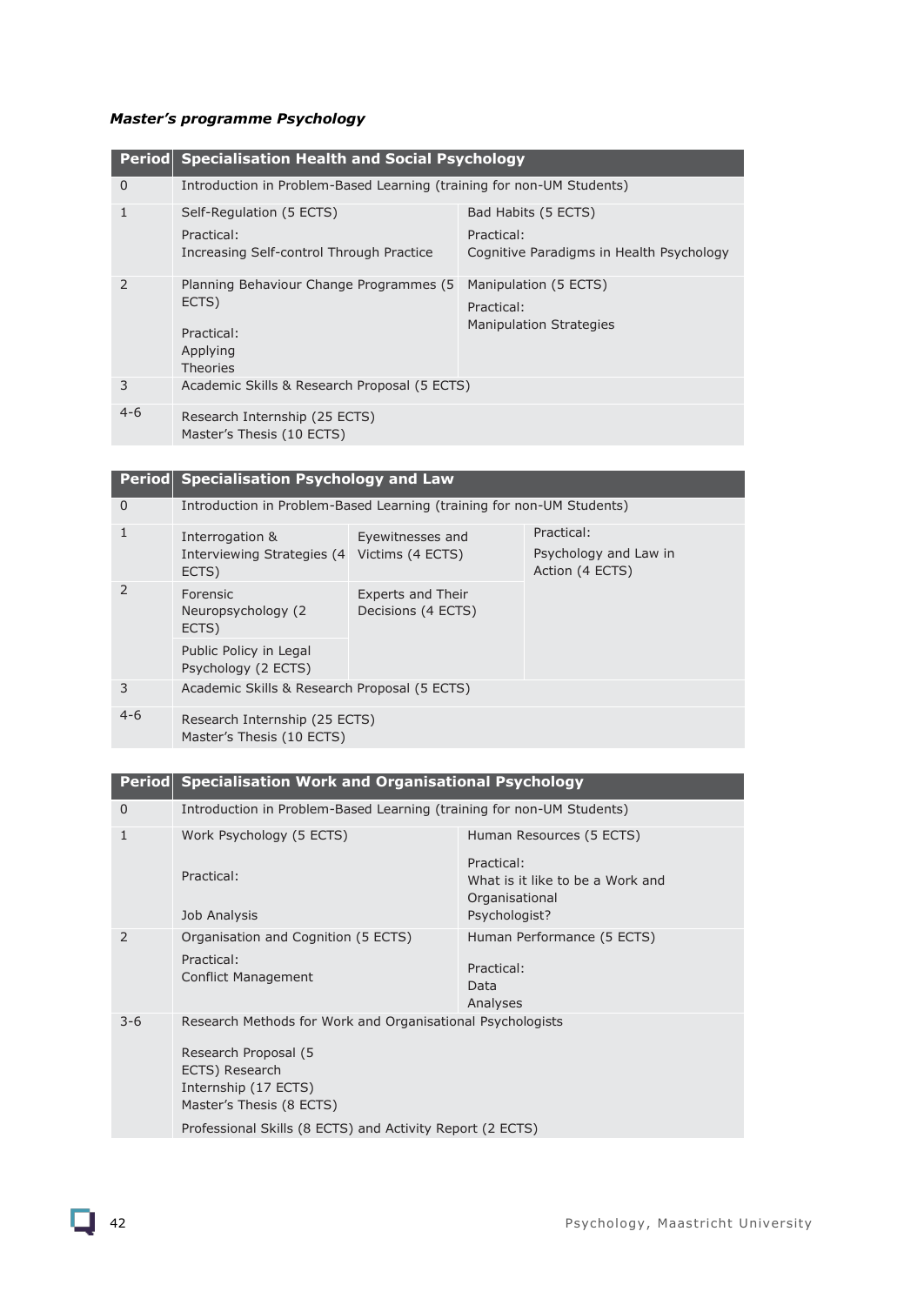***Master's programme Psychology***

| Period | Specialisation Health and Social Psychology | |
|---|---|---|
| 0 | Introduction in Problem-Based Learning (training for non-UM Students) | |
| 1 | Self-Regulation (5 ECTS)<br><br>Practical:<br>Increasing Self-control Through Practice | Bad Habits (5 ECTS)<br><br>Practical:<br>Cognitive Paradigms in Health Psychology |
| 2 | Planning Behaviour Change Programmes (5 ECTS)<br><br>Practical:<br>Applying Theories | Manipulation (5 ECTS)<br><br>Practical:<br>Manipulation Strategies |
| 3 | Academic Skills & Research Proposal (5 ECTS) | |
| 4-6 | Research Internship (25 ECTS)<br>Master's Thesis (10 ECTS) | |

| Period | Specialisation Psychology and Law | | |
|---|---|---|---|
| 0 | Introduction in Problem-Based Learning (training for non-UM Students) | | |
| 1 | Interrogation & Interviewing Strategies (4 ECTS) | Eyewitnesses and Victims (4 ECTS) | Practical:<br>Psychology and Law in Action (4 ECTS) |
| 2 | Forensic Neuropsychology (2 ECTS)<br><br>Public Policy in Legal Psychology (2 ECTS) | Experts and Their Decisions (4 ECTS) | |
| 3 | Academic Skills & Research Proposal (5 ECTS) | | |
| 4-6 | Research Internship (25 ECTS)<br>Master's Thesis (10 ECTS) | | |

| Period | Specialisation Work and Organisational Psychology | |
|---|---|---|
| 0 | Introduction in Problem-Based Learning (training for non-UM Students) | |
| 1 | Work Psychology (5 ECTS)<br><br>Practical:<br><br>Job Analysis | Human Resources (5 ECTS)<br><br>Practical:<br>What is it like to be a Work and Organisational Psychologist? |
| 2 | Organisation and Cognition (5 ECTS)<br><br>Practical:<br>Conflict Management | Human Performance (5 ECTS)<br><br>Practical:<br>Data Analyses |
| 3-6 | Research Methods for Work and Organisational Psychologists<br><br>Research Proposal (5 ECTS) Research Internship (17 ECTS)<br>Master's Thesis (8 ECTS)<br><br>Professional Skills (8 ECTS) and Activity Report (2 ECTS) | |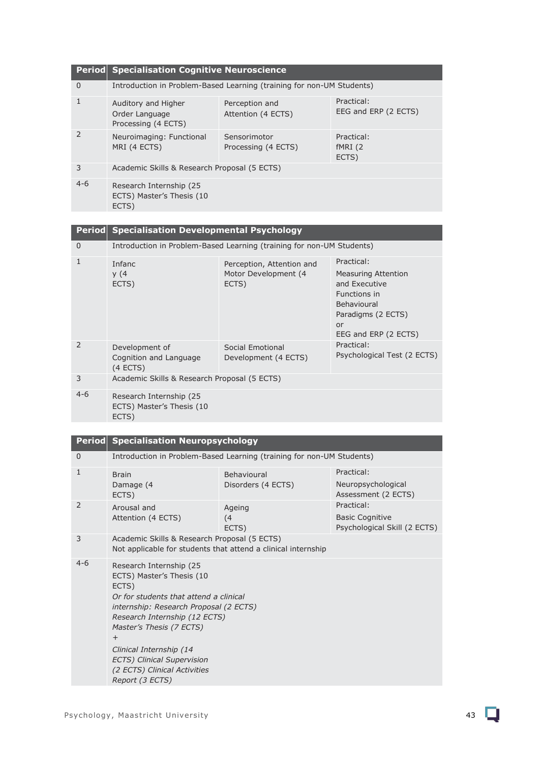| Period | Specialisation Cognitive Neuroscience | | |
|---|---|---|---|
| 0 | Introduction in Problem-Based Learning (training for non-UM Students) | | |
| 1 | Auditory and Higher Order Language Processing (4 ECTS) | Perception and Attention (4 ECTS) | Practical: EEG and ERP (2 ECTS) |
| 2 | Neuroimaging: Functional MRI (4 ECTS) | Sensorimotor Processing (4 ECTS) | Practical: fMRI (2 ECTS) |
| 3 | Academic Skills & Research Proposal (5 ECTS) | | |
| 4-6 | Research Internship (25 ECTS) Master's Thesis (10 ECTS) | | |

| Period | Specialisation Developmental Psychology | | |
|---|---|---|---|
| 0 | Introduction in Problem-Based Learning (training for non-UM Students) | | |
| 1 | Infancy (4 ECTS) | Perception, Attention and Motor Development (4 ECTS) | Practical: Measuring Attention and Executive Functions in Behavioural Paradigms (2 ECTS) or EEG and ERP (2 ECTS) |
| 2 | Development of Cognition and Language (4 ECTS) | Social Emotional Development (4 ECTS) | Practical: Psychological Test (2 ECTS) |
| 3 | Academic Skills & Research Proposal (5 ECTS) | | |
| 4-6 | Research Internship (25 ECTS) Master's Thesis (10 ECTS) | | |

| Period | Specialisation Neuropsychology | | |
|---|---|---|---|
| 0 | Introduction in Problem-Based Learning (training for non-UM Students) | | |
| 1 | Brain Damage (4 ECTS) | Behavioural Disorders (4 ECTS) | Practical: Neuropsychological Assessment (2 ECTS) |
| 2 | Arousal and Attention (4 ECTS) | Ageing (4 ECTS) | Practical: Basic Cognitive Psychological Skill (2 ECTS) |
| 3 | Academic Skills & Research Proposal (5 ECTS) Not applicable for students that attend a clinical internship | | |
| 4-6 | Research Internship (25 ECTS) Master's Thesis (10 ECTS) *Or for students that attend a clinical internship: Research Proposal (2 ECTS) Research Internship (12 ECTS) Master's Thesis (7 ECTS)* + *Clinical Internship (14 ECTS) Clinical Supervision (2 ECTS) Clinical Activities Report (3 ECTS)* | | |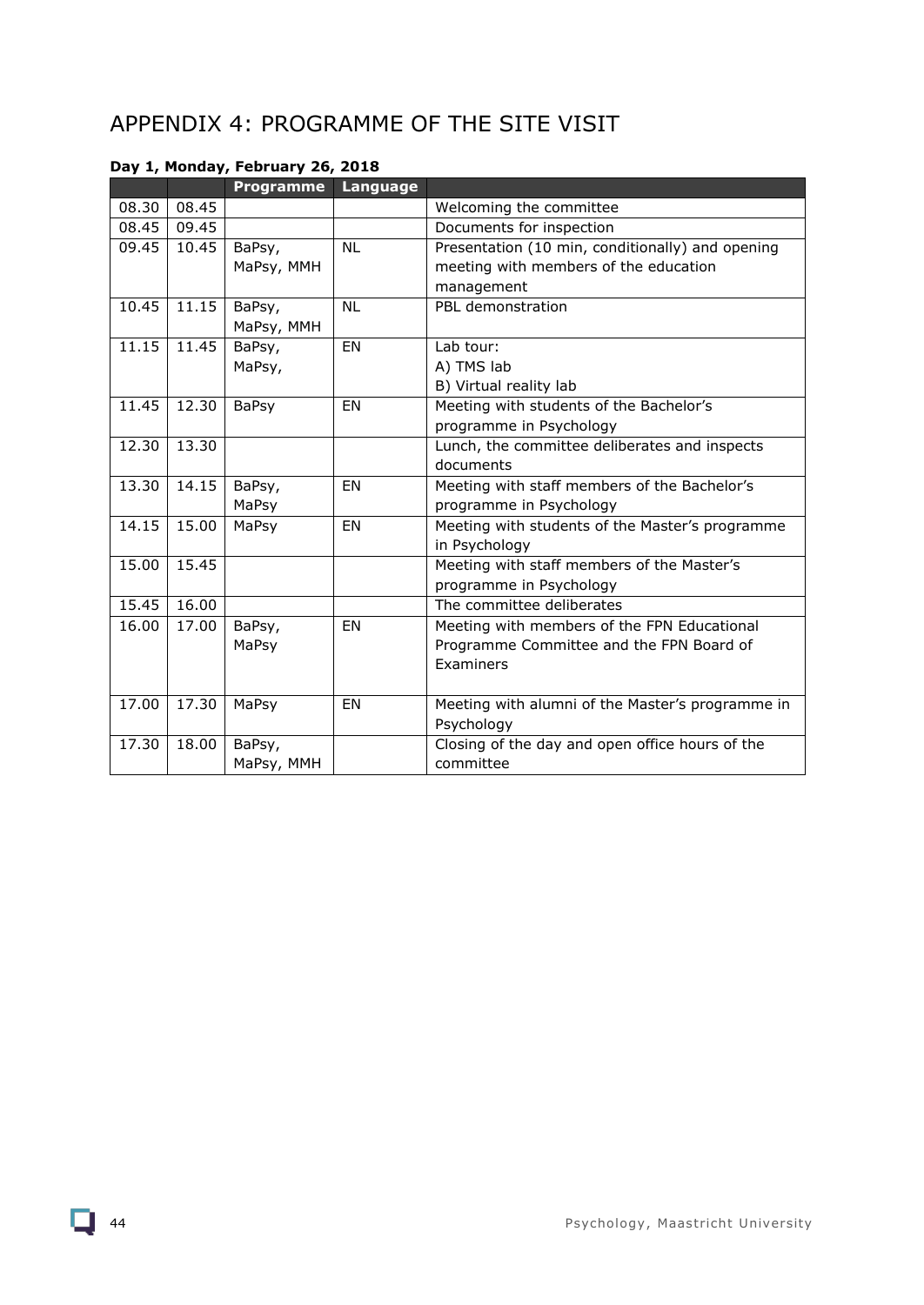# APPENDIX 4: PROGRAMME OF THE SITE VISIT

**Day 1, Monday, February 26, 2018**

| | | Programme | Language | |
|---|---|---|---|---|
| 08.30 | 08.45 | | | Welcoming the committee |
| 08.45 | 09.45 | | | Documents for inspection |
| 09.45 | 10.45 | BaPsy, MaPsy, MMH | NL | Presentation (10 min, conditionally) and opening meeting with members of the education management |
| 10.45 | 11.15 | BaPsy, MaPsy, MMH | NL | PBL demonstration |
| 11.15 | 11.45 | BaPsy, MaPsy, | EN | Lab tour:<br>A) TMS lab<br>B) Virtual reality lab |
| 11.45 | 12.30 | BaPsy | EN | Meeting with students of the Bachelor's programme in Psychology |
| 12.30 | 13.30 | | | Lunch, the committee deliberates and inspects documents |
| 13.30 | 14.15 | BaPsy, MaPsy | EN | Meeting with staff members of the Bachelor's programme in Psychology |
| 14.15 | 15.00 | MaPsy | EN | Meeting with students of the Master's programme in Psychology |
| 15.00 | 15.45 | | | Meeting with staff members of the Master's programme in Psychology |
| 15.45 | 16.00 | | | The committee deliberates |
| 16.00 | 17.00 | BaPsy, MaPsy | EN | Meeting with members of the FPN Educational Programme Committee and the FPN Board of Examiners |
| 17.00 | 17.30 | MaPsy | EN | Meeting with alumni of the Master's programme in Psychology |
| 17.30 | 18.00 | BaPsy, MaPsy, MMH | | Closing of the day and open office hours of the committee |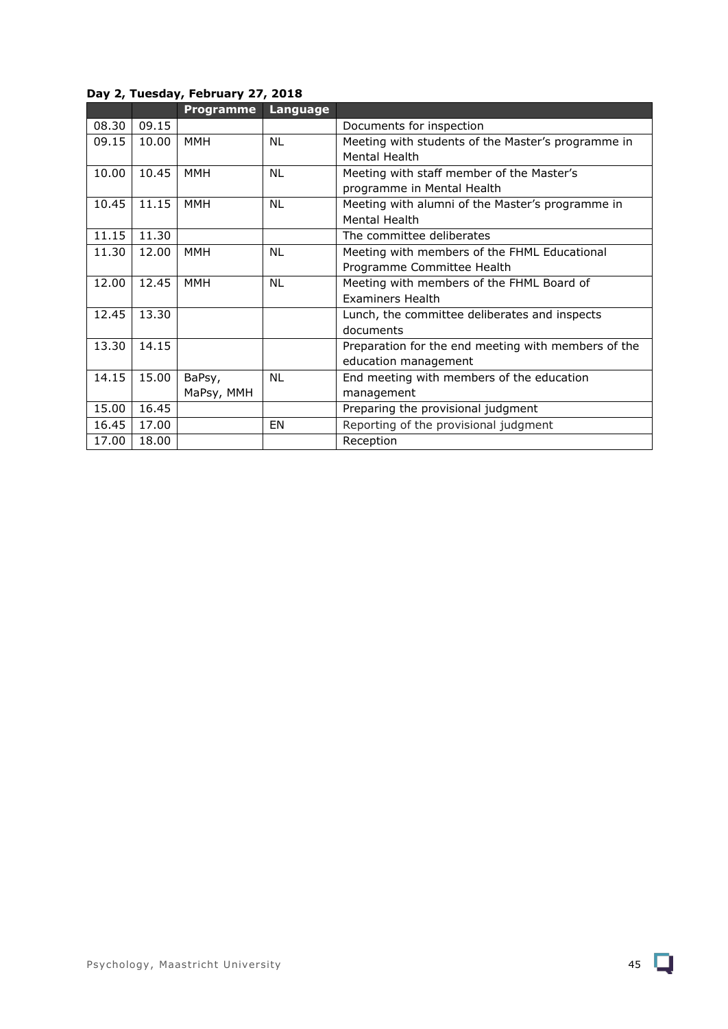**Day 2, Tuesday, February 27, 2018**

| | | Programme | Language | |
|---|---|---|---|---|
| 08.30 | 09.15 | | | Documents for inspection |
| 09.15 | 10.00 | MMH | NL | Meeting with students of the Master's programme in Mental Health |
| 10.00 | 10.45 | MMH | NL | Meeting with staff member of the Master's programme in Mental Health |
| 10.45 | 11.15 | MMH | NL | Meeting with alumni of the Master's programme in Mental Health |
| 11.15 | 11.30 | | | The committee deliberates |
| 11.30 | 12.00 | MMH | NL | Meeting with members of the FHML Educational Programme Committee Health |
| 12.00 | 12.45 | MMH | NL | Meeting with members of the FHML Board of Examiners Health |
| 12.45 | 13.30 | | | Lunch, the committee deliberates and inspects documents |
| 13.30 | 14.15 | | | Preparation for the end meeting with members of the education management |
| 14.15 | 15.00 | BaPsy, MaPsy, MMH | NL | End meeting with members of the education management |
| 15.00 | 16.45 | | | Preparing the provisional judgment |
| 16.45 | 17.00 | | EN | Reporting of the provisional judgment |
| 17.00 | 18.00 | | | Reception |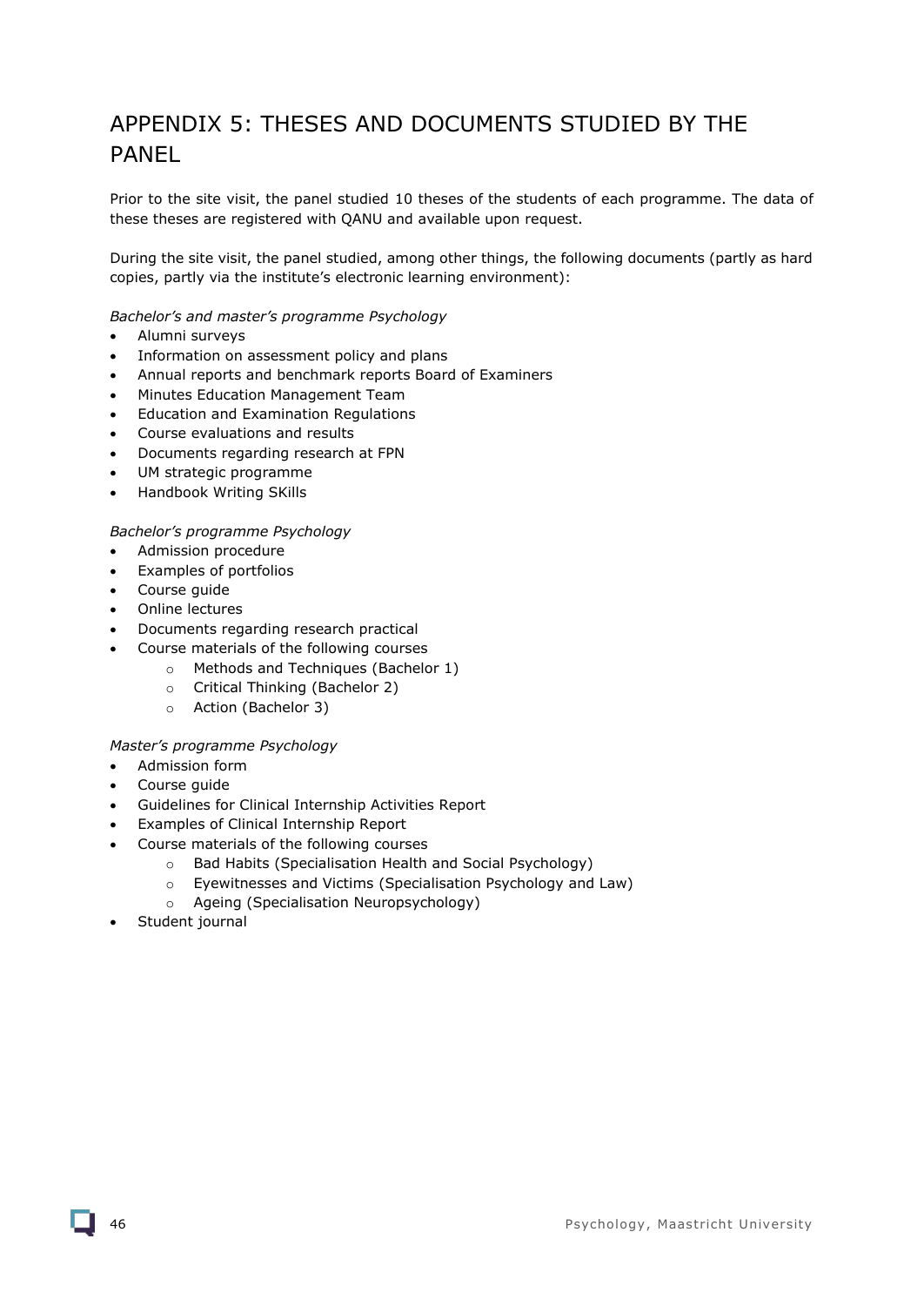# APPENDIX 5: THESES AND DOCUMENTS STUDIED BY THE PANEL

Prior to the site visit, the panel studied 10 theses of the students of each programme. The data of these theses are registered with QANU and available upon request.

During the site visit, the panel studied, among other things, the following documents (partly as hard copies, partly via the institute's electronic learning environment):

*Bachelor's and master's programme Psychology*

- Alumni surveys
- Information on assessment policy and plans
- Annual reports and benchmark reports Board of Examiners
- Minutes Education Management Team
- Education and Examination Regulations
- Course evaluations and results
- Documents regarding research at FPN
- UM strategic programme
- Handbook Writing SKills

*Bachelor's programme Psychology*

- Admission procedure
- Examples of portfolios
- Course guide
- Online lectures
- Documents regarding research practical
- Course materials of the following courses
  - Methods and Techniques (Bachelor 1)
  - Critical Thinking (Bachelor 2)
  - Action (Bachelor 3)

*Master's programme Psychology*

- Admission form
- Course guide
- Guidelines for Clinical Internship Activities Report
- Examples of Clinical Internship Report
- Course materials of the following courses
  - Bad Habits (Specialisation Health and Social Psychology)
  - Eyewitnesses and Victims (Specialisation Psychology and Law)
  - Ageing (Specialisation Neuropsychology)
- Student journal